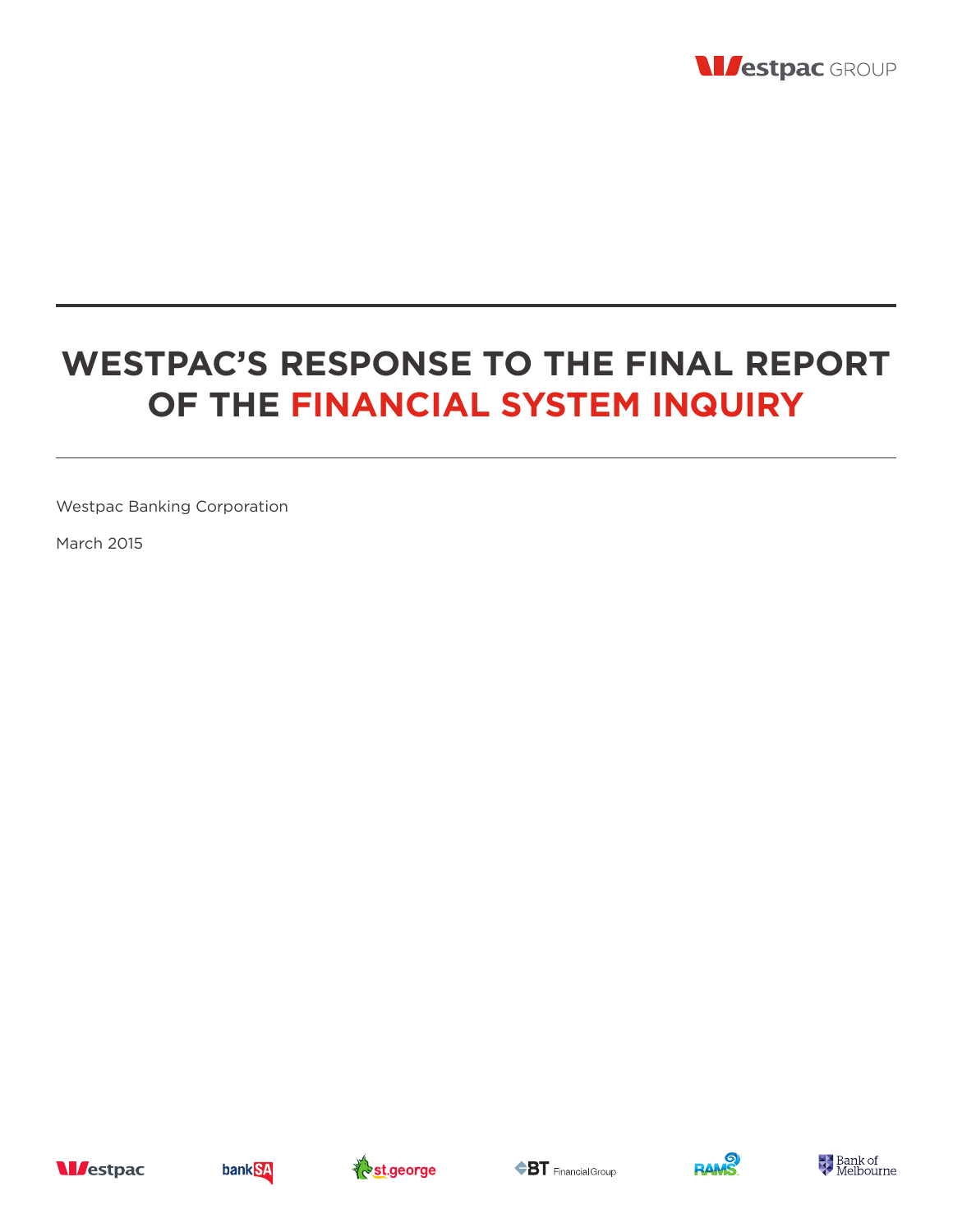# WESTPAC'S RESPONSE TO THE FINAL REPORT OF THE FINANCIAL SYSTEM INQUIRY

Westpac Banking Corporation

March 2015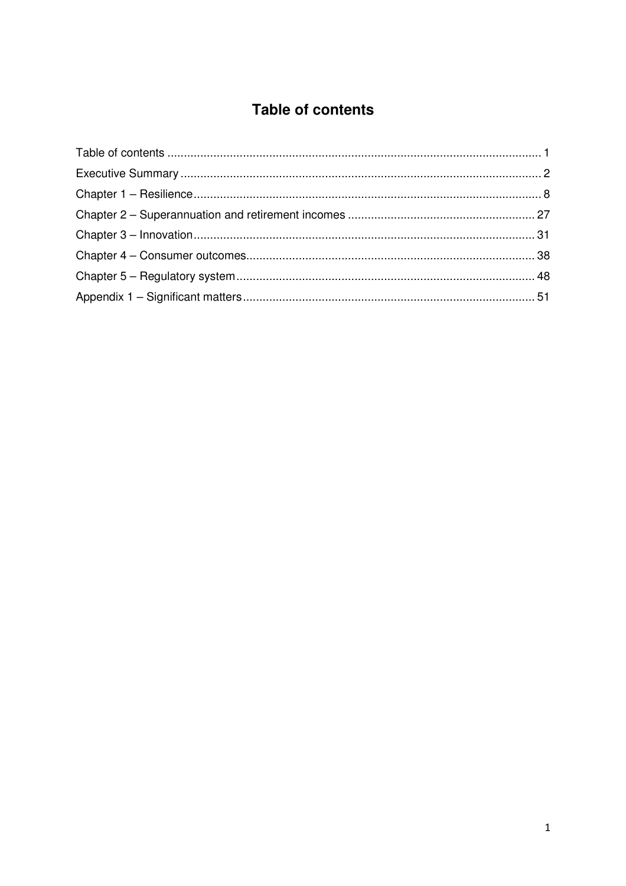# Table of contents

Table of contents .................................................................................................................. 1
Executive Summary ................................................................................................................ 2
Chapter 1 – Resilience ............................................................................................................ 8
Chapter 2 – Superannuation and retirement incomes ............................................................ 27
Chapter 3 – Innovation ........................................................................................................... 31
Chapter 4 – Consumer outcomes ........................................................................................... 38
Chapter 5 – Regulatory system .............................................................................................. 48
Appendix 1 – Significant matters ............................................................................................ 51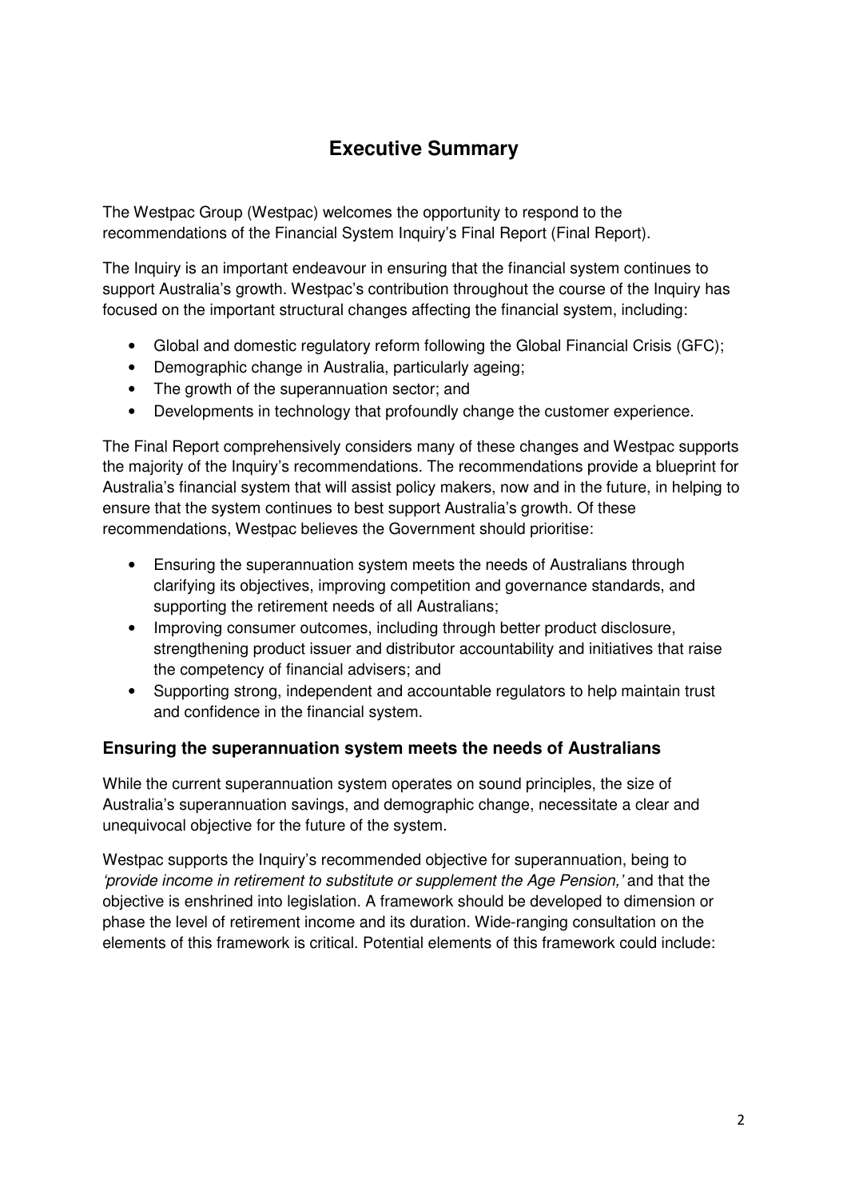# Executive Summary

The Westpac Group (Westpac) welcomes the opportunity to respond to the recommendations of the Financial System Inquiry's Final Report (Final Report).

The Inquiry is an important endeavour in ensuring that the financial system continues to support Australia's growth. Westpac's contribution throughout the course of the Inquiry has focused on the important structural changes affecting the financial system, including:

- Global and domestic regulatory reform following the Global Financial Crisis (GFC);
- Demographic change in Australia, particularly ageing;
- The growth of the superannuation sector; and
- Developments in technology that profoundly change the customer experience.

The Final Report comprehensively considers many of these changes and Westpac supports the majority of the Inquiry's recommendations. The recommendations provide a blueprint for Australia's financial system that will assist policy makers, now and in the future, in helping to ensure that the system continues to best support Australia's growth. Of these recommendations, Westpac believes the Government should prioritise:

- Ensuring the superannuation system meets the needs of Australians through clarifying its objectives, improving competition and governance standards, and supporting the retirement needs of all Australians;
- Improving consumer outcomes, including through better product disclosure, strengthening product issuer and distributor accountability and initiatives that raise the competency of financial advisers; and
- Supporting strong, independent and accountable regulators to help maintain trust and confidence in the financial system.

### Ensuring the superannuation system meets the needs of Australians

While the current superannuation system operates on sound principles, the size of Australia's superannuation savings, and demographic change, necessitate a clear and unequivocal objective for the future of the system.

Westpac supports the Inquiry's recommended objective for superannuation, being to *'provide income in retirement to substitute or supplement the Age Pension,'* and that the objective is enshrined into legislation. A framework should be developed to dimension or phase the level of retirement income and its duration. Wide-ranging consultation on the elements of this framework is critical. Potential elements of this framework could include: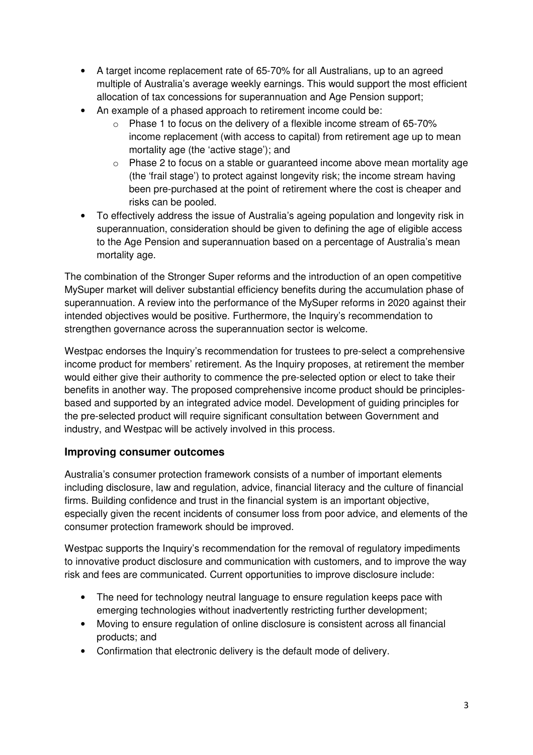- A target income replacement rate of 65-70% for all Australians, up to an agreed multiple of Australia's average weekly earnings. This would support the most efficient allocation of tax concessions for superannuation and Age Pension support;
- An example of a phased approach to retirement income could be:
  - Phase 1 to focus on the delivery of a flexible income stream of 65-70% income replacement (with access to capital) from retirement age up to mean mortality age (the 'active stage'); and
  - Phase 2 to focus on a stable or guaranteed income above mean mortality age (the 'frail stage') to protect against longevity risk; the income stream having been pre-purchased at the point of retirement where the cost is cheaper and risks can be pooled.
- To effectively address the issue of Australia's ageing population and longevity risk in superannuation, consideration should be given to defining the age of eligible access to the Age Pension and superannuation based on a percentage of Australia's mean mortality age.

The combination of the Stronger Super reforms and the introduction of an open competitive MySuper market will deliver substantial efficiency benefits during the accumulation phase of superannuation. A review into the performance of the MySuper reforms in 2020 against their intended objectives would be positive. Furthermore, the Inquiry's recommendation to strengthen governance across the superannuation sector is welcome.

Westpac endorses the Inquiry's recommendation for trustees to pre-select a comprehensive income product for members' retirement. As the Inquiry proposes, at retirement the member would either give their authority to commence the pre-selected option or elect to take their benefits in another way. The proposed comprehensive income product should be principles-based and supported by an integrated advice model. Development of guiding principles for the pre-selected product will require significant consultation between Government and industry, and Westpac will be actively involved in this process.

## Improving consumer outcomes

Australia's consumer protection framework consists of a number of important elements including disclosure, law and regulation, advice, financial literacy and the culture of financial firms. Building confidence and trust in the financial system is an important objective, especially given the recent incidents of consumer loss from poor advice, and elements of the consumer protection framework should be improved.

Westpac supports the Inquiry's recommendation for the removal of regulatory impediments to innovative product disclosure and communication with customers, and to improve the way risk and fees are communicated. Current opportunities to improve disclosure include:

- The need for technology neutral language to ensure regulation keeps pace with emerging technologies without inadvertently restricting further development;
- Moving to ensure regulation of online disclosure is consistent across all financial products; and
- Confirmation that electronic delivery is the default mode of delivery.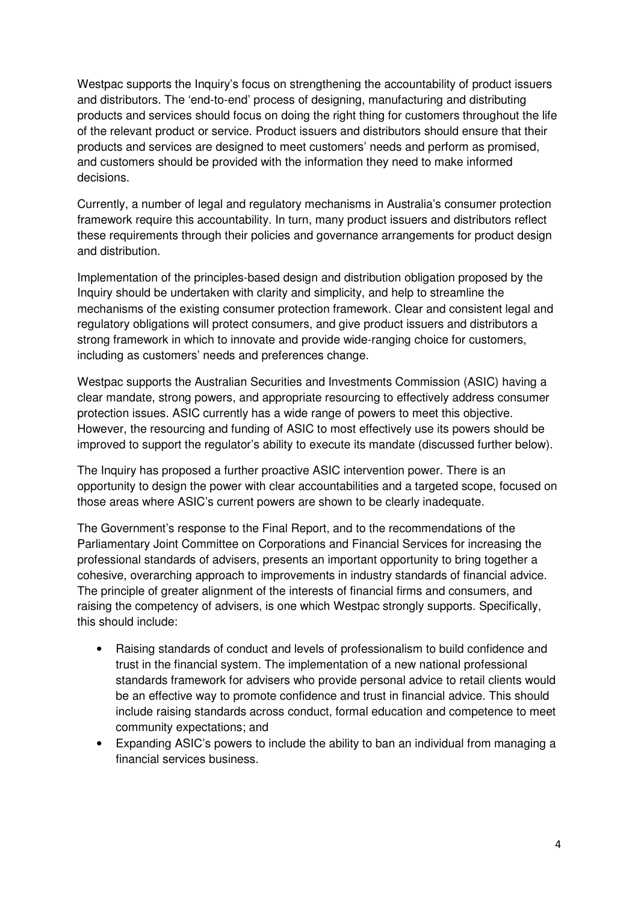Westpac supports the Inquiry's focus on strengthening the accountability of product issuers and distributors. The 'end-to-end' process of designing, manufacturing and distributing products and services should focus on doing the right thing for customers throughout the life of the relevant product or service. Product issuers and distributors should ensure that their products and services are designed to meet customers' needs and perform as promised, and customers should be provided with the information they need to make informed decisions.

Currently, a number of legal and regulatory mechanisms in Australia's consumer protection framework require this accountability. In turn, many product issuers and distributors reflect these requirements through their policies and governance arrangements for product design and distribution.

Implementation of the principles-based design and distribution obligation proposed by the Inquiry should be undertaken with clarity and simplicity, and help to streamline the mechanisms of the existing consumer protection framework. Clear and consistent legal and regulatory obligations will protect consumers, and give product issuers and distributors a strong framework in which to innovate and provide wide-ranging choice for customers, including as customers' needs and preferences change.

Westpac supports the Australian Securities and Investments Commission (ASIC) having a clear mandate, strong powers, and appropriate resourcing to effectively address consumer protection issues. ASIC currently has a wide range of powers to meet this objective. However, the resourcing and funding of ASIC to most effectively use its powers should be improved to support the regulator's ability to execute its mandate (discussed further below).

The Inquiry has proposed a further proactive ASIC intervention power. There is an opportunity to design the power with clear accountabilities and a targeted scope, focused on those areas where ASIC's current powers are shown to be clearly inadequate.

The Government's response to the Final Report, and to the recommendations of the Parliamentary Joint Committee on Corporations and Financial Services for increasing the professional standards of advisers, presents an important opportunity to bring together a cohesive, overarching approach to improvements in industry standards of financial advice. The principle of greater alignment of the interests of financial firms and consumers, and raising the competency of advisers, is one which Westpac strongly supports. Specifically, this should include:

- Raising standards of conduct and levels of professionalism to build confidence and trust in the financial system. The implementation of a new national professional standards framework for advisers who provide personal advice to retail clients would be an effective way to promote confidence and trust in financial advice. This should include raising standards across conduct, formal education and competence to meet community expectations; and
- Expanding ASIC's powers to include the ability to ban an individual from managing a financial services business.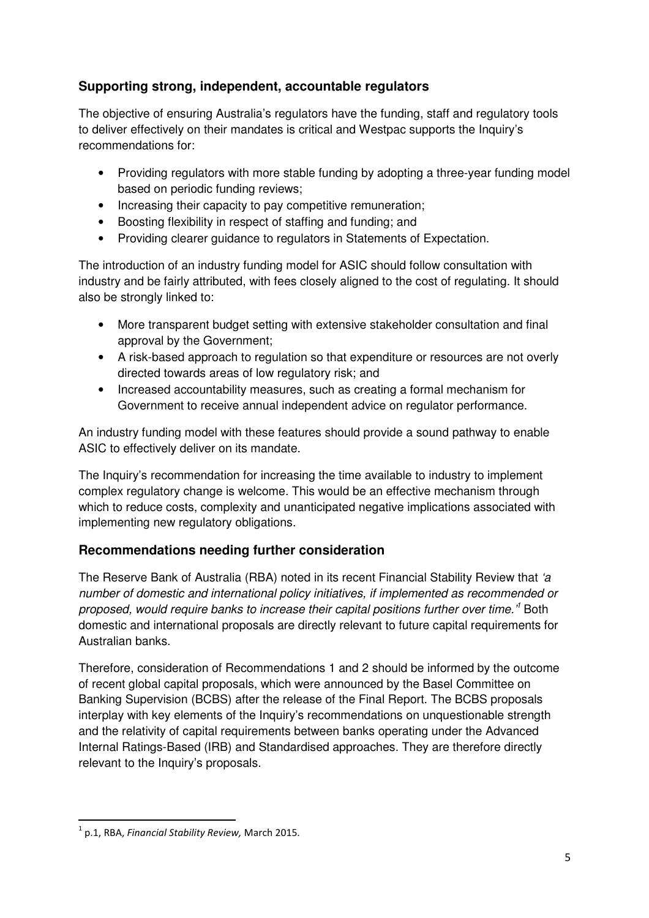## Supporting strong, independent, accountable regulators

The objective of ensuring Australia's regulators have the funding, staff and regulatory tools to deliver effectively on their mandates is critical and Westpac supports the Inquiry's recommendations for:

- Providing regulators with more stable funding by adopting a three-year funding model based on periodic funding reviews;
- Increasing their capacity to pay competitive remuneration;
- Boosting flexibility in respect of staffing and funding; and
- Providing clearer guidance to regulators in Statements of Expectation.

The introduction of an industry funding model for ASIC should follow consultation with industry and be fairly attributed, with fees closely aligned to the cost of regulating. It should also be strongly linked to:

- More transparent budget setting with extensive stakeholder consultation and final approval by the Government;
- A risk-based approach to regulation so that expenditure or resources are not overly directed towards areas of low regulatory risk; and
- Increased accountability measures, such as creating a formal mechanism for Government to receive annual independent advice on regulator performance.

An industry funding model with these features should provide a sound pathway to enable ASIC to effectively deliver on its mandate.

The Inquiry's recommendation for increasing the time available to industry to implement complex regulatory change is welcome. This would be an effective mechanism through which to reduce costs, complexity and unanticipated negative implications associated with implementing new regulatory obligations.

## Recommendations needing further consideration

The Reserve Bank of Australia (RBA) noted in its recent Financial Stability Review that *'a number of domestic and international policy initiatives, if implemented as recommended or proposed, would require banks to increase their capital positions further over time.'*[1] Both domestic and international proposals are directly relevant to future capital requirements for Australian banks.

Therefore, consideration of Recommendations 1 and 2 should be informed by the outcome of recent global capital proposals, which were announced by the Basel Committee on Banking Supervision (BCBS) after the release of the Final Report. The BCBS proposals interplay with key elements of the Inquiry's recommendations on unquestionable strength and the relativity of capital requirements between banks operating under the Advanced Internal Ratings-Based (IRB) and Standardised approaches. They are therefore directly relevant to the Inquiry's proposals.

---

[1] p.1, RBA, *Financial Stability Review,* March 2015.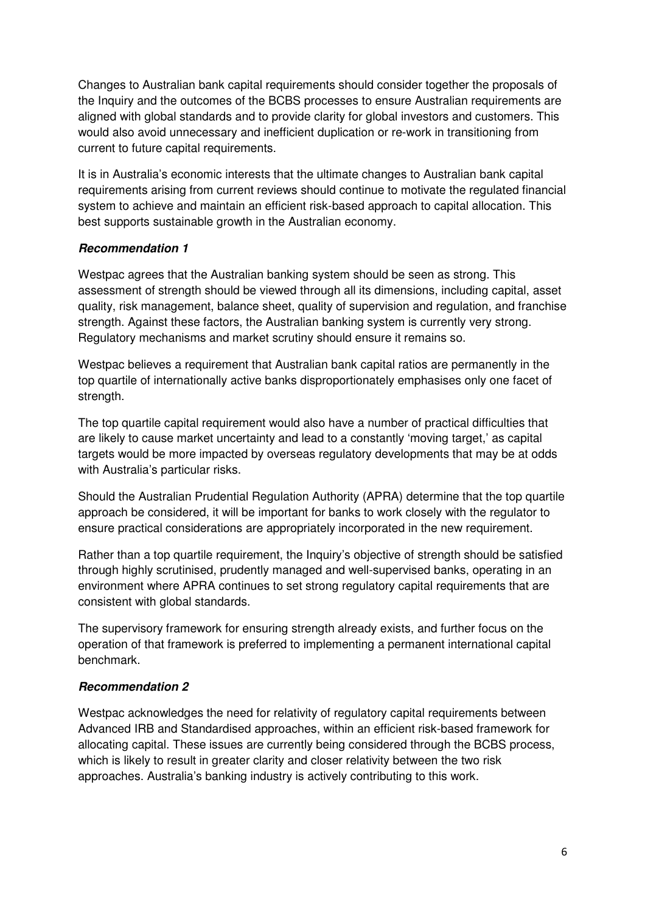Changes to Australian bank capital requirements should consider together the proposals of the Inquiry and the outcomes of the BCBS processes to ensure Australian requirements are aligned with global standards and to provide clarity for global investors and customers. This would also avoid unnecessary and inefficient duplication or re-work in transitioning from current to future capital requirements.

It is in Australia's economic interests that the ultimate changes to Australian bank capital requirements arising from current reviews should continue to motivate the regulated financial system to achieve and maintain an efficient risk-based approach to capital allocation. This best supports sustainable growth in the Australian economy.

***Recommendation 1***

Westpac agrees that the Australian banking system should be seen as strong. This assessment of strength should be viewed through all its dimensions, including capital, asset quality, risk management, balance sheet, quality of supervision and regulation, and franchise strength. Against these factors, the Australian banking system is currently very strong. Regulatory mechanisms and market scrutiny should ensure it remains so.

Westpac believes a requirement that Australian bank capital ratios are permanently in the top quartile of internationally active banks disproportionately emphasises only one facet of strength.

The top quartile capital requirement would also have a number of practical difficulties that are likely to cause market uncertainty and lead to a constantly 'moving target,' as capital targets would be more impacted by overseas regulatory developments that may be at odds with Australia's particular risks.

Should the Australian Prudential Regulation Authority (APRA) determine that the top quartile approach be considered, it will be important for banks to work closely with the regulator to ensure practical considerations are appropriately incorporated in the new requirement.

Rather than a top quartile requirement, the Inquiry's objective of strength should be satisfied through highly scrutinised, prudently managed and well-supervised banks, operating in an environment where APRA continues to set strong regulatory capital requirements that are consistent with global standards.

The supervisory framework for ensuring strength already exists, and further focus on the operation of that framework is preferred to implementing a permanent international capital benchmark.

***Recommendation 2***

Westpac acknowledges the need for relativity of regulatory capital requirements between Advanced IRB and Standardised approaches, within an efficient risk-based framework for allocating capital. These issues are currently being considered through the BCBS process, which is likely to result in greater clarity and closer relativity between the two risk approaches. Australia's banking industry is actively contributing to this work.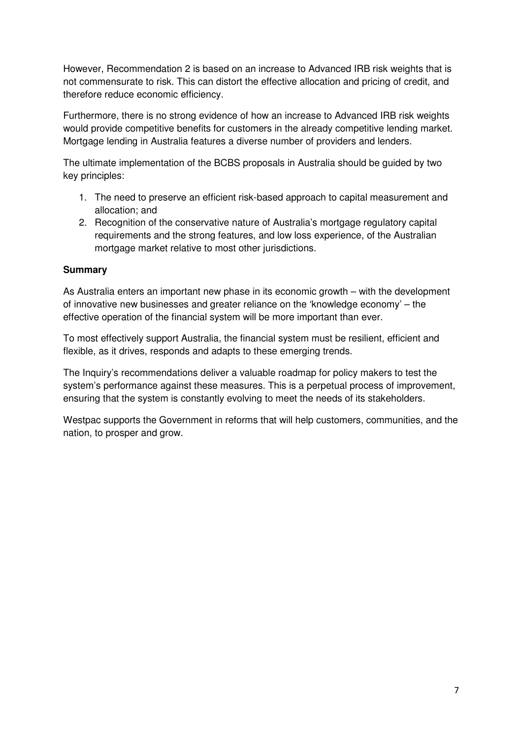However, Recommendation 2 is based on an increase to Advanced IRB risk weights that is not commensurate to risk. This can distort the effective allocation and pricing of credit, and therefore reduce economic efficiency.

Furthermore, there is no strong evidence of how an increase to Advanced IRB risk weights would provide competitive benefits for customers in the already competitive lending market. Mortgage lending in Australia features a diverse number of providers and lenders.

The ultimate implementation of the BCBS proposals in Australia should be guided by two key principles:

1. The need to preserve an efficient risk-based approach to capital measurement and allocation; and
2. Recognition of the conservative nature of Australia's mortgage regulatory capital requirements and the strong features, and low loss experience, of the Australian mortgage market relative to most other jurisdictions.

**Summary**

As Australia enters an important new phase in its economic growth – with the development of innovative new businesses and greater reliance on the 'knowledge economy' – the effective operation of the financial system will be more important than ever.

To most effectively support Australia, the financial system must be resilient, efficient and flexible, as it drives, responds and adapts to these emerging trends.

The Inquiry's recommendations deliver a valuable roadmap for policy makers to test the system's performance against these measures. This is a perpetual process of improvement, ensuring that the system is constantly evolving to meet the needs of its stakeholders.

Westpac supports the Government in reforms that will help customers, communities, and the nation, to prosper and grow.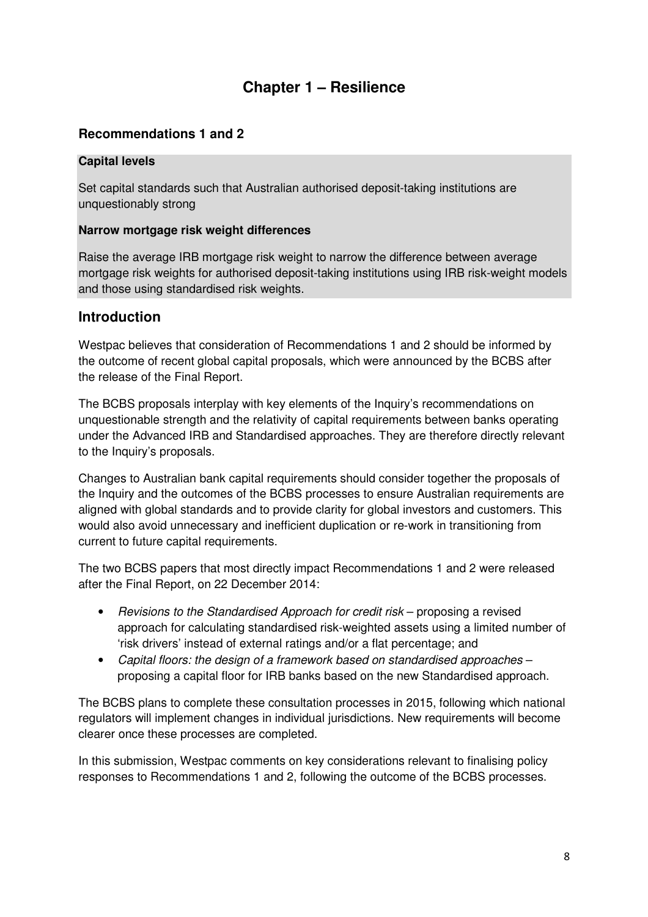# Chapter 1 – Resilience

### Recommendations 1 and 2

**Capital levels**

Set capital standards such that Australian authorised deposit-taking institutions are unquestionably strong

**Narrow mortgage risk weight differences**

Raise the average IRB mortgage risk weight to narrow the difference between average mortgage risk weights for authorised deposit-taking institutions using IRB risk-weight models and those using standardised risk weights.

## Introduction

Westpac believes that consideration of Recommendations 1 and 2 should be informed by the outcome of recent global capital proposals, which were announced by the BCBS after the release of the Final Report.

The BCBS proposals interplay with key elements of the Inquiry's recommendations on unquestionable strength and the relativity of capital requirements between banks operating under the Advanced IRB and Standardised approaches. They are therefore directly relevant to the Inquiry's proposals.

Changes to Australian bank capital requirements should consider together the proposals of the Inquiry and the outcomes of the BCBS processes to ensure Australian requirements are aligned with global standards and to provide clarity for global investors and customers. This would also avoid unnecessary and inefficient duplication or re-work in transitioning from current to future capital requirements.

The two BCBS papers that most directly impact Recommendations 1 and 2 were released after the Final Report, on 22 December 2014:

- *Revisions to the Standardised Approach for credit risk* – proposing a revised approach for calculating standardised risk-weighted assets using a limited number of 'risk drivers' instead of external ratings and/or a flat percentage; and
- *Capital floors: the design of a framework based on standardised approaches* – proposing a capital floor for IRB banks based on the new Standardised approach.

The BCBS plans to complete these consultation processes in 2015, following which national regulators will implement changes in individual jurisdictions. New requirements will become clearer once these processes are completed.

In this submission, Westpac comments on key considerations relevant to finalising policy responses to Recommendations 1 and 2, following the outcome of the BCBS processes.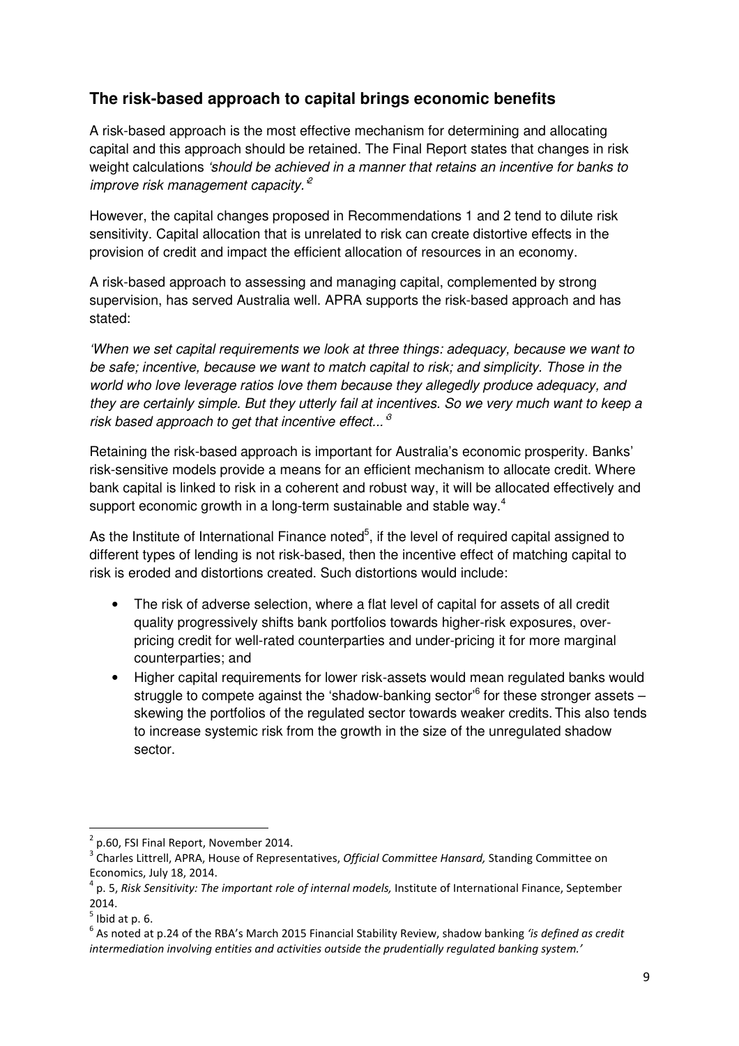## The risk-based approach to capital brings economic benefits

A risk-based approach is the most effective mechanism for determining and allocating capital and this approach should be retained. The Final Report states that changes in risk weight calculations *'should be achieved in a manner that retains an incentive for banks to improve risk management capacity.'*[2]

However, the capital changes proposed in Recommendations 1 and 2 tend to dilute risk sensitivity. Capital allocation that is unrelated to risk can create distortive effects in the provision of credit and impact the efficient allocation of resources in an economy.

A risk-based approach to assessing and managing capital, complemented by strong supervision, has served Australia well. APRA supports the risk-based approach and has stated:

*'When we set capital requirements we look at three things: adequacy, because we want to be safe; incentive, because we want to match capital to risk; and simplicity. Those in the world who love leverage ratios love them because they allegedly produce adequacy, and they are certainly simple. But they utterly fail at incentives. So we very much want to keep a risk based approach to get that incentive effect...'*[3]

Retaining the risk-based approach is important for Australia's economic prosperity. Banks' risk-sensitive models provide a means for an efficient mechanism to allocate credit. Where bank capital is linked to risk in a coherent and robust way, it will be allocated effectively and support economic growth in a long-term sustainable and stable way.[4]

As the Institute of International Finance noted[5], if the level of required capital assigned to different types of lending is not risk-based, then the incentive effect of matching capital to risk is eroded and distortions created. Such distortions would include:

- The risk of adverse selection, where a flat level of capital for assets of all credit quality progressively shifts bank portfolios towards higher-risk exposures, over-pricing credit for well-rated counterparties and under-pricing it for more marginal counterparties; and
- Higher capital requirements for lower risk-assets would mean regulated banks would struggle to compete against the 'shadow-banking sector'[6] for these stronger assets – skewing the portfolios of the regulated sector towards weaker credits. This also tends to increase systemic risk from the growth in the size of the unregulated shadow sector.

---

[2] p.60, FSI Final Report, November 2014.

[3] Charles Littrell, APRA, House of Representatives, *Official Committee Hansard,* Standing Committee on Economics, July 18, 2014.

[4] p. 5, *Risk Sensitivity: The important role of internal models,* Institute of International Finance, September 2014.

[5] Ibid at p. 6.

[6] As noted at p.24 of the RBA's March 2015 Financial Stability Review, shadow banking *'is defined as credit intermediation involving entities and activities outside the prudentially regulated banking system.'*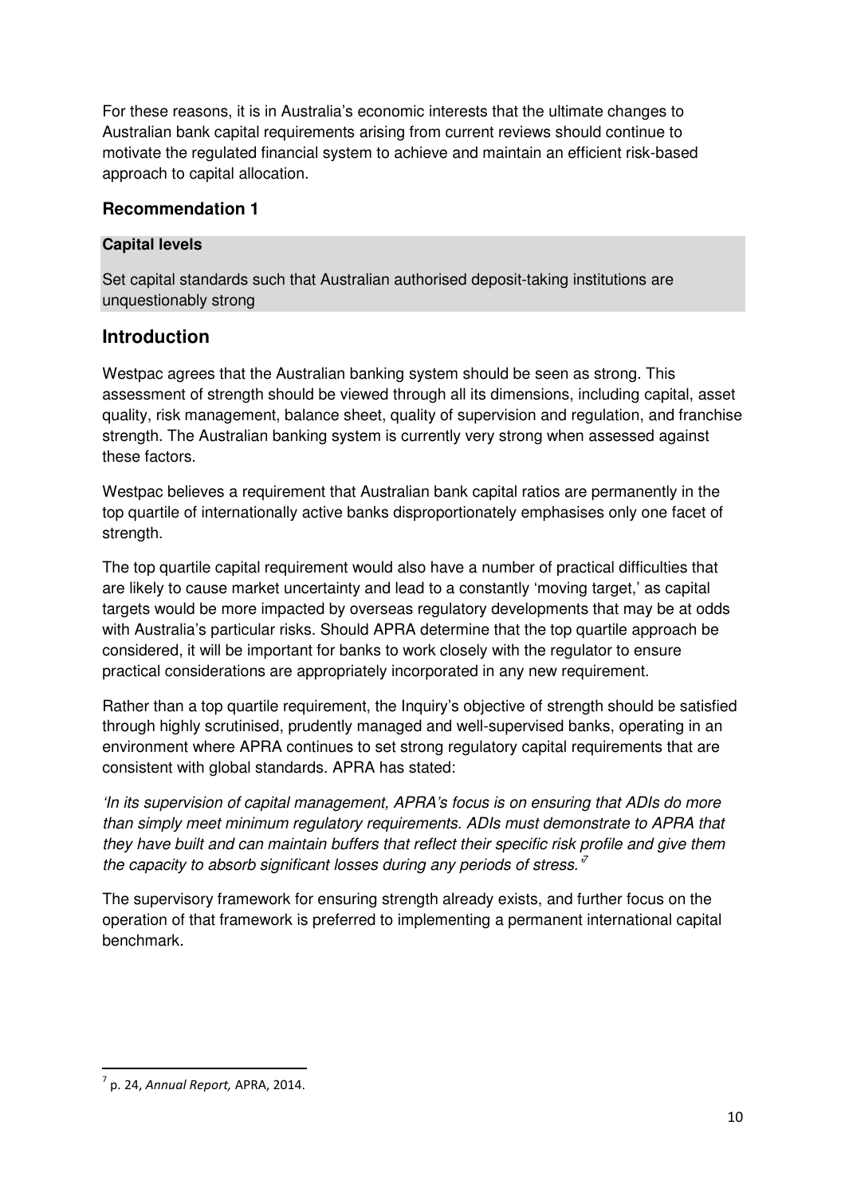For these reasons, it is in Australia's economic interests that the ultimate changes to Australian bank capital requirements arising from current reviews should continue to motivate the regulated financial system to achieve and maintain an efficient risk-based approach to capital allocation.

### Recommendation 1

**Capital levels**

Set capital standards such that Australian authorised deposit-taking institutions are unquestionably strong

## Introduction

Westpac agrees that the Australian banking system should be seen as strong. This assessment of strength should be viewed through all its dimensions, including capital, asset quality, risk management, balance sheet, quality of supervision and regulation, and franchise strength. The Australian banking system is currently very strong when assessed against these factors.

Westpac believes a requirement that Australian bank capital ratios are permanently in the top quartile of internationally active banks disproportionately emphasises only one facet of strength.

The top quartile capital requirement would also have a number of practical difficulties that are likely to cause market uncertainty and lead to a constantly 'moving target,' as capital targets would be more impacted by overseas regulatory developments that may be at odds with Australia's particular risks. Should APRA determine that the top quartile approach be considered, it will be important for banks to work closely with the regulator to ensure practical considerations are appropriately incorporated in any new requirement.

Rather than a top quartile requirement, the Inquiry's objective of strength should be satisfied through highly scrutinised, prudently managed and well-supervised banks, operating in an environment where APRA continues to set strong regulatory capital requirements that are consistent with global standards. APRA has stated:

*'In its supervision of capital management, APRA's focus is on ensuring that ADIs do more than simply meet minimum regulatory requirements. ADIs must demonstrate to APRA that they have built and can maintain buffers that reflect their specific risk profile and give them the capacity to absorb significant losses during any periods of stress.'*[7]

The supervisory framework for ensuring strength already exists, and further focus on the operation of that framework is preferred to implementing a permanent international capital benchmark.

[7] p. 24, *Annual Report,* APRA, 2014.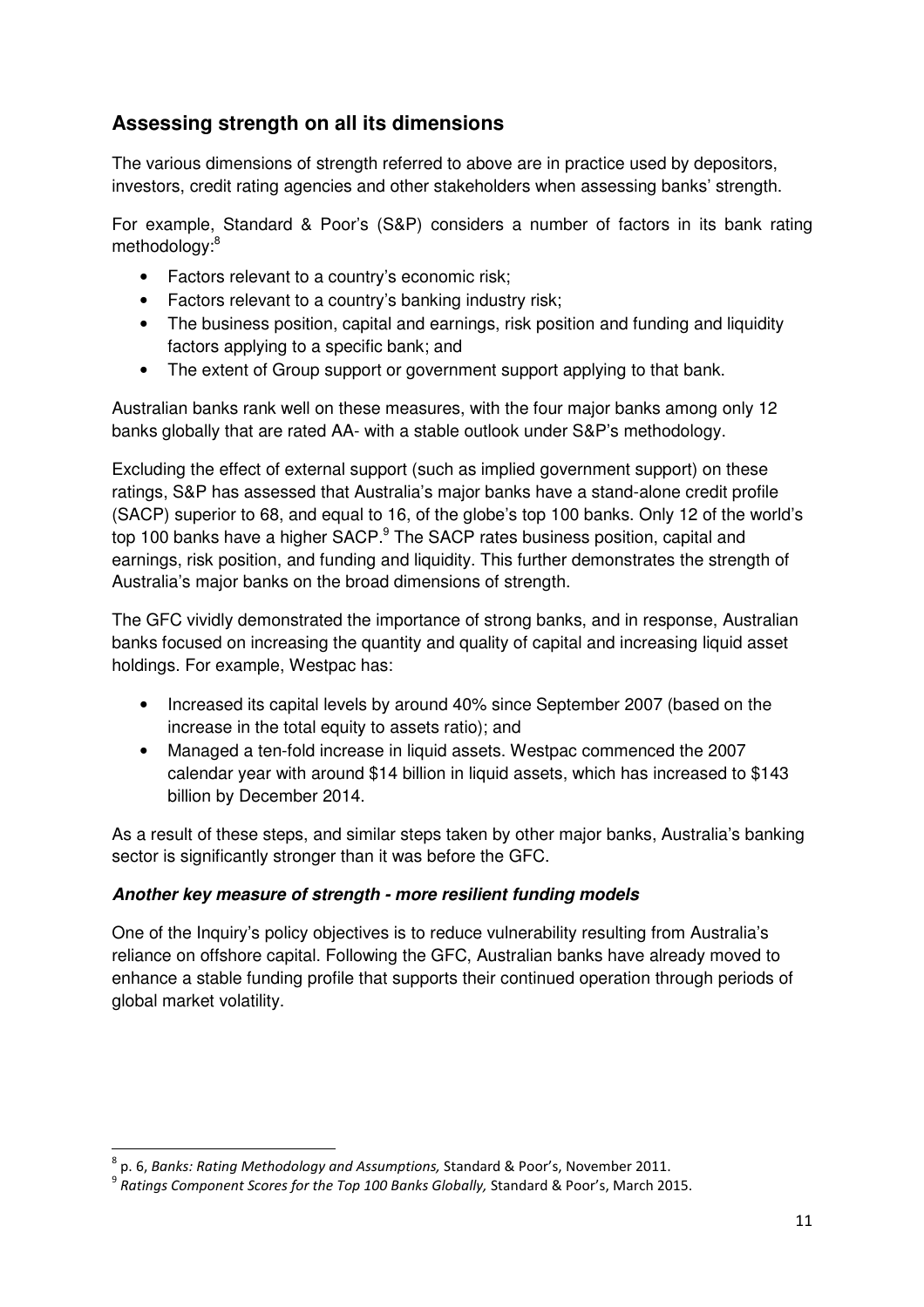## Assessing strength on all its dimensions

The various dimensions of strength referred to above are in practice used by depositors, investors, credit rating agencies and other stakeholders when assessing banks' strength.

For example, Standard & Poor's (S&P) considers a number of factors in its bank rating methodology:[8]

- Factors relevant to a country's economic risk;
- Factors relevant to a country's banking industry risk;
- The business position, capital and earnings, risk position and funding and liquidity factors applying to a specific bank; and
- The extent of Group support or government support applying to that bank.

Australian banks rank well on these measures, with the four major banks among only 12 banks globally that are rated AA- with a stable outlook under S&P's methodology.

Excluding the effect of external support (such as implied government support) on these ratings, S&P has assessed that Australia's major banks have a stand-alone credit profile (SACP) superior to 68, and equal to 16, of the globe's top 100 banks. Only 12 of the world's top 100 banks have a higher SACP.[9] The SACP rates business position, capital and earnings, risk position, and funding and liquidity. This further demonstrates the strength of Australia's major banks on the broad dimensions of strength.

The GFC vividly demonstrated the importance of strong banks, and in response, Australian banks focused on increasing the quantity and quality of capital and increasing liquid asset holdings. For example, Westpac has:

- Increased its capital levels by around 40% since September 2007 (based on the increase in the total equity to assets ratio); and
- Managed a ten-fold increase in liquid assets. Westpac commenced the 2007 calendar year with around $14 billion in liquid assets, which has increased to $143 billion by December 2014.

As a result of these steps, and similar steps taken by other major banks, Australia's banking sector is significantly stronger than it was before the GFC.

### *Another key measure of strength - more resilient funding models*

One of the Inquiry's policy objectives is to reduce vulnerability resulting from Australia's reliance on offshore capital. Following the GFC, Australian banks have already moved to enhance a stable funding profile that supports their continued operation through periods of global market volatility.

---

[8] p. 6, *Banks: Rating Methodology and Assumptions,* Standard & Poor's, November 2011.

[9] *Ratings Component Scores for the Top 100 Banks Globally,* Standard & Poor's, March 2015.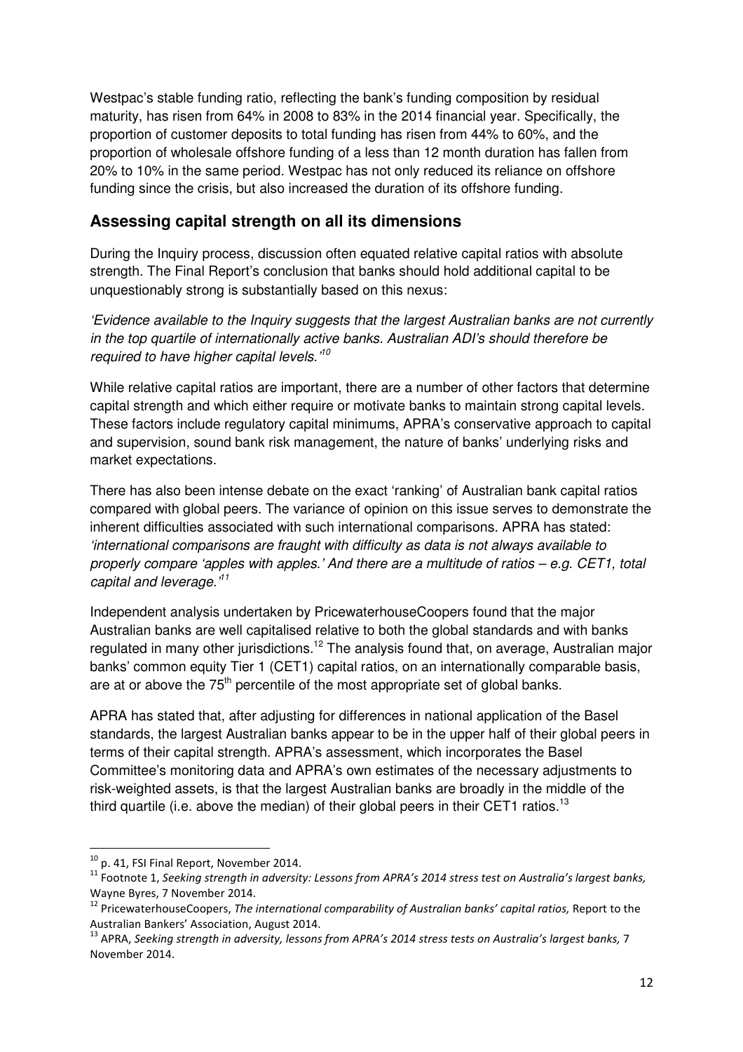Westpac's stable funding ratio, reflecting the bank's funding composition by residual maturity, has risen from 64% in 2008 to 83% in the 2014 financial year. Specifically, the proportion of customer deposits to total funding has risen from 44% to 60%, and the proportion of wholesale offshore funding of a less than 12 month duration has fallen from 20% to 10% in the same period. Westpac has not only reduced its reliance on offshore funding since the crisis, but also increased the duration of its offshore funding.

## Assessing capital strength on all its dimensions

During the Inquiry process, discussion often equated relative capital ratios with absolute strength. The Final Report's conclusion that banks should hold additional capital to be unquestionably strong is substantially based on this nexus:

*'Evidence available to the Inquiry suggests that the largest Australian banks are not currently in the top quartile of internationally active banks. Australian ADI's should therefore be required to have higher capital levels.'*[10]

While relative capital ratios are important, there are a number of other factors that determine capital strength and which either require or motivate banks to maintain strong capital levels. These factors include regulatory capital minimums, APRA's conservative approach to capital and supervision, sound bank risk management, the nature of banks' underlying risks and market expectations.

There has also been intense debate on the exact 'ranking' of Australian bank capital ratios compared with global peers. The variance of opinion on this issue serves to demonstrate the inherent difficulties associated with such international comparisons. APRA has stated: *'international comparisons are fraught with difficulty as data is not always available to properly compare 'apples with apples.' And there are a multitude of ratios – e.g. CET1, total capital and leverage.'*[11]

Independent analysis undertaken by PricewaterhouseCoopers found that the major Australian banks are well capitalised relative to both the global standards and with banks regulated in many other jurisdictions.[12] The analysis found that, on average, Australian major banks' common equity Tier 1 (CET1) capital ratios, on an internationally comparable basis, are at or above the 75th percentile of the most appropriate set of global banks.

APRA has stated that, after adjusting for differences in national application of the Basel standards, the largest Australian banks appear to be in the upper half of their global peers in terms of their capital strength. APRA's assessment, which incorporates the Basel Committee's monitoring data and APRA's own estimates of the necessary adjustments to risk-weighted assets, is that the largest Australian banks are broadly in the middle of the third quartile (i.e. above the median) of their global peers in their CET1 ratios.[13]

---

[10] p. 41, FSI Final Report, November 2014.

[11] Footnote 1, *Seeking strength in adversity: Lessons from APRA's 2014 stress test on Australia's largest banks,* Wayne Byres, 7 November 2014.

[12] PricewaterhouseCoopers, *The international comparability of Australian banks' capital ratios,* Report to the Australian Bankers' Association, August 2014.

[13] APRA, *Seeking strength in adversity, lessons from APRA's 2014 stress tests on Australia's largest banks,* 7 November 2014.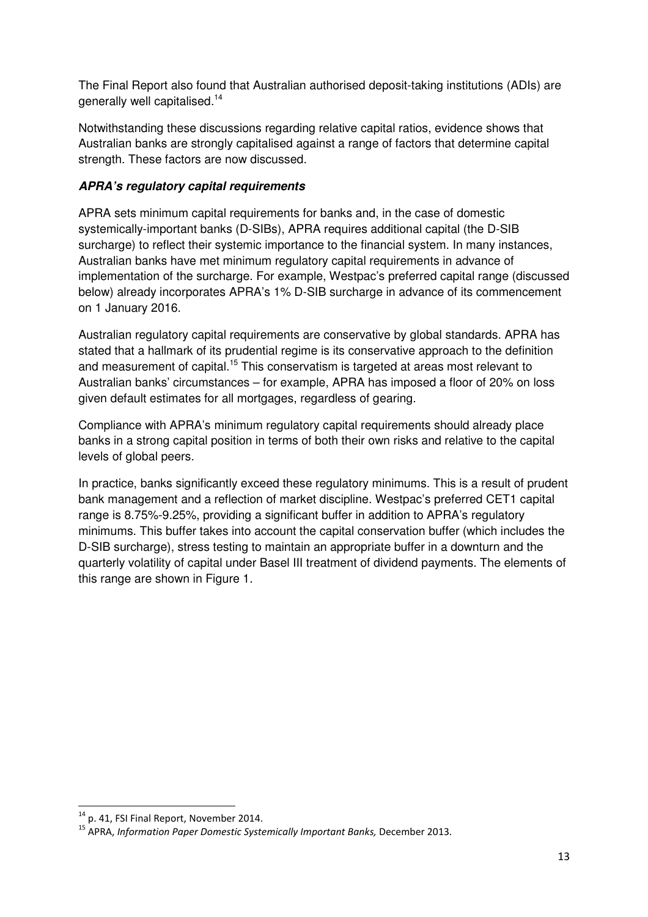The Final Report also found that Australian authorised deposit-taking institutions (ADIs) are generally well capitalised.[14]

Notwithstanding these discussions regarding relative capital ratios, evidence shows that Australian banks are strongly capitalised against a range of factors that determine capital strength. These factors are now discussed.

***APRA's regulatory capital requirements***

APRA sets minimum capital requirements for banks and, in the case of domestic systemically-important banks (D-SIBs), APRA requires additional capital (the D-SIB surcharge) to reflect their systemic importance to the financial system. In many instances, Australian banks have met minimum regulatory capital requirements in advance of implementation of the surcharge. For example, Westpac's preferred capital range (discussed below) already incorporates APRA's 1% D-SIB surcharge in advance of its commencement on 1 January 2016.

Australian regulatory capital requirements are conservative by global standards. APRA has stated that a hallmark of its prudential regime is its conservative approach to the definition and measurement of capital.[15] This conservatism is targeted at areas most relevant to Australian banks' circumstances – for example, APRA has imposed a floor of 20% on loss given default estimates for all mortgages, regardless of gearing.

Compliance with APRA's minimum regulatory capital requirements should already place banks in a strong capital position in terms of both their own risks and relative to the capital levels of global peers.

In practice, banks significantly exceed these regulatory minimums. This is a result of prudent bank management and a reflection of market discipline. Westpac's preferred CET1 capital range is 8.75%-9.25%, providing a significant buffer in addition to APRA's regulatory minimums. This buffer takes into account the capital conservation buffer (which includes the D-SIB surcharge), stress testing to maintain an appropriate buffer in a downturn and the quarterly volatility of capital under Basel III treatment of dividend payments. The elements of this range are shown in Figure 1.

---

[14] p. 41, FSI Final Report, November 2014.

[15] APRA, *Information Paper Domestic Systemically Important Banks,* December 2013.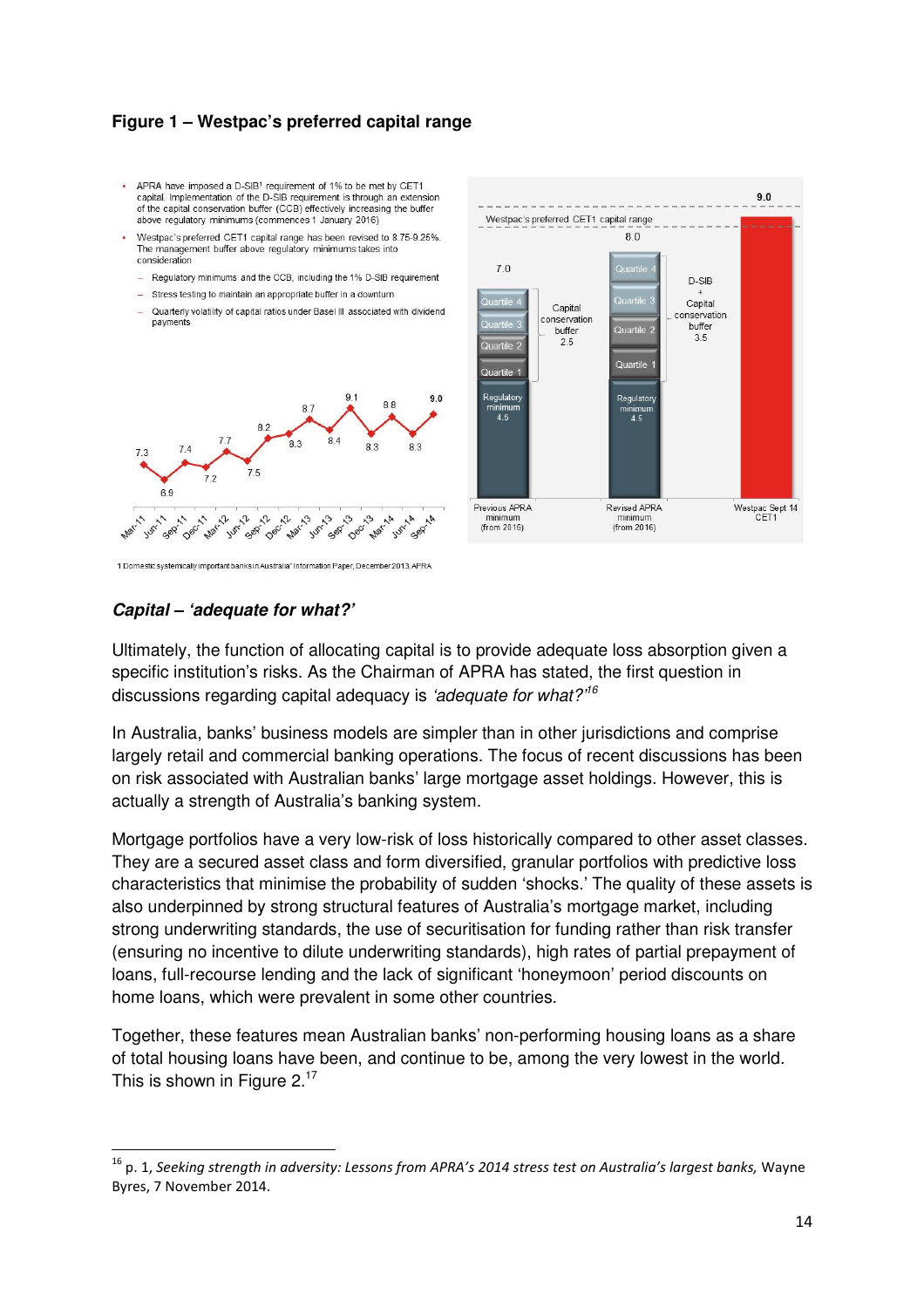**Figure 1 – Westpac's preferred capital range**

- APRA have imposed a D-SIB[1] requirement of 1% to be met by CET1 capital. Implementation of the D-SIB requirement is through an extension of the capital conservation buffer (CCB) effectively increasing the buffer above regulatory minimums (commences 1 January 2016)
- Westpac's preferred CET1 capital range has been revised to 8.75-9.25%. The management buffer above regulatory minimums takes into consideration
  - Regulatory minimums and the CCB, including the 1% D-SIB requirement
  - Stress testing to maintain an appropriate buffer in a downturn
  - Quarterly volatility of capital ratios under Basel III associated with dividend payments

| Mar-11 | Jun-11 | Sep-11 | Dec-11 | Mar-12 | Jun-12 | Sep-12 | Dec-12 | Mar-13 | Jun-13 | Sep-13 | Dec-13 | Mar-14 | Jun-14 | Sep-14 |
|---|---|---|---|---|---|---|---|---|---|---|---|---|---|---|
| 7.3 | 6.9 | 7.4 | 7.2 | 7.7 | 7.5 | 8.2 | 8.3 | 8.7 | 8.4 | 9.1 | 8.3 | 8.8 | 8.3 | 9.0 |

| | Previous APRA minimum (from 2016) | Revised APRA minimum (from 2016) | Westpac Sept 14 CET1 |
|---|---|---|---|
| Regulatory minimum | 4.5 | 4.5 | |
| Capital conservation buffer | 2.5 (Quartile 1–4) | | |
| D-SIB + Capital conservation buffer | | 3.5 (Quartile 1–4) | |
| Total | 7.0 | 8.0 | 9.0 |

Westpac's preferred CET1 capital range

1 Domestic systemically important banks in Australia" Information Paper, December 2013, APRA.

### *Capital – 'adequate for what?'*

Ultimately, the function of allocating capital is to provide adequate loss absorption given a specific institution's risks. As the Chairman of APRA has stated, the first question in discussions regarding capital adequacy is *'adequate for what?'*[16]

In Australia, banks' business models are simpler than in other jurisdictions and comprise largely retail and commercial banking operations. The focus of recent discussions has been on risk associated with Australian banks' large mortgage asset holdings. However, this is actually a strength of Australia's banking system.

Mortgage portfolios have a very low-risk of loss historically compared to other asset classes. They are a secured asset class and form diversified, granular portfolios with predictive loss characteristics that minimise the probability of sudden 'shocks.' The quality of these assets is also underpinned by strong structural features of Australia's mortgage market, including strong underwriting standards, the use of securitisation for funding rather than risk transfer (ensuring no incentive to dilute underwriting standards), high rates of partial prepayment of loans, full-recourse lending and the lack of significant 'honeymoon' period discounts on home loans, which were prevalent in some other countries.

Together, these features mean Australian banks' non-performing housing loans as a share of total housing loans have been, and continue to be, among the very lowest in the world. This is shown in Figure 2.[17]

[16] p. 1, *Seeking strength in adversity: Lessons from APRA's 2014 stress test on Australia's largest banks,* Wayne Byres, 7 November 2014.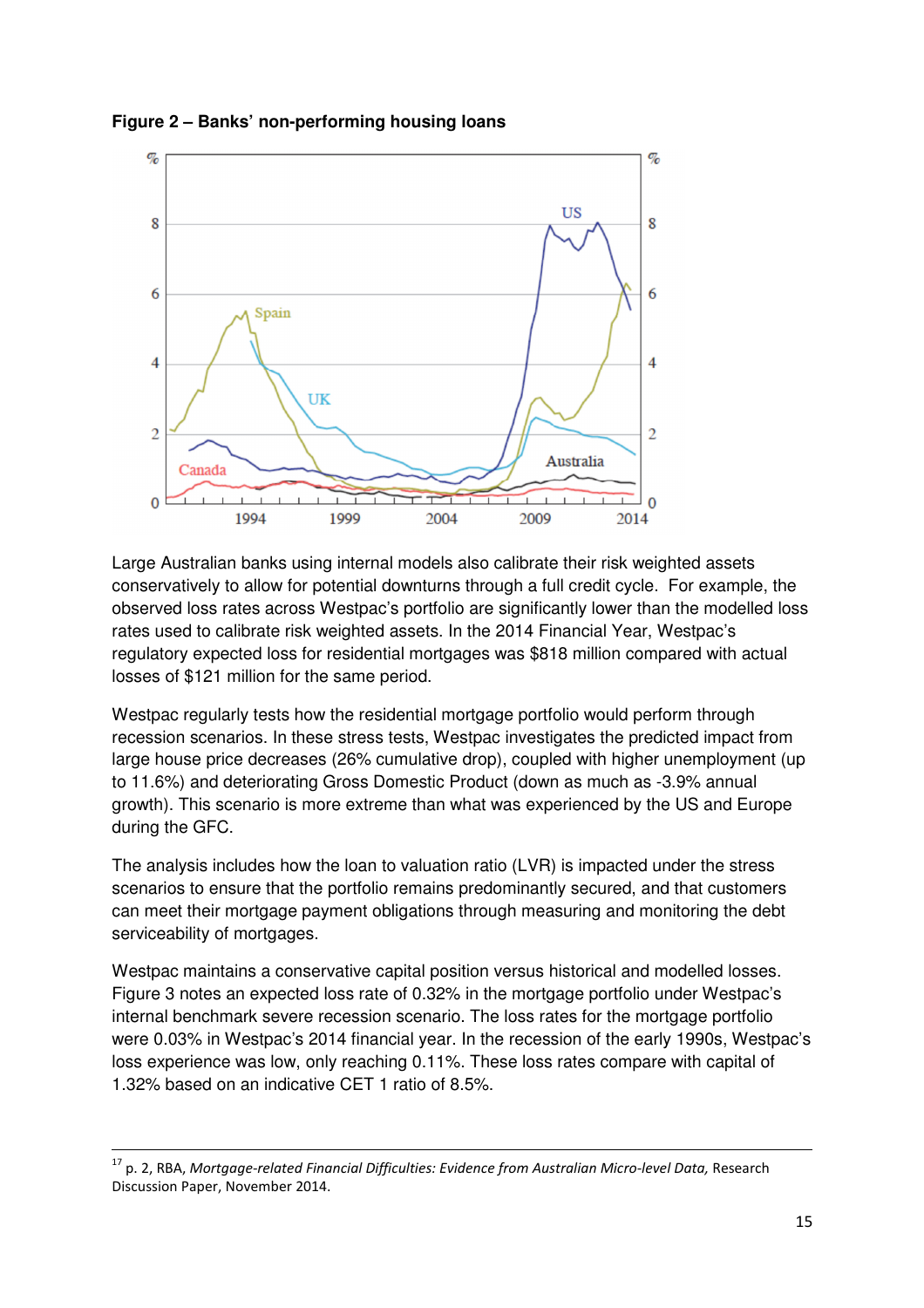**Figure 2 – Banks' non-performing housing loans**

Large Australian banks using internal models also calibrate their risk weighted assets conservatively to allow for potential downturns through a full credit cycle. For example, the observed loss rates across Westpac's portfolio are significantly lower than the modelled loss rates used to calibrate risk weighted assets. In the 2014 Financial Year, Westpac's regulatory expected loss for residential mortgages was $818 million compared with actual losses of $121 million for the same period.

Westpac regularly tests how the residential mortgage portfolio would perform through recession scenarios. In these stress tests, Westpac investigates the predicted impact from large house price decreases (26% cumulative drop), coupled with higher unemployment (up to 11.6%) and deteriorating Gross Domestic Product (down as much as -3.9% annual growth). This scenario is more extreme than what was experienced by the US and Europe during the GFC.

The analysis includes how the loan to valuation ratio (LVR) is impacted under the stress scenarios to ensure that the portfolio remains predominantly secured, and that customers can meet their mortgage payment obligations through measuring and monitoring the debt serviceability of mortgages.

Westpac maintains a conservative capital position versus historical and modelled losses. Figure 3 notes an expected loss rate of 0.32% in the mortgage portfolio under Westpac's internal benchmark severe recession scenario. The loss rates for the mortgage portfolio were 0.03% in Westpac's 2014 financial year. In the recession of the early 1990s, Westpac's loss experience was low, only reaching 0.11%. These loss rates compare with capital of 1.32% based on an indicative CET 1 ratio of 8.5%.

---

[17] p. 2, RBA, *Mortgage-related Financial Difficulties: Evidence from Australian Micro-level Data,* Research Discussion Paper, November 2014.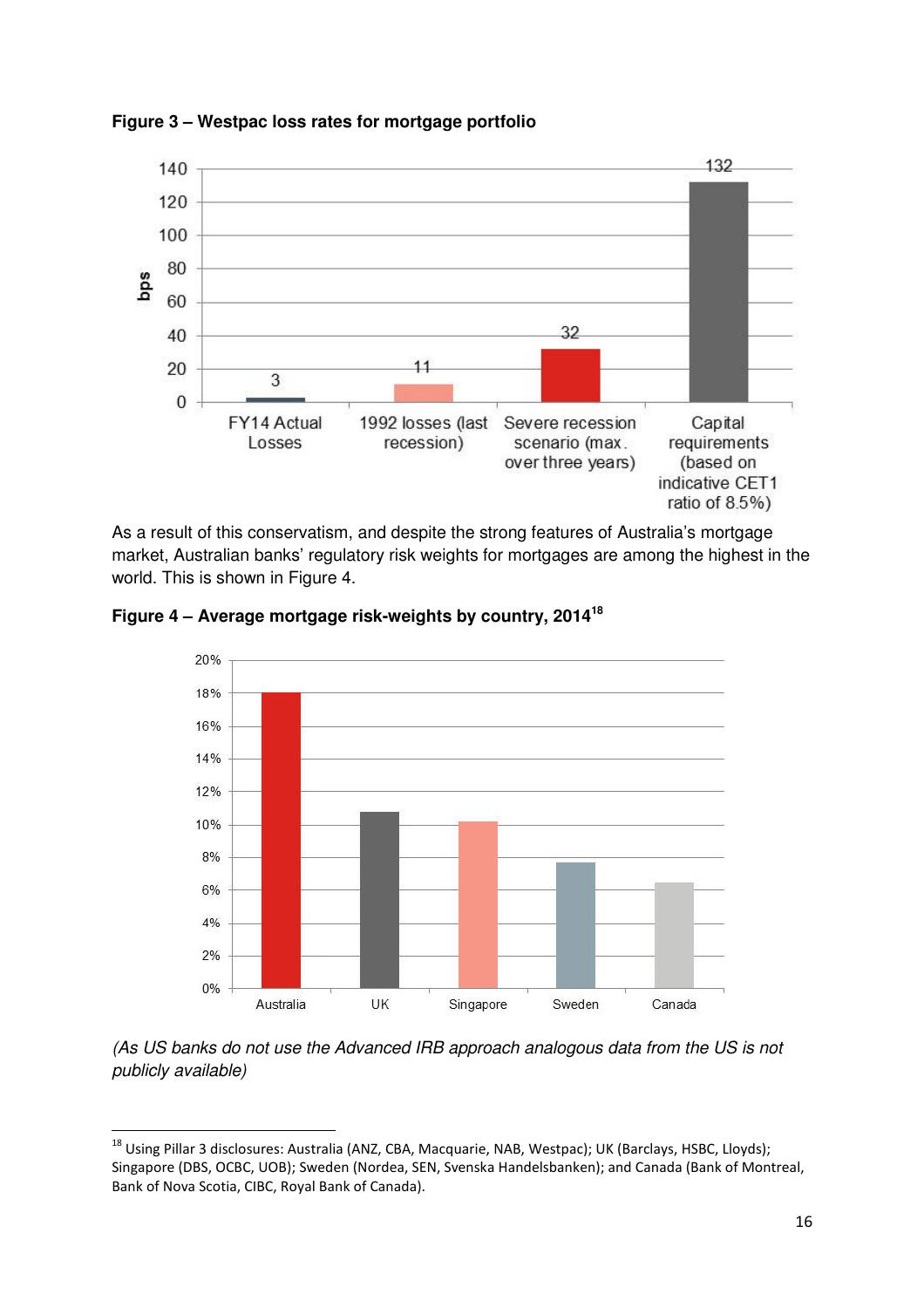**Figure 3 – Westpac loss rates for mortgage portfolio**

As a result of this conservatism, and despite the strong features of Australia's mortgage market, Australian banks' regulatory risk weights for mortgages are among the highest in the world. This is shown in Figure 4.

**Figure 4 – Average mortgage risk-weights by country, 2014**[18]

*(As US banks do not use the Advanced IRB approach analogous data from the US is not publicly available)*

---

[18] Using Pillar 3 disclosures: Australia (ANZ, CBA, Macquarie, NAB, Westpac); UK (Barclays, HSBC, Lloyds); Singapore (DBS, OCBC, UOB); Sweden (Nordea, SEN, Svenska Handelsbanken); and Canada (Bank of Montreal, Bank of Nova Scotia, CIBC, Royal Bank of Canada).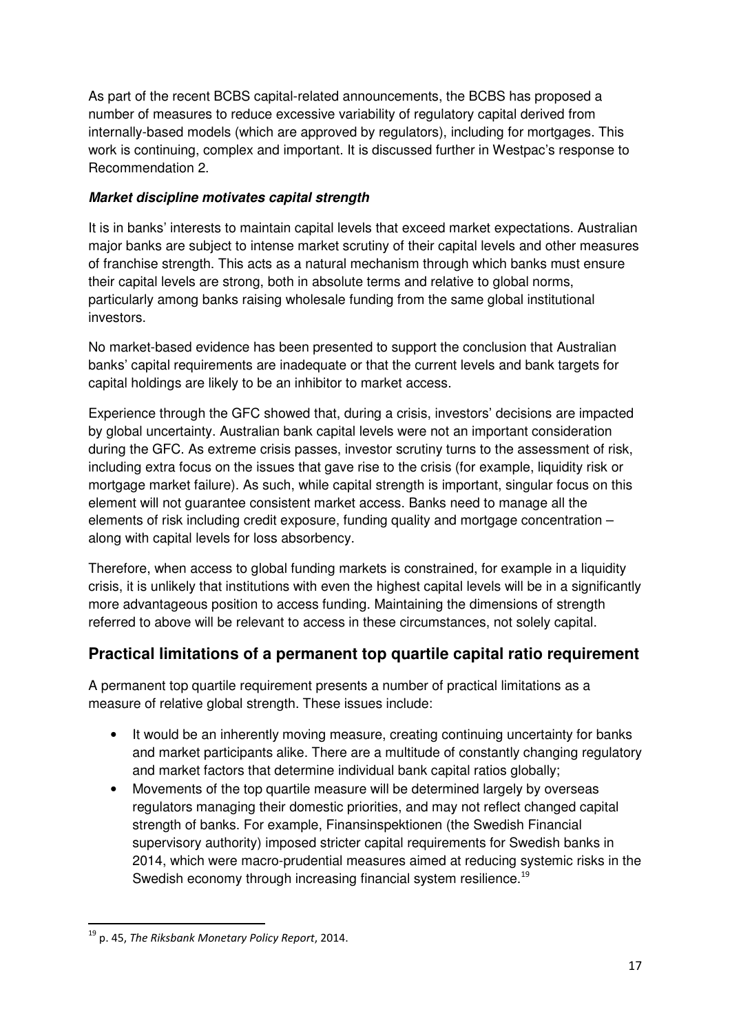As part of the recent BCBS capital-related announcements, the BCBS has proposed a number of measures to reduce excessive variability of regulatory capital derived from internally-based models (which are approved by regulators), including for mortgages. This work is continuing, complex and important. It is discussed further in Westpac's response to Recommendation 2.

***Market discipline motivates capital strength***

It is in banks' interests to maintain capital levels that exceed market expectations. Australian major banks are subject to intense market scrutiny of their capital levels and other measures of franchise strength. This acts as a natural mechanism through which banks must ensure their capital levels are strong, both in absolute terms and relative to global norms, particularly among banks raising wholesale funding from the same global institutional investors.

No market-based evidence has been presented to support the conclusion that Australian banks' capital requirements are inadequate or that the current levels and bank targets for capital holdings are likely to be an inhibitor to market access.

Experience through the GFC showed that, during a crisis, investors' decisions are impacted by global uncertainty. Australian bank capital levels were not an important consideration during the GFC. As extreme crisis passes, investor scrutiny turns to the assessment of risk, including extra focus on the issues that gave rise to the crisis (for example, liquidity risk or mortgage market failure). As such, while capital strength is important, singular focus on this element will not guarantee consistent market access. Banks need to manage all the elements of risk including credit exposure, funding quality and mortgage concentration – along with capital levels for loss absorbency.

Therefore, when access to global funding markets is constrained, for example in a liquidity crisis, it is unlikely that institutions with even the highest capital levels will be in a significantly more advantageous position to access funding. Maintaining the dimensions of strength referred to above will be relevant to access in these circumstances, not solely capital.

## Practical limitations of a permanent top quartile capital ratio requirement

A permanent top quartile requirement presents a number of practical limitations as a measure of relative global strength. These issues include:

- It would be an inherently moving measure, creating continuing uncertainty for banks and market participants alike. There are a multitude of constantly changing regulatory and market factors that determine individual bank capital ratios globally;
- Movements of the top quartile measure will be determined largely by overseas regulators managing their domestic priorities, and may not reflect changed capital strength of banks. For example, Finansinspektionen (the Swedish Financial supervisory authority) imposed stricter capital requirements for Swedish banks in 2014, which were macro-prudential measures aimed at reducing systemic risks in the Swedish economy through increasing financial system resilience.[19]

---

[19] p. 45, *The Riksbank Monetary Policy Report*, 2014.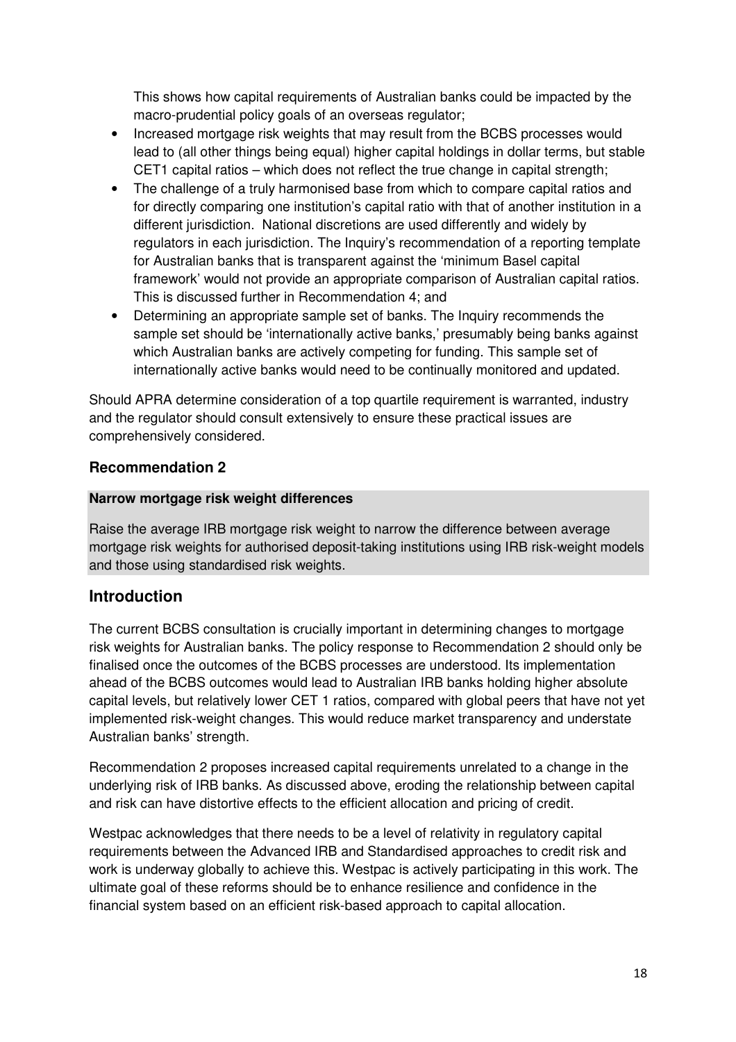This shows how capital requirements of Australian banks could be impacted by the macro-prudential policy goals of an overseas regulator;

- Increased mortgage risk weights that may result from the BCBS processes would lead to (all other things being equal) higher capital holdings in dollar terms, but stable CET1 capital ratios – which does not reflect the true change in capital strength;
- The challenge of a truly harmonised base from which to compare capital ratios and for directly comparing one institution's capital ratio with that of another institution in a different jurisdiction. National discretions are used differently and widely by regulators in each jurisdiction. The Inquiry's recommendation of a reporting template for Australian banks that is transparent against the 'minimum Basel capital framework' would not provide an appropriate comparison of Australian capital ratios. This is discussed further in Recommendation 4; and
- Determining an appropriate sample set of banks. The Inquiry recommends the sample set should be 'internationally active banks,' presumably being banks against which Australian banks are actively competing for funding. This sample set of internationally active banks would need to be continually monitored and updated.

Should APRA determine consideration of a top quartile requirement is warranted, industry and the regulator should consult extensively to ensure these practical issues are comprehensively considered.

### Recommendation 2

**Narrow mortgage risk weight differences**

Raise the average IRB mortgage risk weight to narrow the difference between average mortgage risk weights for authorised deposit-taking institutions using IRB risk-weight models and those using standardised risk weights.

## Introduction

The current BCBS consultation is crucially important in determining changes to mortgage risk weights for Australian banks. The policy response to Recommendation 2 should only be finalised once the outcomes of the BCBS processes are understood. Its implementation ahead of the BCBS outcomes would lead to Australian IRB banks holding higher absolute capital levels, but relatively lower CET 1 ratios, compared with global peers that have not yet implemented risk-weight changes. This would reduce market transparency and understate Australian banks' strength.

Recommendation 2 proposes increased capital requirements unrelated to a change in the underlying risk of IRB banks. As discussed above, eroding the relationship between capital and risk can have distortive effects to the efficient allocation and pricing of credit.

Westpac acknowledges that there needs to be a level of relativity in regulatory capital requirements between the Advanced IRB and Standardised approaches to credit risk and work is underway globally to achieve this. Westpac is actively participating in this work. The ultimate goal of these reforms should be to enhance resilience and confidence in the financial system based on an efficient risk-based approach to capital allocation.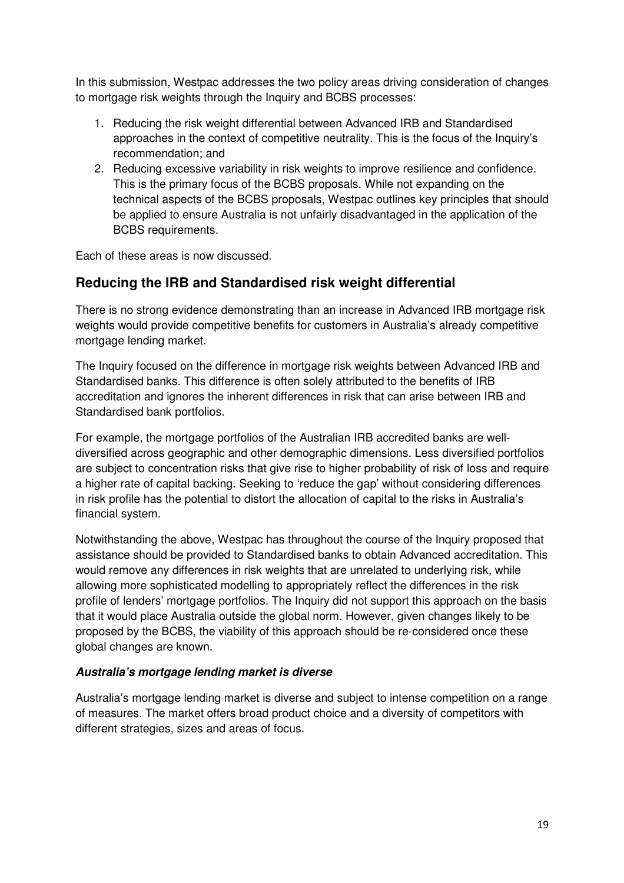In this submission, Westpac addresses the two policy areas driving consideration of changes to mortgage risk weights through the Inquiry and BCBS processes:

1. Reducing the risk weight differential between Advanced IRB and Standardised approaches in the context of competitive neutrality. This is the focus of the Inquiry's recommendation; and
2. Reducing excessive variability in risk weights to improve resilience and confidence. This is the primary focus of the BCBS proposals. While not expanding on the technical aspects of the BCBS proposals, Westpac outlines key principles that should be applied to ensure Australia is not unfairly disadvantaged in the application of the BCBS requirements.

Each of these areas is now discussed.

## Reducing the IRB and Standardised risk weight differential

There is no strong evidence demonstrating than an increase in Advanced IRB mortgage risk weights would provide competitive benefits for customers in Australia's already competitive mortgage lending market.

The Inquiry focused on the difference in mortgage risk weights between Advanced IRB and Standardised banks. This difference is often solely attributed to the benefits of IRB accreditation and ignores the inherent differences in risk that can arise between IRB and Standardised bank portfolios.

For example, the mortgage portfolios of the Australian IRB accredited banks are well-diversified across geographic and other demographic dimensions. Less diversified portfolios are subject to concentration risks that give rise to higher probability of risk of loss and require a higher rate of capital backing. Seeking to 'reduce the gap' without considering differences in risk profile has the potential to distort the allocation of capital to the risks in Australia's financial system.

Notwithstanding the above, Westpac has throughout the course of the Inquiry proposed that assistance should be provided to Standardised banks to obtain Advanced accreditation. This would remove any differences in risk weights that are unrelated to underlying risk, while allowing more sophisticated modelling to appropriately reflect the differences in the risk profile of lenders' mortgage portfolios. The Inquiry did not support this approach on the basis that it would place Australia outside the global norm. However, given changes likely to be proposed by the BCBS, the viability of this approach should be re-considered once these global changes are known.

### ***Australia's mortgage lending market is diverse***

Australia's mortgage lending market is diverse and subject to intense competition on a range of measures. The market offers broad product choice and a diversity of competitors with different strategies, sizes and areas of focus.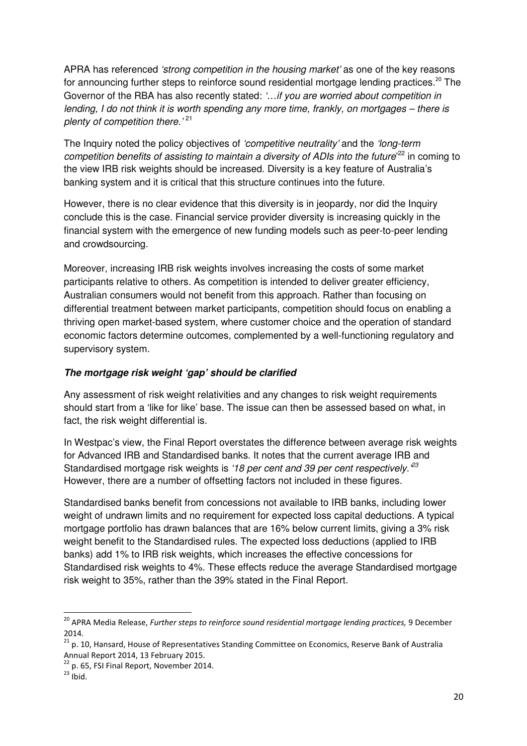APRA has referenced *'strong competition in the housing market'* as one of the key reasons for announcing further steps to reinforce sound residential mortgage lending practices.[20] The Governor of the RBA has also recently stated: *'…if you are worried about competition in lending, I do not think it is worth spending any more time, frankly, on mortgages – there is plenty of competition there.'* [21]

The Inquiry noted the policy objectives of *'competitive neutrality'* and the *'long-term competition benefits of assisting to maintain a diversity of ADIs into the future'*[22] in coming to the view IRB risk weights should be increased. Diversity is a key feature of Australia's banking system and it is critical that this structure continues into the future.

However, there is no clear evidence that this diversity is in jeopardy, nor did the Inquiry conclude this is the case. Financial service provider diversity is increasing quickly in the financial system with the emergence of new funding models such as peer-to-peer lending and crowdsourcing.

Moreover, increasing IRB risk weights involves increasing the costs of some market participants relative to others. As competition is intended to deliver greater efficiency, Australian consumers would not benefit from this approach. Rather than focusing on differential treatment between market participants, competition should focus on enabling a thriving open market-based system, where customer choice and the operation of standard economic factors determine outcomes, complemented by a well-functioning regulatory and supervisory system.

***The mortgage risk weight 'gap' should be clarified***

Any assessment of risk weight relativities and any changes to risk weight requirements should start from a 'like for like' base. The issue can then be assessed based on what, in fact, the risk weight differential is.

In Westpac's view, the Final Report overstates the difference between average risk weights for Advanced IRB and Standardised banks. It notes that the current average IRB and Standardised mortgage risk weights is *'18 per cent and 39 per cent respectively.'*[23] However, there are a number of offsetting factors not included in these figures.

Standardised banks benefit from concessions not available to IRB banks, including lower weight of undrawn limits and no requirement for expected loss capital deductions. A typical mortgage portfolio has drawn balances that are 16% below current limits, giving a 3% risk weight benefit to the Standardised rules. The expected loss deductions (applied to IRB banks) add 1% to IRB risk weights, which increases the effective concessions for Standardised risk weights to 4%. These effects reduce the average Standardised mortgage risk weight to 35%, rather than the 39% stated in the Final Report.

---

[20] APRA Media Release, *Further steps to reinforce sound residential mortgage lending practices,* 9 December 2014.

[21] p. 10, Hansard, House of Representatives Standing Committee on Economics, Reserve Bank of Australia Annual Report 2014, 13 February 2015.

[22] p. 65, FSI Final Report, November 2014.

[23] Ibid.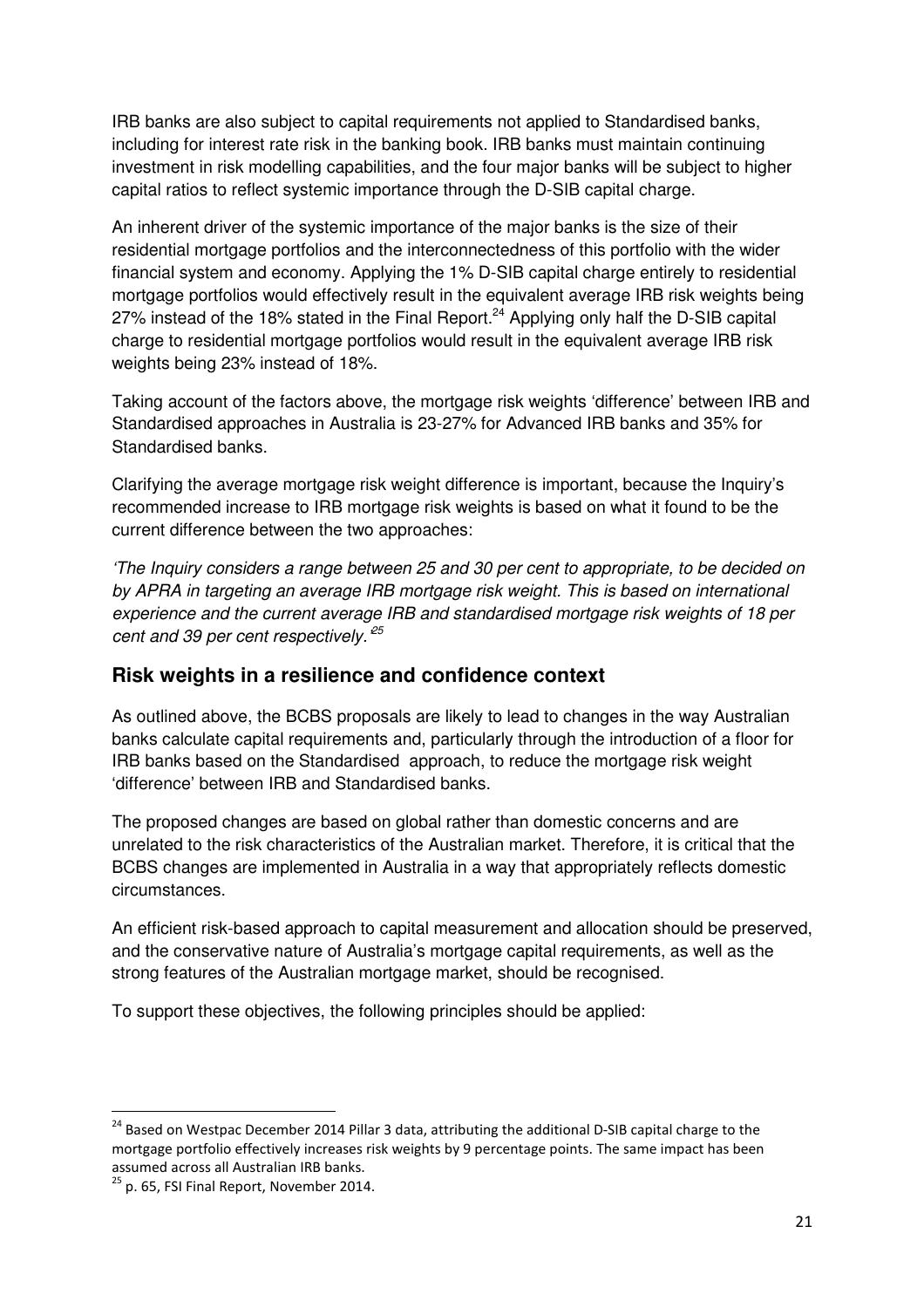IRB banks are also subject to capital requirements not applied to Standardised banks, including for interest rate risk in the banking book. IRB banks must maintain continuing investment in risk modelling capabilities, and the four major banks will be subject to higher capital ratios to reflect systemic importance through the D-SIB capital charge.

An inherent driver of the systemic importance of the major banks is the size of their residential mortgage portfolios and the interconnectedness of this portfolio with the wider financial system and economy. Applying the 1% D-SIB capital charge entirely to residential mortgage portfolios would effectively result in the equivalent average IRB risk weights being 27% instead of the 18% stated in the Final Report.[24] Applying only half the D-SIB capital charge to residential mortgage portfolios would result in the equivalent average IRB risk weights being 23% instead of 18%.

Taking account of the factors above, the mortgage risk weights 'difference' between IRB and Standardised approaches in Australia is 23-27% for Advanced IRB banks and 35% for Standardised banks.

Clarifying the average mortgage risk weight difference is important, because the Inquiry's recommended increase to IRB mortgage risk weights is based on what it found to be the current difference between the two approaches:

*'The Inquiry considers a range between 25 and 30 per cent to appropriate, to be decided on by APRA in targeting an average IRB mortgage risk weight. This is based on international experience and the current average IRB and standardised mortgage risk weights of 18 per cent and 39 per cent respectively.'*[25]

## Risk weights in a resilience and confidence context

As outlined above, the BCBS proposals are likely to lead to changes in the way Australian banks calculate capital requirements and, particularly through the introduction of a floor for IRB banks based on the Standardised approach, to reduce the mortgage risk weight 'difference' between IRB and Standardised banks.

The proposed changes are based on global rather than domestic concerns and are unrelated to the risk characteristics of the Australian market. Therefore, it is critical that the BCBS changes are implemented in Australia in a way that appropriately reflects domestic circumstances.

An efficient risk-based approach to capital measurement and allocation should be preserved, and the conservative nature of Australia's mortgage capital requirements, as well as the strong features of the Australian mortgage market, should be recognised.

To support these objectives, the following principles should be applied:

---

[24] Based on Westpac December 2014 Pillar 3 data, attributing the additional D-SIB capital charge to the mortgage portfolio effectively increases risk weights by 9 percentage points. The same impact has been assumed across all Australian IRB banks.

[25] p. 65, FSI Final Report, November 2014.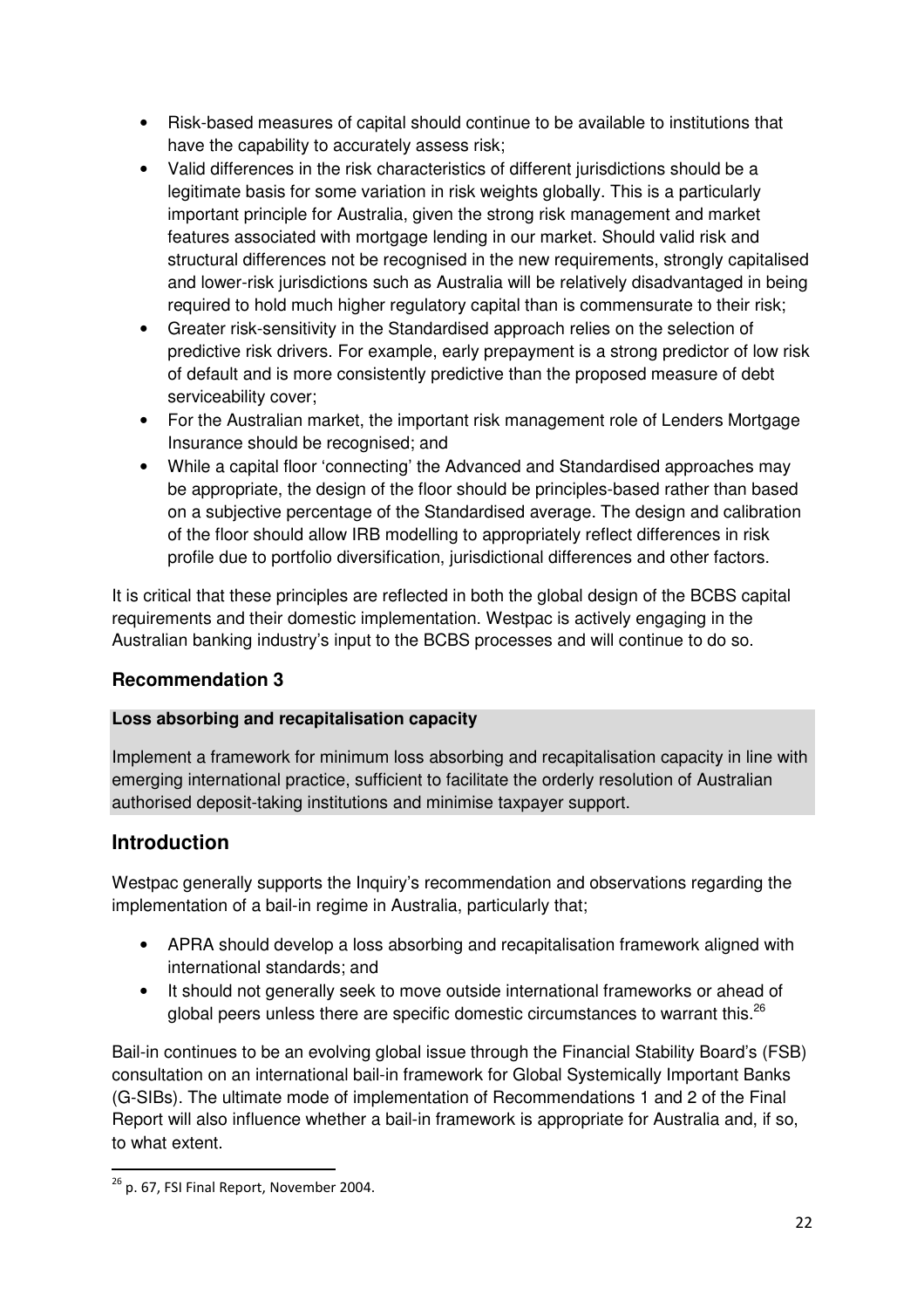- Risk-based measures of capital should continue to be available to institutions that have the capability to accurately assess risk;
- Valid differences in the risk characteristics of different jurisdictions should be a legitimate basis for some variation in risk weights globally. This is a particularly important principle for Australia, given the strong risk management and market features associated with mortgage lending in our market. Should valid risk and structural differences not be recognised in the new requirements, strongly capitalised and lower-risk jurisdictions such as Australia will be relatively disadvantaged in being required to hold much higher regulatory capital than is commensurate to their risk;
- Greater risk-sensitivity in the Standardised approach relies on the selection of predictive risk drivers. For example, early prepayment is a strong predictor of low risk of default and is more consistently predictive than the proposed measure of debt serviceability cover;
- For the Australian market, the important risk management role of Lenders Mortgage Insurance should be recognised; and
- While a capital floor 'connecting' the Advanced and Standardised approaches may be appropriate, the design of the floor should be principles-based rather than based on a subjective percentage of the Standardised average. The design and calibration of the floor should allow IRB modelling to appropriately reflect differences in risk profile due to portfolio diversification, jurisdictional differences and other factors.

It is critical that these principles are reflected in both the global design of the BCBS capital requirements and their domestic implementation. Westpac is actively engaging in the Australian banking industry's input to the BCBS processes and will continue to do so.

### Recommendation 3

**Loss absorbing and recapitalisation capacity**

Implement a framework for minimum loss absorbing and recapitalisation capacity in line with emerging international practice, sufficient to facilitate the orderly resolution of Australian authorised deposit-taking institutions and minimise taxpayer support.

## Introduction

Westpac generally supports the Inquiry's recommendation and observations regarding the implementation of a bail-in regime in Australia, particularly that;

- APRA should develop a loss absorbing and recapitalisation framework aligned with international standards; and
- It should not generally seek to move outside international frameworks or ahead of global peers unless there are specific domestic circumstances to warrant this.[26]

Bail-in continues to be an evolving global issue through the Financial Stability Board's (FSB) consultation on an international bail-in framework for Global Systemically Important Banks (G-SIBs). The ultimate mode of implementation of Recommendations 1 and 2 of the Final Report will also influence whether a bail-in framework is appropriate for Australia and, if so, to what extent.

[26] p. 67, FSI Final Report, November 2004.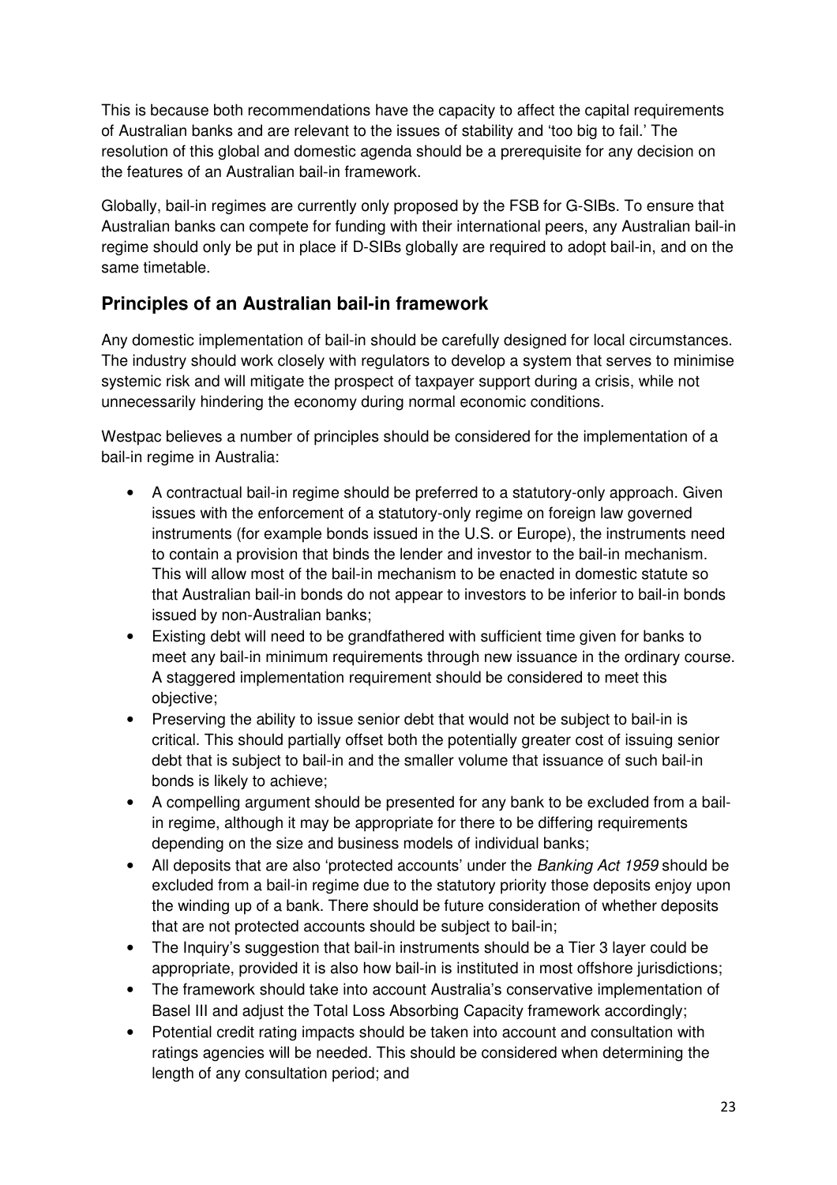This is because both recommendations have the capacity to affect the capital requirements of Australian banks and are relevant to the issues of stability and 'too big to fail.' The resolution of this global and domestic agenda should be a prerequisite for any decision on the features of an Australian bail-in framework.

Globally, bail-in regimes are currently only proposed by the FSB for G-SIBs. To ensure that Australian banks can compete for funding with their international peers, any Australian bail-in regime should only be put in place if D-SIBs globally are required to adopt bail-in, and on the same timetable.

## Principles of an Australian bail-in framework

Any domestic implementation of bail-in should be carefully designed for local circumstances. The industry should work closely with regulators to develop a system that serves to minimise systemic risk and will mitigate the prospect of taxpayer support during a crisis, while not unnecessarily hindering the economy during normal economic conditions.

Westpac believes a number of principles should be considered for the implementation of a bail-in regime in Australia:

- A contractual bail-in regime should be preferred to a statutory-only approach. Given issues with the enforcement of a statutory-only regime on foreign law governed instruments (for example bonds issued in the U.S. or Europe), the instruments need to contain a provision that binds the lender and investor to the bail-in mechanism. This will allow most of the bail-in mechanism to be enacted in domestic statute so that Australian bail-in bonds do not appear to investors to be inferior to bail-in bonds issued by non-Australian banks;
- Existing debt will need to be grandfathered with sufficient time given for banks to meet any bail-in minimum requirements through new issuance in the ordinary course. A staggered implementation requirement should be considered to meet this objective;
- Preserving the ability to issue senior debt that would not be subject to bail-in is critical. This should partially offset both the potentially greater cost of issuing senior debt that is subject to bail-in and the smaller volume that issuance of such bail-in bonds is likely to achieve;
- A compelling argument should be presented for any bank to be excluded from a bail-in regime, although it may be appropriate for there to be differing requirements depending on the size and business models of individual banks;
- All deposits that are also 'protected accounts' under the *Banking Act 1959* should be excluded from a bail-in regime due to the statutory priority those deposits enjoy upon the winding up of a bank. There should be future consideration of whether deposits that are not protected accounts should be subject to bail-in;
- The Inquiry's suggestion that bail-in instruments should be a Tier 3 layer could be appropriate, provided it is also how bail-in is instituted in most offshore jurisdictions;
- The framework should take into account Australia's conservative implementation of Basel III and adjust the Total Loss Absorbing Capacity framework accordingly;
- Potential credit rating impacts should be taken into account and consultation with ratings agencies will be needed. This should be considered when determining the length of any consultation period; and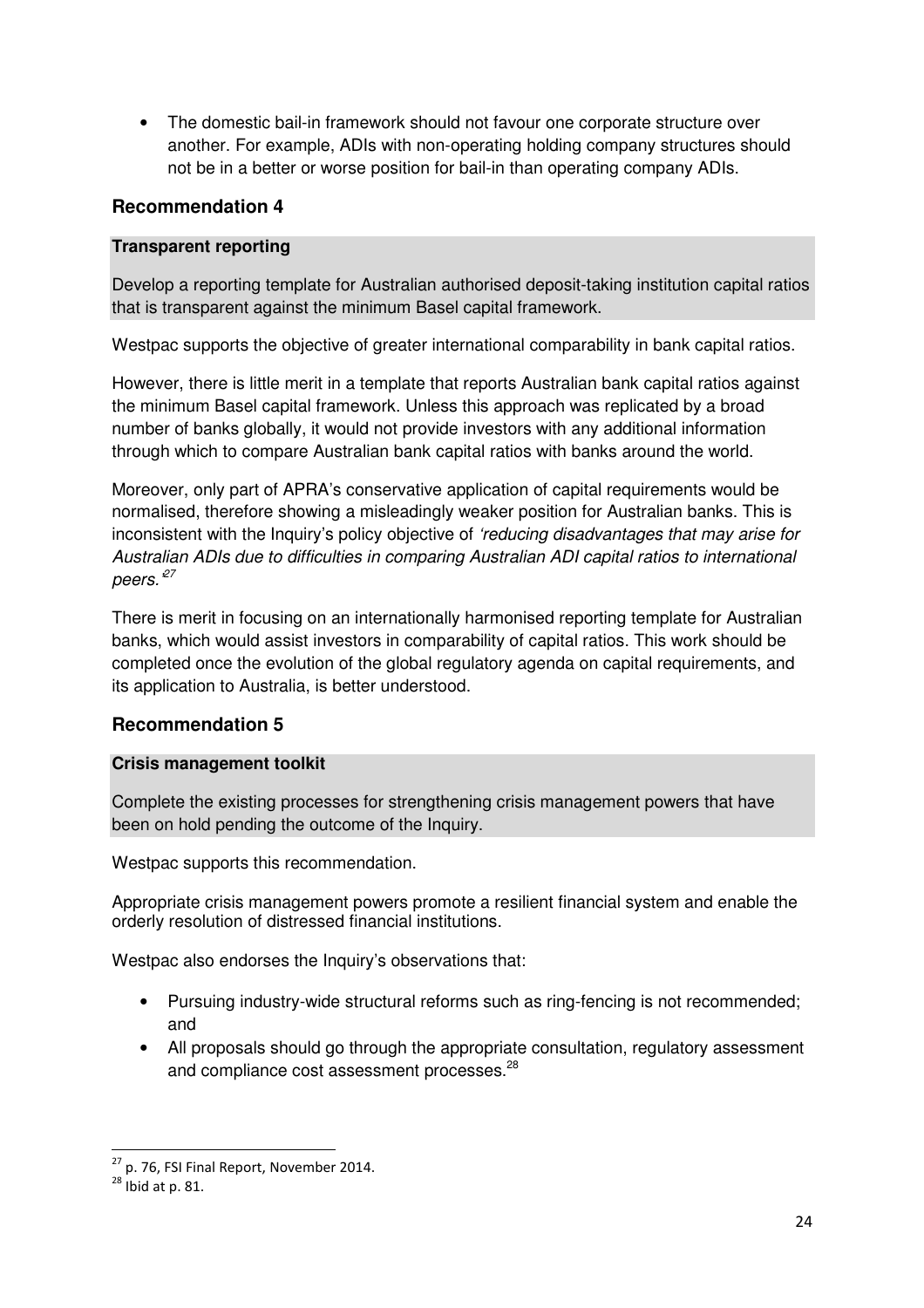- The domestic bail-in framework should not favour one corporate structure over another. For example, ADIs with non-operating holding company structures should not be in a better or worse position for bail-in than operating company ADIs.

## Recommendation 4

**Transparent reporting**

Develop a reporting template for Australian authorised deposit-taking institution capital ratios that is transparent against the minimum Basel capital framework.

Westpac supports the objective of greater international comparability in bank capital ratios.

However, there is little merit in a template that reports Australian bank capital ratios against the minimum Basel capital framework. Unless this approach was replicated by a broad number of banks globally, it would not provide investors with any additional information through which to compare Australian bank capital ratios with banks around the world.

Moreover, only part of APRA's conservative application of capital requirements would be normalised, therefore showing a misleadingly weaker position for Australian banks. This is inconsistent with the Inquiry's policy objective of *'reducing disadvantages that may arise for Australian ADIs due to difficulties in comparing Australian ADI capital ratios to international peers.'*[27]

There is merit in focusing on an internationally harmonised reporting template for Australian banks, which would assist investors in comparability of capital ratios. This work should be completed once the evolution of the global regulatory agenda on capital requirements, and its application to Australia, is better understood.

## Recommendation 5

**Crisis management toolkit**

Complete the existing processes for strengthening crisis management powers that have been on hold pending the outcome of the Inquiry.

Westpac supports this recommendation.

Appropriate crisis management powers promote a resilient financial system and enable the orderly resolution of distressed financial institutions.

Westpac also endorses the Inquiry's observations that:

- Pursuing industry-wide structural reforms such as ring-fencing is not recommended; and
- All proposals should go through the appropriate consultation, regulatory assessment and compliance cost assessment processes.[28]

---

[27] p. 76, FSI Final Report, November 2014.

[28] Ibid at p. 81.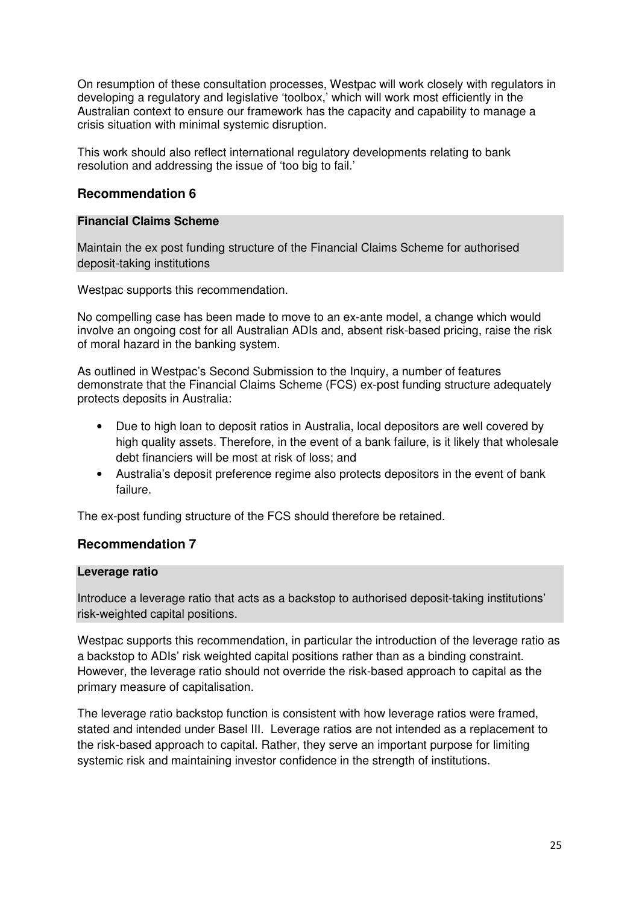On resumption of these consultation processes, Westpac will work closely with regulators in developing a regulatory and legislative 'toolbox,' which will work most efficiently in the Australian context to ensure our framework has the capacity and capability to manage a crisis situation with minimal systemic disruption.

This work should also reflect international regulatory developments relating to bank resolution and addressing the issue of 'too big to fail.'

## Recommendation 6

**Financial Claims Scheme**

Maintain the ex post funding structure of the Financial Claims Scheme for authorised deposit-taking institutions

Westpac supports this recommendation.

No compelling case has been made to move to an ex-ante model, a change which would involve an ongoing cost for all Australian ADIs and, absent risk-based pricing, raise the risk of moral hazard in the banking system.

As outlined in Westpac's Second Submission to the Inquiry, a number of features demonstrate that the Financial Claims Scheme (FCS) ex-post funding structure adequately protects deposits in Australia:

- Due to high loan to deposit ratios in Australia, local depositors are well covered by high quality assets. Therefore, in the event of a bank failure, is it likely that wholesale debt financiers will be most at risk of loss; and
- Australia's deposit preference regime also protects depositors in the event of bank failure.

The ex-post funding structure of the FCS should therefore be retained.

## Recommendation 7

**Leverage ratio**

Introduce a leverage ratio that acts as a backstop to authorised deposit-taking institutions' risk-weighted capital positions.

Westpac supports this recommendation, in particular the introduction of the leverage ratio as a backstop to ADIs' risk weighted capital positions rather than as a binding constraint. However, the leverage ratio should not override the risk-based approach to capital as the primary measure of capitalisation.

The leverage ratio backstop function is consistent with how leverage ratios were framed, stated and intended under Basel III. Leverage ratios are not intended as a replacement to the risk-based approach to capital. Rather, they serve an important purpose for limiting systemic risk and maintaining investor confidence in the strength of institutions.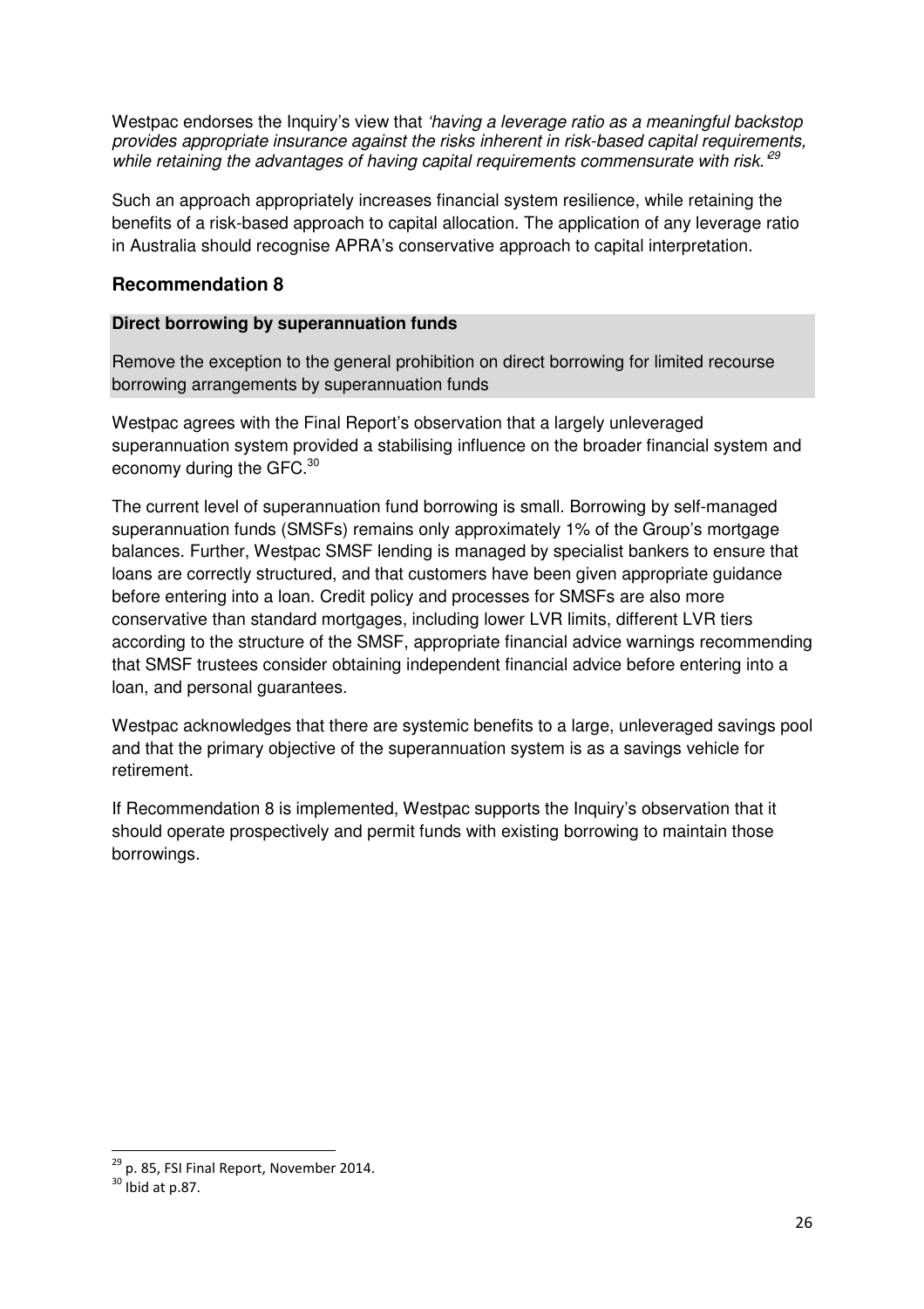Westpac endorses the Inquiry's view that *'having a leverage ratio as a meaningful backstop provides appropriate insurance against the risks inherent in risk-based capital requirements, while retaining the advantages of having capital requirements commensurate with risk.'*[29]

Such an approach appropriately increases financial system resilience, while retaining the benefits of a risk-based approach to capital allocation. The application of any leverage ratio in Australia should recognise APRA's conservative approach to capital interpretation.

## Recommendation 8

**Direct borrowing by superannuation funds**

Remove the exception to the general prohibition on direct borrowing for limited recourse borrowing arrangements by superannuation funds

Westpac agrees with the Final Report's observation that a largely unleveraged superannuation system provided a stabilising influence on the broader financial system and economy during the GFC.[30]

The current level of superannuation fund borrowing is small. Borrowing by self-managed superannuation funds (SMSFs) remains only approximately 1% of the Group's mortgage balances. Further, Westpac SMSF lending is managed by specialist bankers to ensure that loans are correctly structured, and that customers have been given appropriate guidance before entering into a loan. Credit policy and processes for SMSFs are also more conservative than standard mortgages, including lower LVR limits, different LVR tiers according to the structure of the SMSF, appropriate financial advice warnings recommending that SMSF trustees consider obtaining independent financial advice before entering into a loan, and personal guarantees.

Westpac acknowledges that there are systemic benefits to a large, unleveraged savings pool and that the primary objective of the superannuation system is as a savings vehicle for retirement.

If Recommendation 8 is implemented, Westpac supports the Inquiry's observation that it should operate prospectively and permit funds with existing borrowing to maintain those borrowings.

[29] p. 85, FSI Final Report, November 2014.

[30] Ibid at p.87.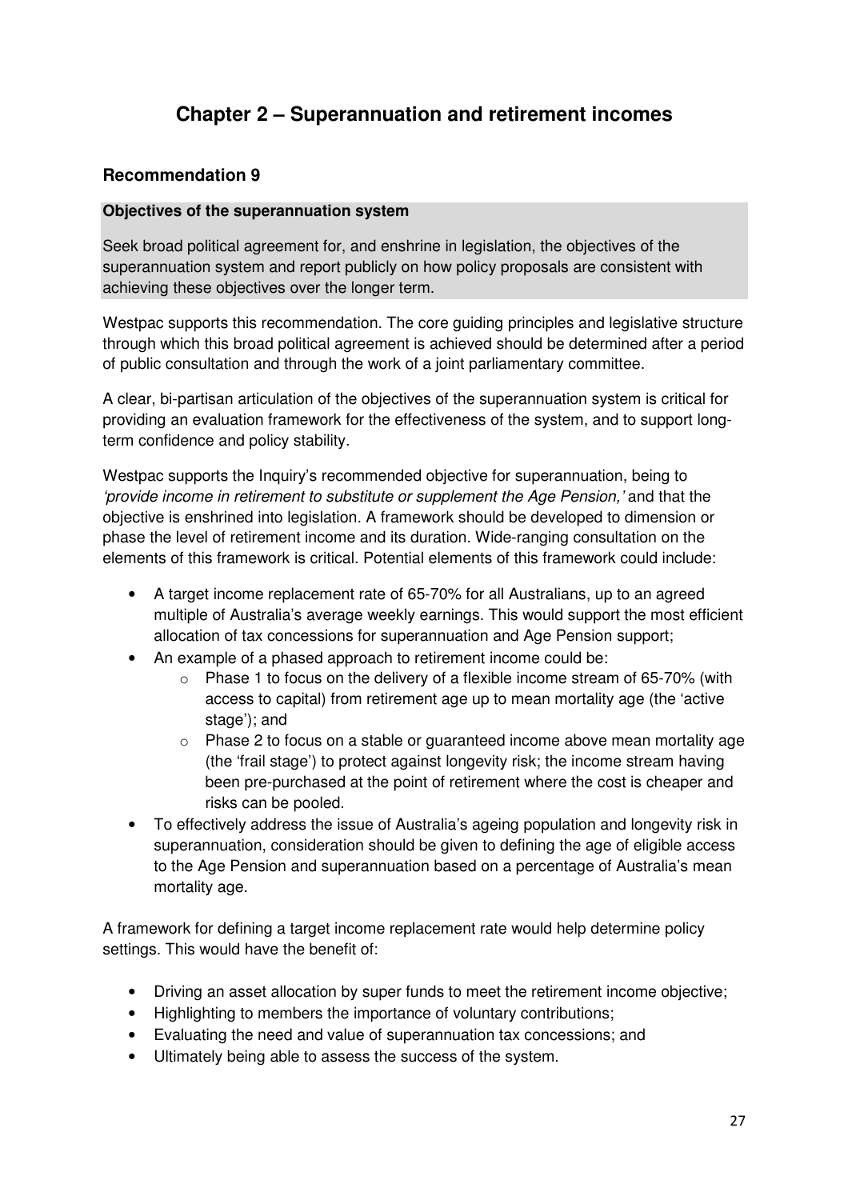# Chapter 2 – Superannuation and retirement incomes

## Recommendation 9

**Objectives of the superannuation system**

Seek broad political agreement for, and enshrine in legislation, the objectives of the superannuation system and report publicly on how policy proposals are consistent with achieving these objectives over the longer term.

Westpac supports this recommendation. The core guiding principles and legislative structure through which this broad political agreement is achieved should be determined after a period of public consultation and through the work of a joint parliamentary committee.

A clear, bi-partisan articulation of the objectives of the superannuation system is critical for providing an evaluation framework for the effectiveness of the system, and to support long-term confidence and policy stability.

Westpac supports the Inquiry's recommended objective for superannuation, being to *'provide income in retirement to substitute or supplement the Age Pension,'* and that the objective is enshrined into legislation. A framework should be developed to dimension or phase the level of retirement income and its duration. Wide-ranging consultation on the elements of this framework is critical. Potential elements of this framework could include:

- A target income replacement rate of 65-70% for all Australians, up to an agreed multiple of Australia's average weekly earnings. This would support the most efficient allocation of tax concessions for superannuation and Age Pension support;
- An example of a phased approach to retirement income could be:
  - Phase 1 to focus on the delivery of a flexible income stream of 65-70% (with access to capital) from retirement age up to mean mortality age (the 'active stage'); and
  - Phase 2 to focus on a stable or guaranteed income above mean mortality age (the 'frail stage') to protect against longevity risk; the income stream having been pre-purchased at the point of retirement where the cost is cheaper and risks can be pooled.
- To effectively address the issue of Australia's ageing population and longevity risk in superannuation, consideration should be given to defining the age of eligible access to the Age Pension and superannuation based on a percentage of Australia's mean mortality age.

A framework for defining a target income replacement rate would help determine policy settings. This would have the benefit of:

- Driving an asset allocation by super funds to meet the retirement income objective;
- Highlighting to members the importance of voluntary contributions;
- Evaluating the need and value of superannuation tax concessions; and
- Ultimately being able to assess the success of the system.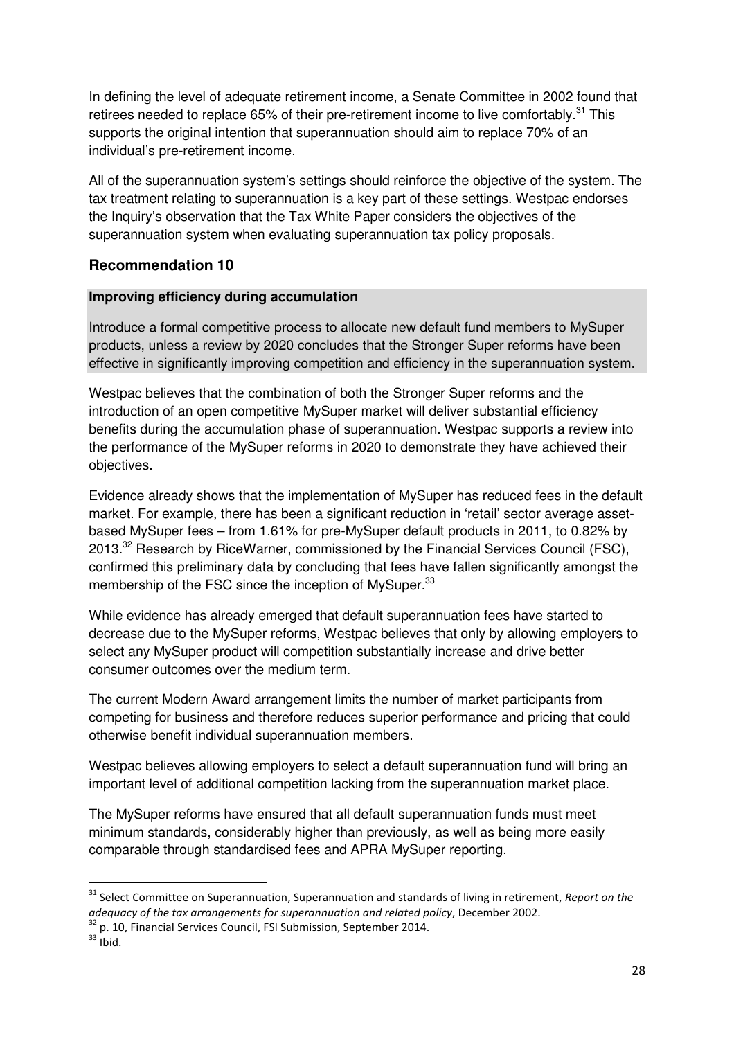In defining the level of adequate retirement income, a Senate Committee in 2002 found that retirees needed to replace 65% of their pre-retirement income to live comfortably.[31] This supports the original intention that superannuation should aim to replace 70% of an individual's pre-retirement income.

All of the superannuation system's settings should reinforce the objective of the system. The tax treatment relating to superannuation is a key part of these settings. Westpac endorses the Inquiry's observation that the Tax White Paper considers the objectives of the superannuation system when evaluating superannuation tax policy proposals.

## Recommendation 10

**Improving efficiency during accumulation**

Introduce a formal competitive process to allocate new default fund members to MySuper products, unless a review by 2020 concludes that the Stronger Super reforms have been effective in significantly improving competition and efficiency in the superannuation system.

Westpac believes that the combination of both the Stronger Super reforms and the introduction of an open competitive MySuper market will deliver substantial efficiency benefits during the accumulation phase of superannuation. Westpac supports a review into the performance of the MySuper reforms in 2020 to demonstrate they have achieved their objectives.

Evidence already shows that the implementation of MySuper has reduced fees in the default market. For example, there has been a significant reduction in 'retail' sector average asset-based MySuper fees – from 1.61% for pre-MySuper default products in 2011, to 0.82% by 2013.[32] Research by RiceWarner, commissioned by the Financial Services Council (FSC), confirmed this preliminary data by concluding that fees have fallen significantly amongst the membership of the FSC since the inception of MySuper.[33]

While evidence has already emerged that default superannuation fees have started to decrease due to the MySuper reforms, Westpac believes that only by allowing employers to select any MySuper product will competition substantially increase and drive better consumer outcomes over the medium term.

The current Modern Award arrangement limits the number of market participants from competing for business and therefore reduces superior performance and pricing that could otherwise benefit individual superannuation members.

Westpac believes allowing employers to select a default superannuation fund will bring an important level of additional competition lacking from the superannuation market place.

The MySuper reforms have ensured that all default superannuation funds must meet minimum standards, considerably higher than previously, as well as being more easily comparable through standardised fees and APRA MySuper reporting.

---

[31] Select Committee on Superannuation, Superannuation and standards of living in retirement, *Report on the adequacy of the tax arrangements for superannuation and related policy*, December 2002.

[32] p. 10, Financial Services Council, FSI Submission, September 2014.

[33] Ibid.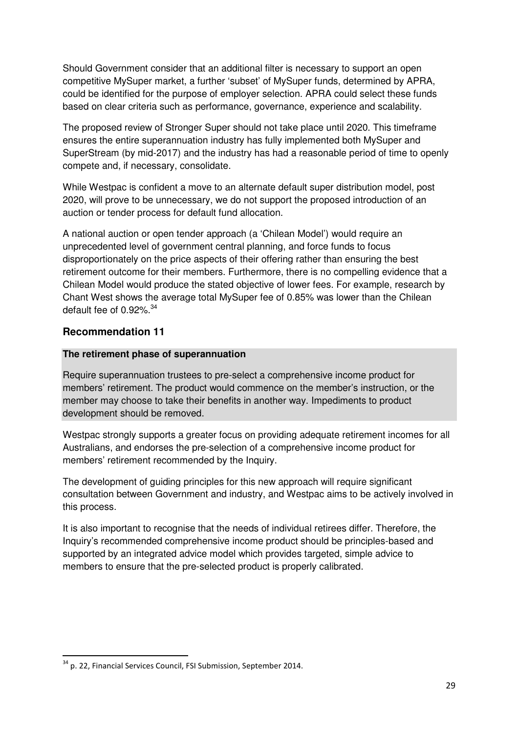Should Government consider that an additional filter is necessary to support an open competitive MySuper market, a further 'subset' of MySuper funds, determined by APRA, could be identified for the purpose of employer selection. APRA could select these funds based on clear criteria such as performance, governance, experience and scalability.

The proposed review of Stronger Super should not take place until 2020. This timeframe ensures the entire superannuation industry has fully implemented both MySuper and SuperStream (by mid-2017) and the industry has had a reasonable period of time to openly compete and, if necessary, consolidate.

While Westpac is confident a move to an alternate default super distribution model, post 2020, will prove to be unnecessary, we do not support the proposed introduction of an auction or tender process for default fund allocation.

A national auction or open tender approach (a 'Chilean Model') would require an unprecedented level of government central planning, and force funds to focus disproportionately on the price aspects of their offering rather than ensuring the best retirement outcome for their members. Furthermore, there is no compelling evidence that a Chilean Model would produce the stated objective of lower fees. For example, research by Chant West shows the average total MySuper fee of 0.85% was lower than the Chilean default fee of 0.92%.[34]

## Recommendation 11

**The retirement phase of superannuation**

Require superannuation trustees to pre-select a comprehensive income product for members' retirement. The product would commence on the member's instruction, or the member may choose to take their benefits in another way. Impediments to product development should be removed.

Westpac strongly supports a greater focus on providing adequate retirement incomes for all Australians, and endorses the pre-selection of a comprehensive income product for members' retirement recommended by the Inquiry.

The development of guiding principles for this new approach will require significant consultation between Government and industry, and Westpac aims to be actively involved in this process.

It is also important to recognise that the needs of individual retirees differ. Therefore, the Inquiry's recommended comprehensive income product should be principles-based and supported by an integrated advice model which provides targeted, simple advice to members to ensure that the pre-selected product is properly calibrated.

[34] p. 22, Financial Services Council, FSI Submission, September 2014.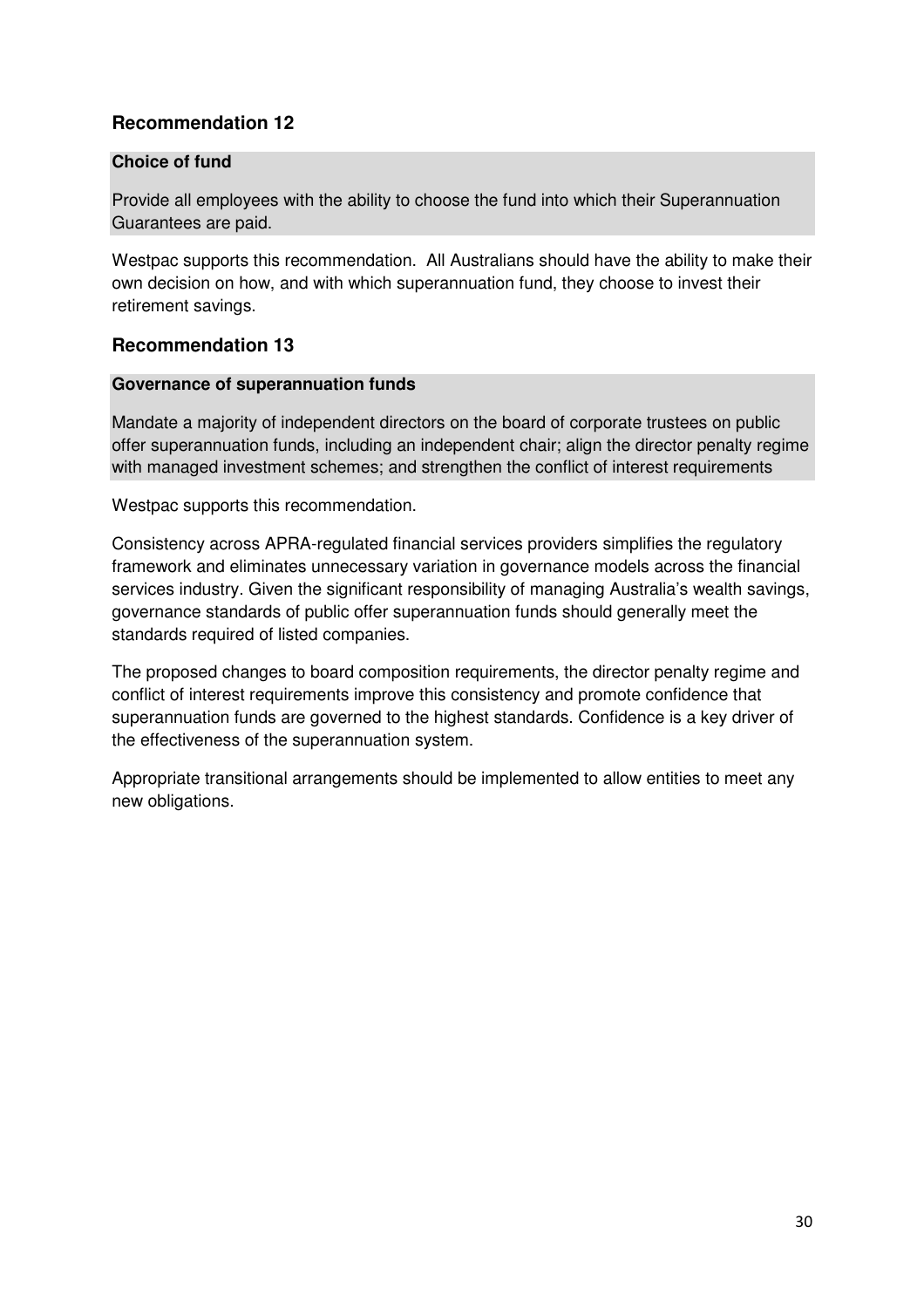## Recommendation 12

**Choice of fund**

Provide all employees with the ability to choose the fund into which their Superannuation Guarantees are paid.

Westpac supports this recommendation. All Australians should have the ability to make their own decision on how, and with which superannuation fund, they choose to invest their retirement savings.

## Recommendation 13

**Governance of superannuation funds**

Mandate a majority of independent directors on the board of corporate trustees on public offer superannuation funds, including an independent chair; align the director penalty regime with managed investment schemes; and strengthen the conflict of interest requirements

Westpac supports this recommendation.

Consistency across APRA-regulated financial services providers simplifies the regulatory framework and eliminates unnecessary variation in governance models across the financial services industry. Given the significant responsibility of managing Australia's wealth savings, governance standards of public offer superannuation funds should generally meet the standards required of listed companies.

The proposed changes to board composition requirements, the director penalty regime and conflict of interest requirements improve this consistency and promote confidence that superannuation funds are governed to the highest standards. Confidence is a key driver of the effectiveness of the superannuation system.

Appropriate transitional arrangements should be implemented to allow entities to meet any new obligations.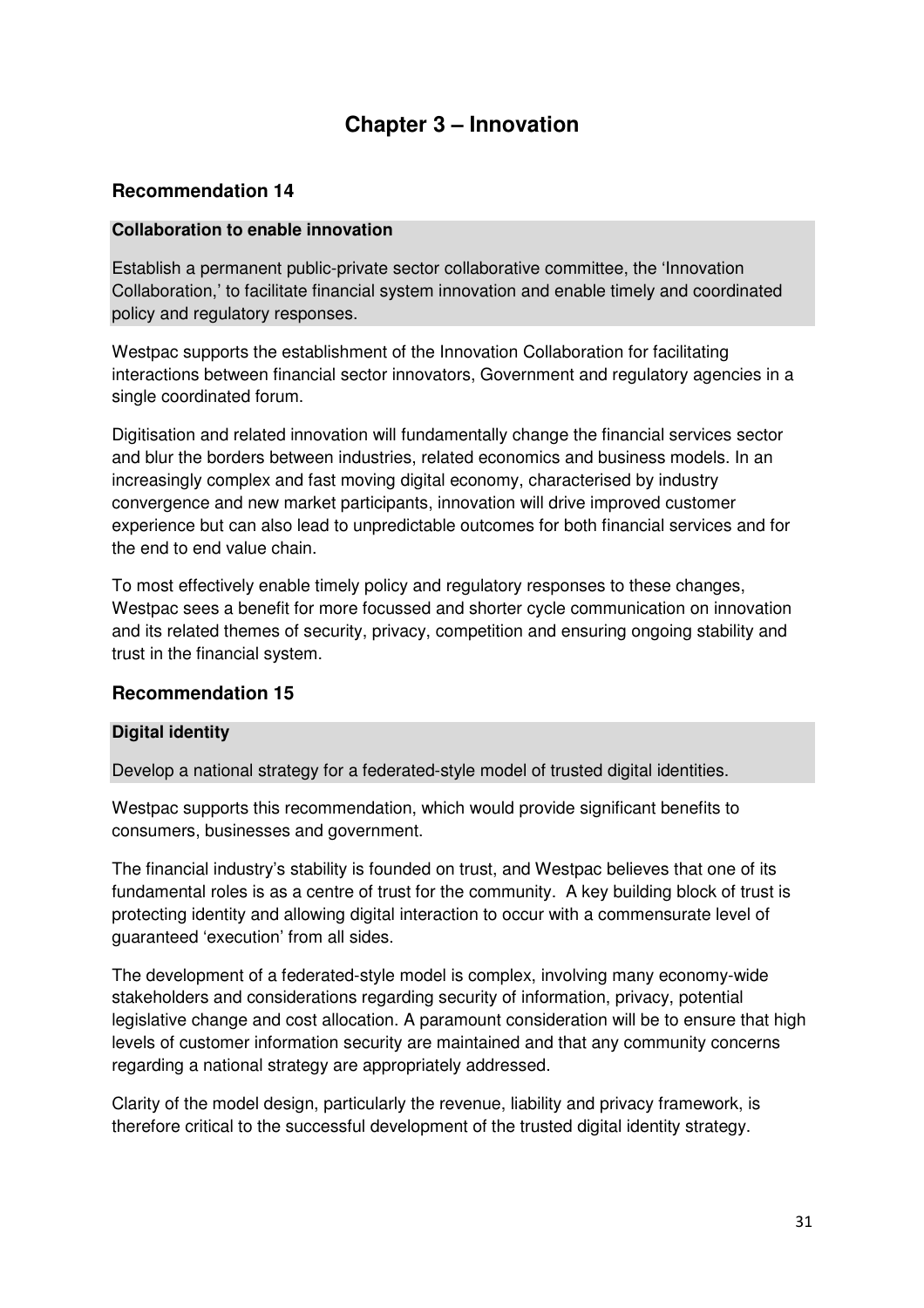# Chapter 3 – Innovation

## Recommendation 14

**Collaboration to enable innovation**

Establish a permanent public-private sector collaborative committee, the 'Innovation Collaboration,' to facilitate financial system innovation and enable timely and coordinated policy and regulatory responses.

Westpac supports the establishment of the Innovation Collaboration for facilitating interactions between financial sector innovators, Government and regulatory agencies in a single coordinated forum.

Digitisation and related innovation will fundamentally change the financial services sector and blur the borders between industries, related economics and business models. In an increasingly complex and fast moving digital economy, characterised by industry convergence and new market participants, innovation will drive improved customer experience but can also lead to unpredictable outcomes for both financial services and for the end to end value chain.

To most effectively enable timely policy and regulatory responses to these changes, Westpac sees a benefit for more focussed and shorter cycle communication on innovation and its related themes of security, privacy, competition and ensuring ongoing stability and trust in the financial system.

## Recommendation 15

**Digital identity**

Develop a national strategy for a federated-style model of trusted digital identities.

Westpac supports this recommendation, which would provide significant benefits to consumers, businesses and government.

The financial industry's stability is founded on trust, and Westpac believes that one of its fundamental roles is as a centre of trust for the community. A key building block of trust is protecting identity and allowing digital interaction to occur with a commensurate level of guaranteed 'execution' from all sides.

The development of a federated-style model is complex, involving many economy-wide stakeholders and considerations regarding security of information, privacy, potential legislative change and cost allocation. A paramount consideration will be to ensure that high levels of customer information security are maintained and that any community concerns regarding a national strategy are appropriately addressed.

Clarity of the model design, particularly the revenue, liability and privacy framework, is therefore critical to the successful development of the trusted digital identity strategy.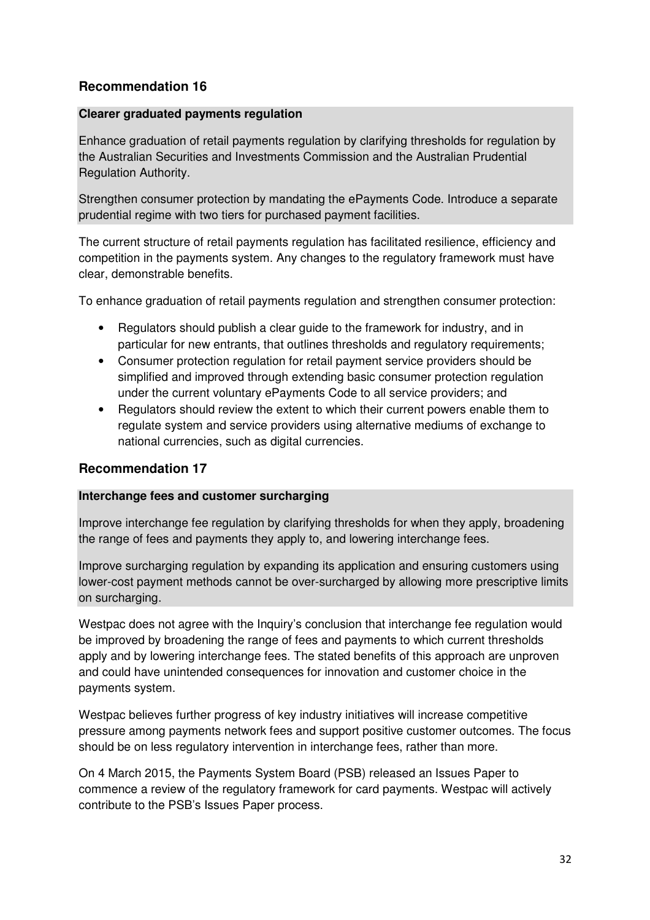## Recommendation 16

**Clearer graduated payments regulation**

Enhance graduation of retail payments regulation by clarifying thresholds for regulation by the Australian Securities and Investments Commission and the Australian Prudential Regulation Authority.

Strengthen consumer protection by mandating the ePayments Code. Introduce a separate prudential regime with two tiers for purchased payment facilities.

The current structure of retail payments regulation has facilitated resilience, efficiency and competition in the payments system. Any changes to the regulatory framework must have clear, demonstrable benefits.

To enhance graduation of retail payments regulation and strengthen consumer protection:

- Regulators should publish a clear guide to the framework for industry, and in particular for new entrants, that outlines thresholds and regulatory requirements;
- Consumer protection regulation for retail payment service providers should be simplified and improved through extending basic consumer protection regulation under the current voluntary ePayments Code to all service providers; and
- Regulators should review the extent to which their current powers enable them to regulate system and service providers using alternative mediums of exchange to national currencies, such as digital currencies.

## Recommendation 17

**Interchange fees and customer surcharging**

Improve interchange fee regulation by clarifying thresholds for when they apply, broadening the range of fees and payments they apply to, and lowering interchange fees.

Improve surcharging regulation by expanding its application and ensuring customers using lower-cost payment methods cannot be over-surcharged by allowing more prescriptive limits on surcharging.

Westpac does not agree with the Inquiry's conclusion that interchange fee regulation would be improved by broadening the range of fees and payments to which current thresholds apply and by lowering interchange fees. The stated benefits of this approach are unproven and could have unintended consequences for innovation and customer choice in the payments system.

Westpac believes further progress of key industry initiatives will increase competitive pressure among payments network fees and support positive customer outcomes. The focus should be on less regulatory intervention in interchange fees, rather than more.

On 4 March 2015, the Payments System Board (PSB) released an Issues Paper to commence a review of the regulatory framework for card payments. Westpac will actively contribute to the PSB's Issues Paper process.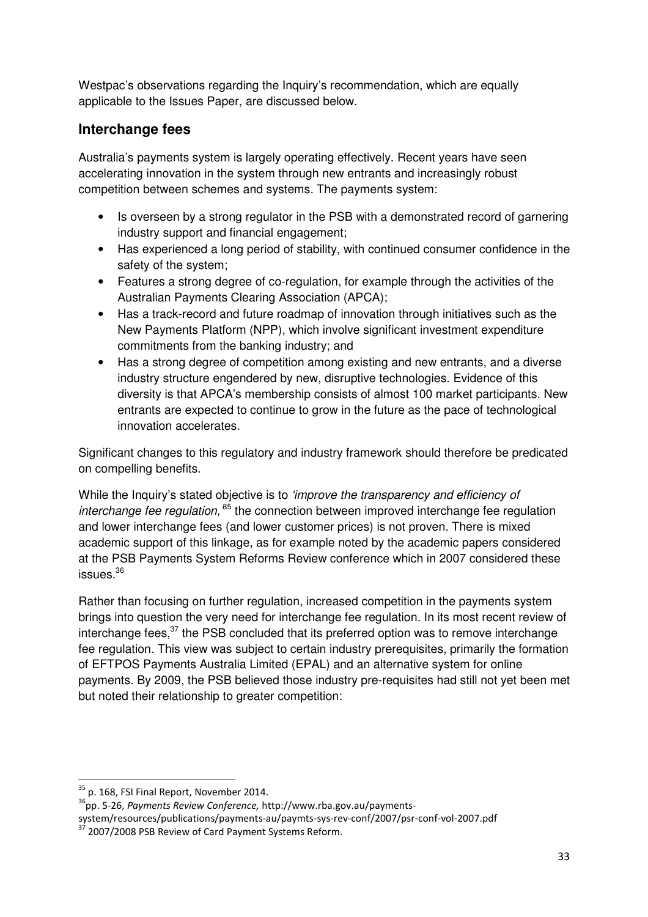Westpac's observations regarding the Inquiry's recommendation, which are equally applicable to the Issues Paper, are discussed below.

## Interchange fees

Australia's payments system is largely operating effectively. Recent years have seen accelerating innovation in the system through new entrants and increasingly robust competition between schemes and systems. The payments system:

- Is overseen by a strong regulator in the PSB with a demonstrated record of garnering industry support and financial engagement;
- Has experienced a long period of stability, with continued consumer confidence in the safety of the system;
- Features a strong degree of co-regulation, for example through the activities of the Australian Payments Clearing Association (APCA);
- Has a track-record and future roadmap of innovation through initiatives such as the New Payments Platform (NPP), which involve significant investment expenditure commitments from the banking industry; and
- Has a strong degree of competition among existing and new entrants, and a diverse industry structure engendered by new, disruptive technologies. Evidence of this diversity is that APCA's membership consists of almost 100 market participants. New entrants are expected to continue to grow in the future as the pace of technological innovation accelerates.

Significant changes to this regulatory and industry framework should therefore be predicated on compelling benefits.

While the Inquiry's stated objective is to *'improve the transparency and efficiency of interchange fee regulation,*[85] the connection between improved interchange fee regulation and lower interchange fees (and lower customer prices) is not proven. There is mixed academic support of this linkage, as for example noted by the academic papers considered at the PSB Payments System Reforms Review conference which in 2007 considered these issues.[36]

Rather than focusing on further regulation, increased competition in the payments system brings into question the very need for interchange fee regulation. In its most recent review of interchange fees,[37] the PSB concluded that its preferred option was to remove interchange fee regulation. This view was subject to certain industry prerequisites, primarily the formation of EFTPOS Payments Australia Limited (EPAL) and an alternative system for online payments. By 2009, the PSB believed those industry pre-requisites had still not yet been met but noted their relationship to greater competition:

---

[35] p. 168, FSI Final Report, November 2014.

[36] pp. 5-26, *Payments Review Conference,* http://www.rba.gov.au/payments-system/resources/publications/payments-au/paymts-sys-rev-conf/2007/psr-conf-vol-2007.pdf

[37] 2007/2008 PSB Review of Card Payment Systems Reform.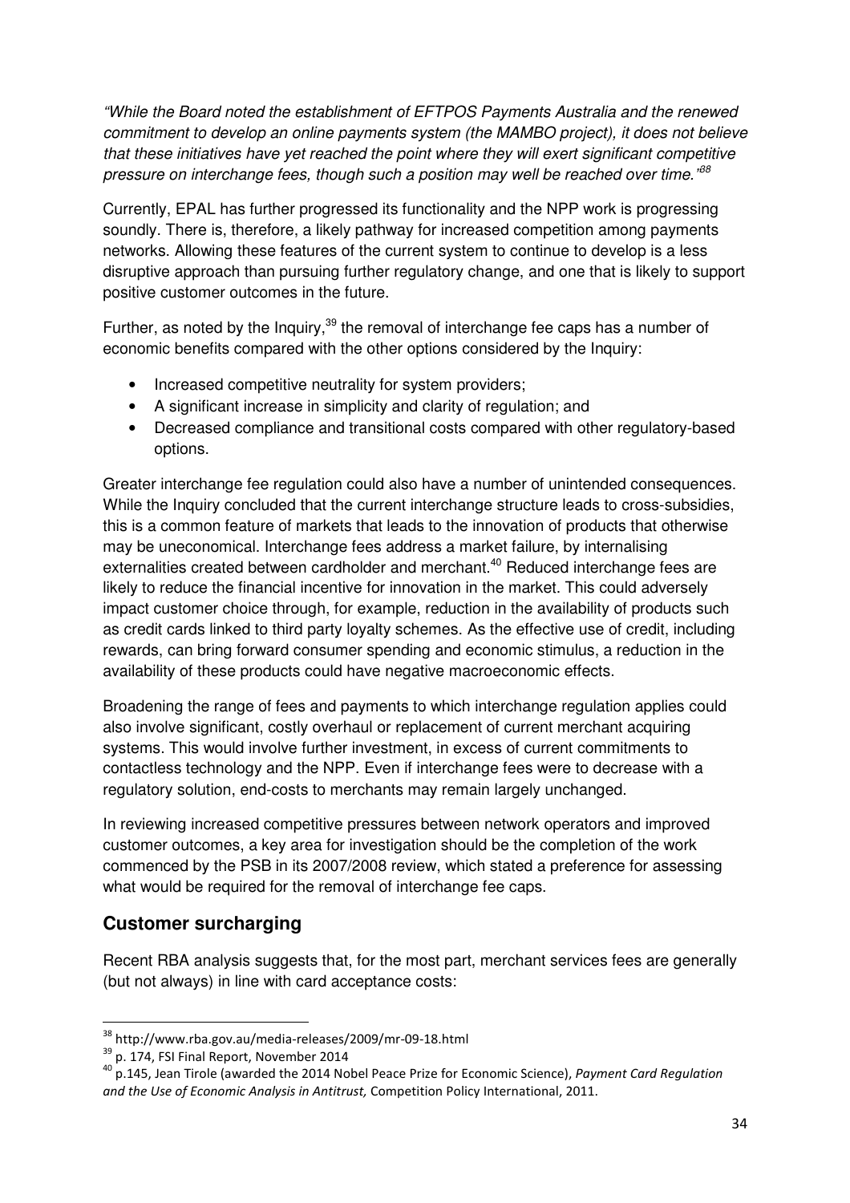*"While the Board noted the establishment of EFTPOS Payments Australia and the renewed commitment to develop an online payments system (the MAMBO project), it does not believe that these initiatives have yet reached the point where they will exert significant competitive pressure on interchange fees, though such a position may well be reached over time."*[38]

Currently, EPAL has further progressed its functionality and the NPP work is progressing soundly. There is, therefore, a likely pathway for increased competition among payments networks. Allowing these features of the current system to continue to develop is a less disruptive approach than pursuing further regulatory change, and one that is likely to support positive customer outcomes in the future.

Further, as noted by the Inquiry,[39] the removal of interchange fee caps has a number of economic benefits compared with the other options considered by the Inquiry:

- Increased competitive neutrality for system providers;
- A significant increase in simplicity and clarity of regulation; and
- Decreased compliance and transitional costs compared with other regulatory-based options.

Greater interchange fee regulation could also have a number of unintended consequences. While the Inquiry concluded that the current interchange structure leads to cross-subsidies, this is a common feature of markets that leads to the innovation of products that otherwise may be uneconomical. Interchange fees address a market failure, by internalising externalities created between cardholder and merchant.[40] Reduced interchange fees are likely to reduce the financial incentive for innovation in the market. This could adversely impact customer choice through, for example, reduction in the availability of products such as credit cards linked to third party loyalty schemes. As the effective use of credit, including rewards, can bring forward consumer spending and economic stimulus, a reduction in the availability of these products could have negative macroeconomic effects.

Broadening the range of fees and payments to which interchange regulation applies could also involve significant, costly overhaul or replacement of current merchant acquiring systems. This would involve further investment, in excess of current commitments to contactless technology and the NPP. Even if interchange fees were to decrease with a regulatory solution, end-costs to merchants may remain largely unchanged.

In reviewing increased competitive pressures between network operators and improved customer outcomes, a key area for investigation should be the completion of the work commenced by the PSB in its 2007/2008 review, which stated a preference for assessing what would be required for the removal of interchange fee caps.

## Customer surcharging

Recent RBA analysis suggests that, for the most part, merchant services fees are generally (but not always) in line with card acceptance costs:

---

[38] http://www.rba.gov.au/media-releases/2009/mr-09-18.html

[39] p. 174, FSI Final Report, November 2014

[40] p.145, Jean Tirole (awarded the 2014 Nobel Peace Prize for Economic Science), *Payment Card Regulation and the Use of Economic Analysis in Antitrust,* Competition Policy International, 2011.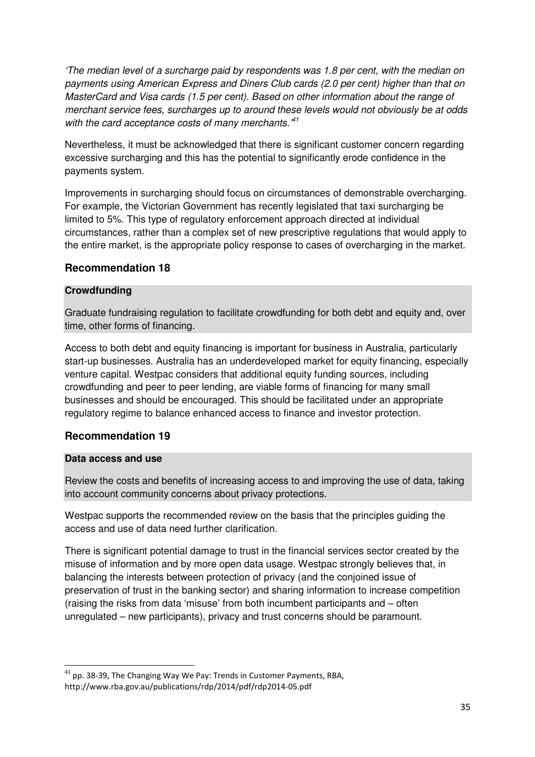*'The median level of a surcharge paid by respondents was 1.8 per cent, with the median on payments using American Express and Diners Club cards (2.0 per cent) higher than that on MasterCard and Visa cards (1.5 per cent). Based on other information about the range of merchant service fees, surcharges up to around these levels would not obviously be at odds with the card acceptance costs of many merchants.'*[41]

Nevertheless, it must be acknowledged that there is significant customer concern regarding excessive surcharging and this has the potential to significantly erode confidence in the payments system.

Improvements in surcharging should focus on circumstances of demonstrable overcharging. For example, the Victorian Government has recently legislated that taxi surcharging be limited to 5%. This type of regulatory enforcement approach directed at individual circumstances, rather than a complex set of new prescriptive regulations that would apply to the entire market, is the appropriate policy response to cases of overcharging in the market.

## Recommendation 18

**Crowdfunding**

Graduate fundraising regulation to facilitate crowdfunding for both debt and equity and, over time, other forms of financing.

Access to both debt and equity financing is important for business in Australia, particularly start-up businesses. Australia has an underdeveloped market for equity financing, especially venture capital. Westpac considers that additional equity funding sources, including crowdfunding and peer to peer lending, are viable forms of financing for many small businesses and should be encouraged. This should be facilitated under an appropriate regulatory regime to balance enhanced access to finance and investor protection.

## Recommendation 19

**Data access and use**

Review the costs and benefits of increasing access to and improving the use of data, taking into account community concerns about privacy protections.

Westpac supports the recommended review on the basis that the principles guiding the access and use of data need further clarification.

There is significant potential damage to trust in the financial services sector created by the misuse of information and by more open data usage. Westpac strongly believes that, in balancing the interests between protection of privacy (and the conjoined issue of preservation of trust in the banking sector) and sharing information to increase competition (raising the risks from data 'misuse' from both incumbent participants and – often unregulated – new participants), privacy and trust concerns should be paramount.

---

[41] pp. 38-39, The Changing Way We Pay: Trends in Customer Payments, RBA, http://www.rba.gov.au/publications/rdp/2014/pdf/rdp2014-05.pdf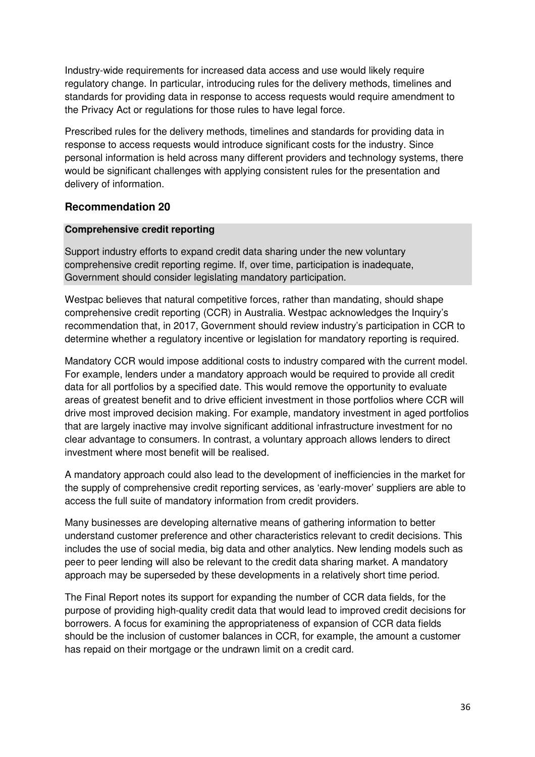Industry-wide requirements for increased data access and use would likely require regulatory change. In particular, introducing rules for the delivery methods, timelines and standards for providing data in response to access requests would require amendment to the Privacy Act or regulations for those rules to have legal force.

Prescribed rules for the delivery methods, timelines and standards for providing data in response to access requests would introduce significant costs for the industry. Since personal information is held across many different providers and technology systems, there would be significant challenges with applying consistent rules for the presentation and delivery of information.

## Recommendation 20

**Comprehensive credit reporting**

Support industry efforts to expand credit data sharing under the new voluntary comprehensive credit reporting regime. If, over time, participation is inadequate, Government should consider legislating mandatory participation.

Westpac believes that natural competitive forces, rather than mandating, should shape comprehensive credit reporting (CCR) in Australia. Westpac acknowledges the Inquiry's recommendation that, in 2017, Government should review industry's participation in CCR to determine whether a regulatory incentive or legislation for mandatory reporting is required.

Mandatory CCR would impose additional costs to industry compared with the current model. For example, lenders under a mandatory approach would be required to provide all credit data for all portfolios by a specified date. This would remove the opportunity to evaluate areas of greatest benefit and to drive efficient investment in those portfolios where CCR will drive most improved decision making. For example, mandatory investment in aged portfolios that are largely inactive may involve significant additional infrastructure investment for no clear advantage to consumers. In contrast, a voluntary approach allows lenders to direct investment where most benefit will be realised.

A mandatory approach could also lead to the development of inefficiencies in the market for the supply of comprehensive credit reporting services, as 'early-mover' suppliers are able to access the full suite of mandatory information from credit providers.

Many businesses are developing alternative means of gathering information to better understand customer preference and other characteristics relevant to credit decisions. This includes the use of social media, big data and other analytics. New lending models such as peer to peer lending will also be relevant to the credit data sharing market. A mandatory approach may be superseded by these developments in a relatively short time period.

The Final Report notes its support for expanding the number of CCR data fields, for the purpose of providing high-quality credit data that would lead to improved credit decisions for borrowers. A focus for examining the appropriateness of expansion of CCR data fields should be the inclusion of customer balances in CCR, for example, the amount a customer has repaid on their mortgage or the undrawn limit on a credit card.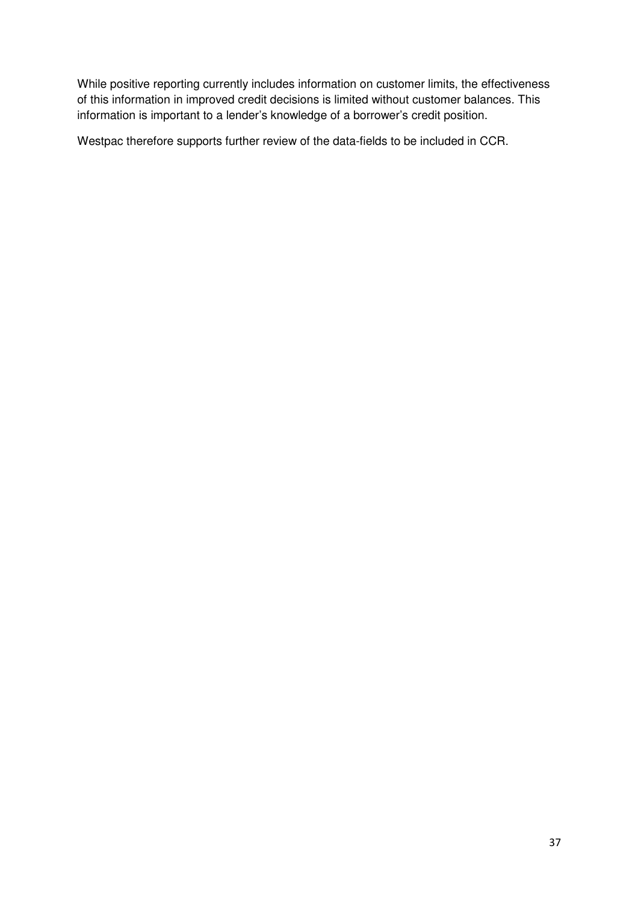While positive reporting currently includes information on customer limits, the effectiveness of this information in improved credit decisions is limited without customer balances. This information is important to a lender's knowledge of a borrower's credit position.

Westpac therefore supports further review of the data-fields to be included in CCR.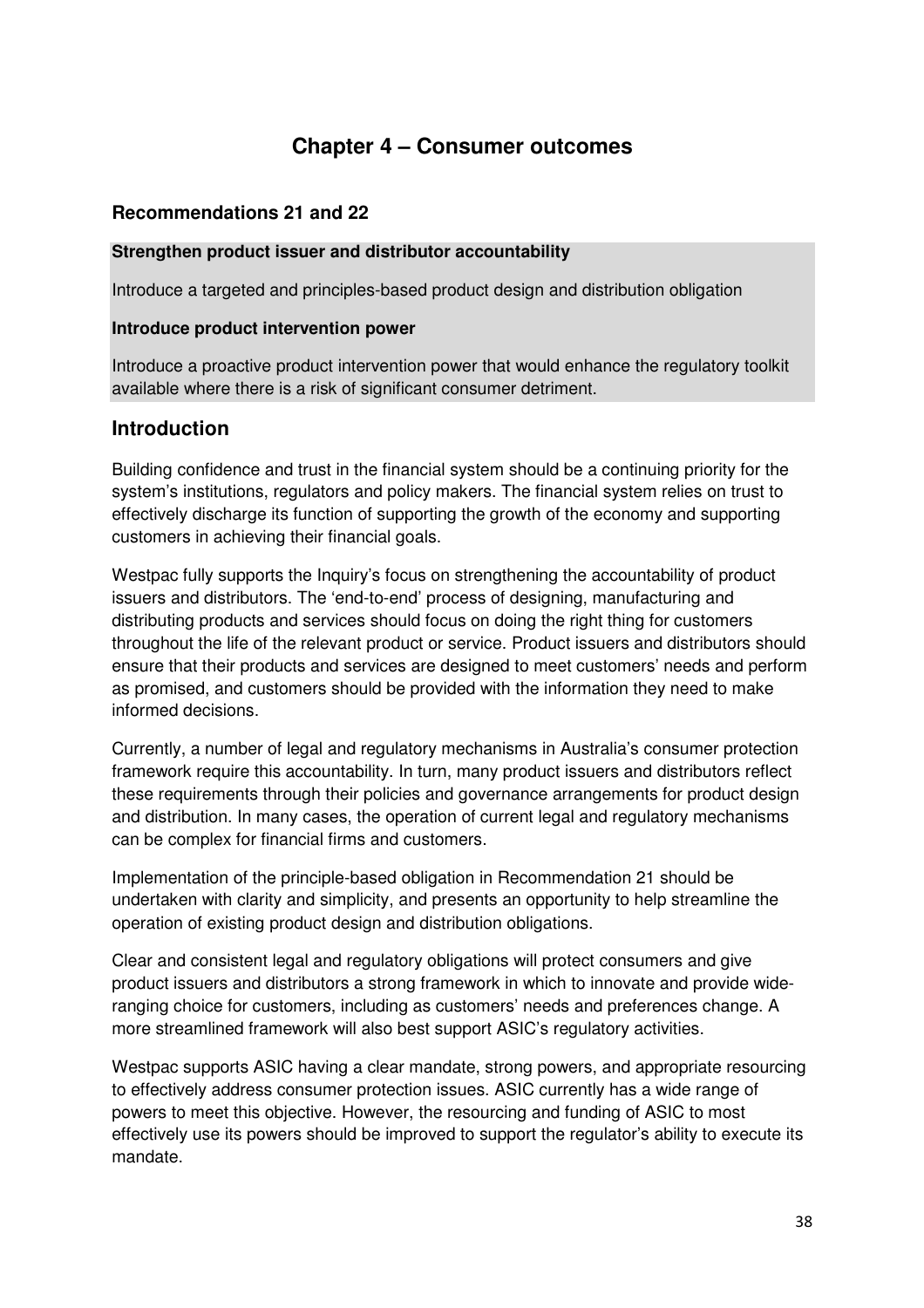# Chapter 4 – Consumer outcomes

### Recommendations 21 and 22

**Strengthen product issuer and distributor accountability**

Introduce a targeted and principles-based product design and distribution obligation

**Introduce product intervention power**

Introduce a proactive product intervention power that would enhance the regulatory toolkit available where there is a risk of significant consumer detriment.

## Introduction

Building confidence and trust in the financial system should be a continuing priority for the system's institutions, regulators and policy makers. The financial system relies on trust to effectively discharge its function of supporting the growth of the economy and supporting customers in achieving their financial goals.

Westpac fully supports the Inquiry's focus on strengthening the accountability of product issuers and distributors. The 'end-to-end' process of designing, manufacturing and distributing products and services should focus on doing the right thing for customers throughout the life of the relevant product or service. Product issuers and distributors should ensure that their products and services are designed to meet customers' needs and perform as promised, and customers should be provided with the information they need to make informed decisions.

Currently, a number of legal and regulatory mechanisms in Australia's consumer protection framework require this accountability. In turn, many product issuers and distributors reflect these requirements through their policies and governance arrangements for product design and distribution. In many cases, the operation of current legal and regulatory mechanisms can be complex for financial firms and customers.

Implementation of the principle-based obligation in Recommendation 21 should be undertaken with clarity and simplicity, and presents an opportunity to help streamline the operation of existing product design and distribution obligations.

Clear and consistent legal and regulatory obligations will protect consumers and give product issuers and distributors a strong framework in which to innovate and provide wide-ranging choice for customers, including as customers' needs and preferences change. A more streamlined framework will also best support ASIC's regulatory activities.

Westpac supports ASIC having a clear mandate, strong powers, and appropriate resourcing to effectively address consumer protection issues. ASIC currently has a wide range of powers to meet this objective. However, the resourcing and funding of ASIC to most effectively use its powers should be improved to support the regulator's ability to execute its mandate.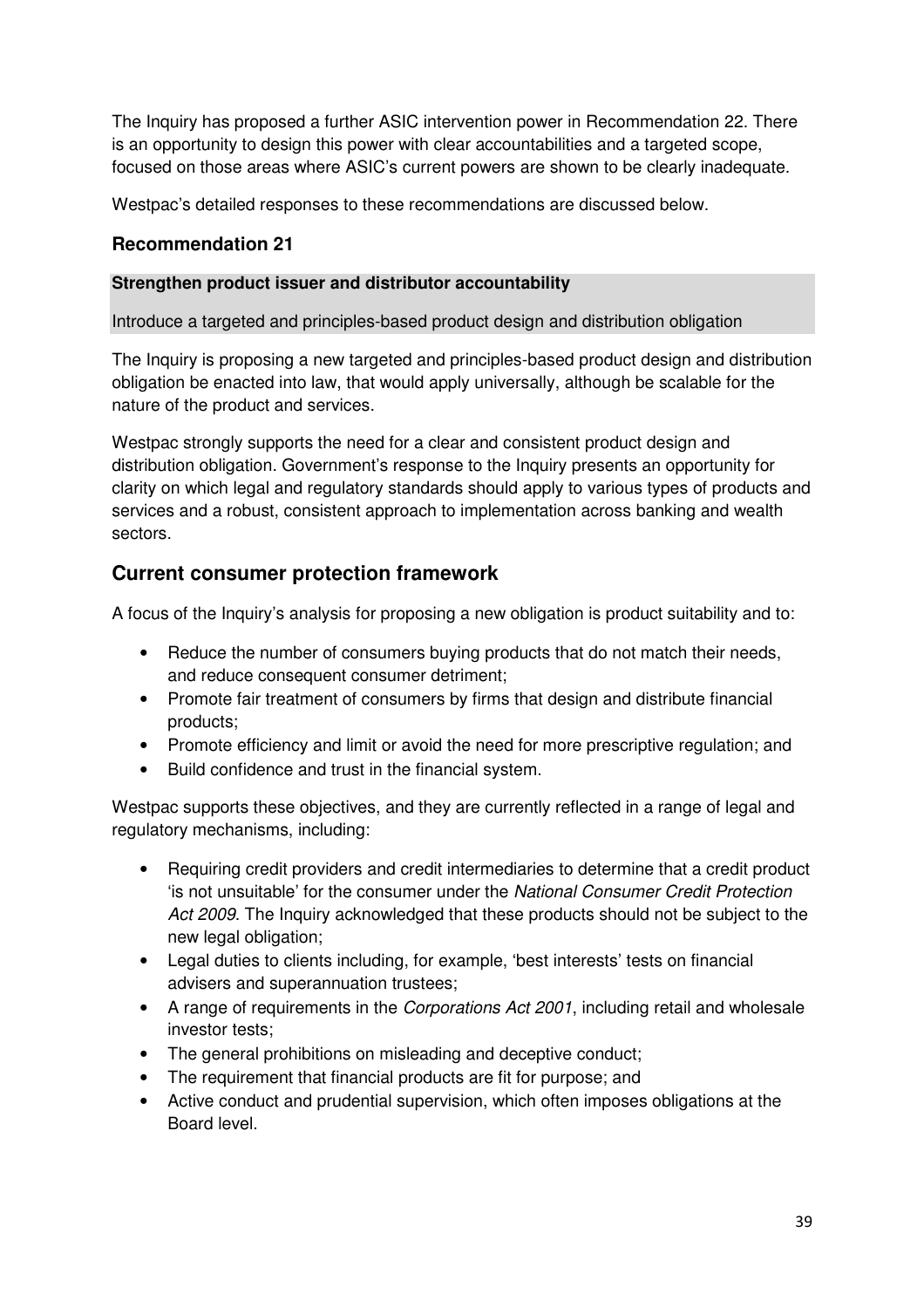The Inquiry has proposed a further ASIC intervention power in Recommendation 22. There is an opportunity to design this power with clear accountabilities and a targeted scope, focused on those areas where ASIC's current powers are shown to be clearly inadequate.

Westpac's detailed responses to these recommendations are discussed below.

### Recommendation 21

**Strengthen product issuer and distributor accountability**

Introduce a targeted and principles-based product design and distribution obligation

The Inquiry is proposing a new targeted and principles-based product design and distribution obligation be enacted into law, that would apply universally, although be scalable for the nature of the product and services.

Westpac strongly supports the need for a clear and consistent product design and distribution obligation. Government's response to the Inquiry presents an opportunity for clarity on which legal and regulatory standards should apply to various types of products and services and a robust, consistent approach to implementation across banking and wealth sectors.

## Current consumer protection framework

A focus of the Inquiry's analysis for proposing a new obligation is product suitability and to:

- Reduce the number of consumers buying products that do not match their needs, and reduce consequent consumer detriment;
- Promote fair treatment of consumers by firms that design and distribute financial products;
- Promote efficiency and limit or avoid the need for more prescriptive regulation; and
- Build confidence and trust in the financial system.

Westpac supports these objectives, and they are currently reflected in a range of legal and regulatory mechanisms, including:

- Requiring credit providers and credit intermediaries to determine that a credit product 'is not unsuitable' for the consumer under the *National Consumer Credit Protection Act 2009*. The Inquiry acknowledged that these products should not be subject to the new legal obligation;
- Legal duties to clients including, for example, 'best interests' tests on financial advisers and superannuation trustees;
- A range of requirements in the *Corporations Act 2001*, including retail and wholesale investor tests;
- The general prohibitions on misleading and deceptive conduct;
- The requirement that financial products are fit for purpose; and
- Active conduct and prudential supervision, which often imposes obligations at the Board level.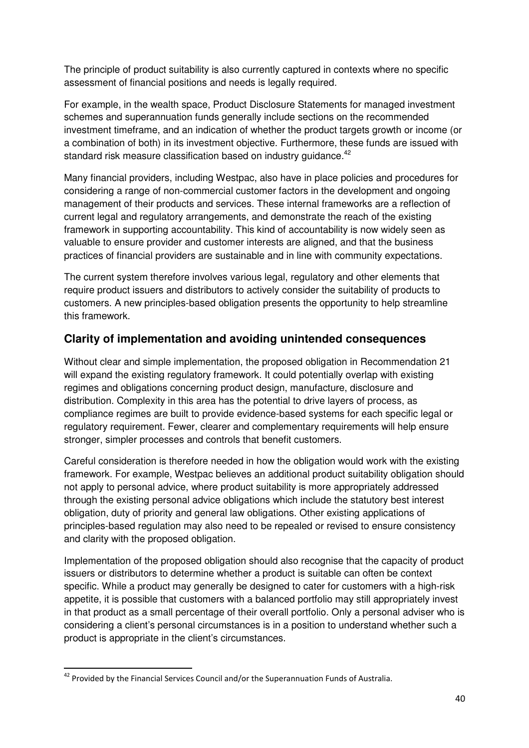The principle of product suitability is also currently captured in contexts where no specific assessment of financial positions and needs is legally required.

For example, in the wealth space, Product Disclosure Statements for managed investment schemes and superannuation funds generally include sections on the recommended investment timeframe, and an indication of whether the product targets growth or income (or a combination of both) in its investment objective. Furthermore, these funds are issued with standard risk measure classification based on industry guidance.[42]

Many financial providers, including Westpac, also have in place policies and procedures for considering a range of non-commercial customer factors in the development and ongoing management of their products and services. These internal frameworks are a reflection of current legal and regulatory arrangements, and demonstrate the reach of the existing framework in supporting accountability. This kind of accountability is now widely seen as valuable to ensure provider and customer interests are aligned, and that the business practices of financial providers are sustainable and in line with community expectations.

The current system therefore involves various legal, regulatory and other elements that require product issuers and distributors to actively consider the suitability of products to customers. A new principles-based obligation presents the opportunity to help streamline this framework.

## Clarity of implementation and avoiding unintended consequences

Without clear and simple implementation, the proposed obligation in Recommendation 21 will expand the existing regulatory framework. It could potentially overlap with existing regimes and obligations concerning product design, manufacture, disclosure and distribution. Complexity in this area has the potential to drive layers of process, as compliance regimes are built to provide evidence-based systems for each specific legal or regulatory requirement. Fewer, clearer and complementary requirements will help ensure stronger, simpler processes and controls that benefit customers.

Careful consideration is therefore needed in how the obligation would work with the existing framework. For example, Westpac believes an additional product suitability obligation should not apply to personal advice, where product suitability is more appropriately addressed through the existing personal advice obligations which include the statutory best interest obligation, duty of priority and general law obligations. Other existing applications of principles-based regulation may also need to be repealed or revised to ensure consistency and clarity with the proposed obligation.

Implementation of the proposed obligation should also recognise that the capacity of product issuers or distributors to determine whether a product is suitable can often be context specific. While a product may generally be designed to cater for customers with a high-risk appetite, it is possible that customers with a balanced portfolio may still appropriately invest in that product as a small percentage of their overall portfolio. Only a personal adviser who is considering a client's personal circumstances is in a position to understand whether such a product is appropriate in the client's circumstances.

[42] Provided by the Financial Services Council and/or the Superannuation Funds of Australia.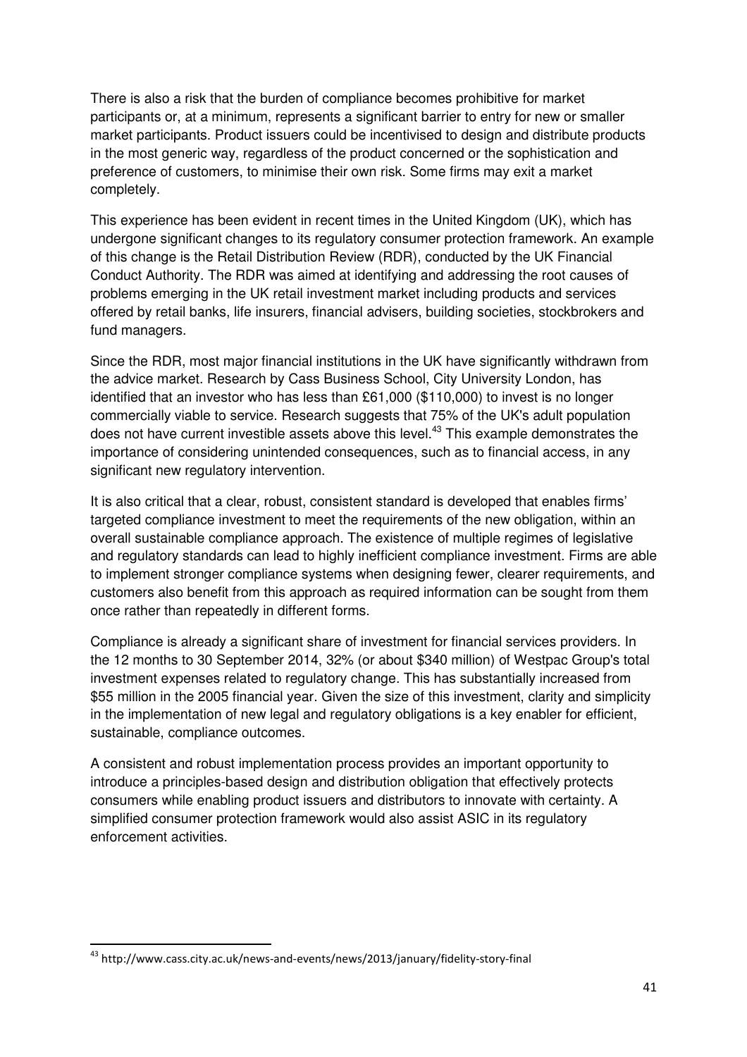There is also a risk that the burden of compliance becomes prohibitive for market participants or, at a minimum, represents a significant barrier to entry for new or smaller market participants. Product issuers could be incentivised to design and distribute products in the most generic way, regardless of the product concerned or the sophistication and preference of customers, to minimise their own risk. Some firms may exit a market completely.

This experience has been evident in recent times in the United Kingdom (UK), which has undergone significant changes to its regulatory consumer protection framework. An example of this change is the Retail Distribution Review (RDR), conducted by the UK Financial Conduct Authority. The RDR was aimed at identifying and addressing the root causes of problems emerging in the UK retail investment market including products and services offered by retail banks, life insurers, financial advisers, building societies, stockbrokers and fund managers.

Since the RDR, most major financial institutions in the UK have significantly withdrawn from the advice market. Research by Cass Business School, City University London, has identified that an investor who has less than £61,000 ($110,000) to invest is no longer commercially viable to service. Research suggests that 75% of the UK's adult population does not have current investible assets above this level.[43] This example demonstrates the importance of considering unintended consequences, such as to financial access, in any significant new regulatory intervention.

It is also critical that a clear, robust, consistent standard is developed that enables firms' targeted compliance investment to meet the requirements of the new obligation, within an overall sustainable compliance approach. The existence of multiple regimes of legislative and regulatory standards can lead to highly inefficient compliance investment. Firms are able to implement stronger compliance systems when designing fewer, clearer requirements, and customers also benefit from this approach as required information can be sought from them once rather than repeatedly in different forms.

Compliance is already a significant share of investment for financial services providers. In the 12 months to 30 September 2014, 32% (or about $340 million) of Westpac Group's total investment expenses related to regulatory change. This has substantially increased from $55 million in the 2005 financial year. Given the size of this investment, clarity and simplicity in the implementation of new legal and regulatory obligations is a key enabler for efficient, sustainable, compliance outcomes.

A consistent and robust implementation process provides an important opportunity to introduce a principles-based design and distribution obligation that effectively protects consumers while enabling product issuers and distributors to innovate with certainty. A simplified consumer protection framework would also assist ASIC in its regulatory enforcement activities.

[43] http://www.cass.city.ac.uk/news-and-events/news/2013/january/fidelity-story-final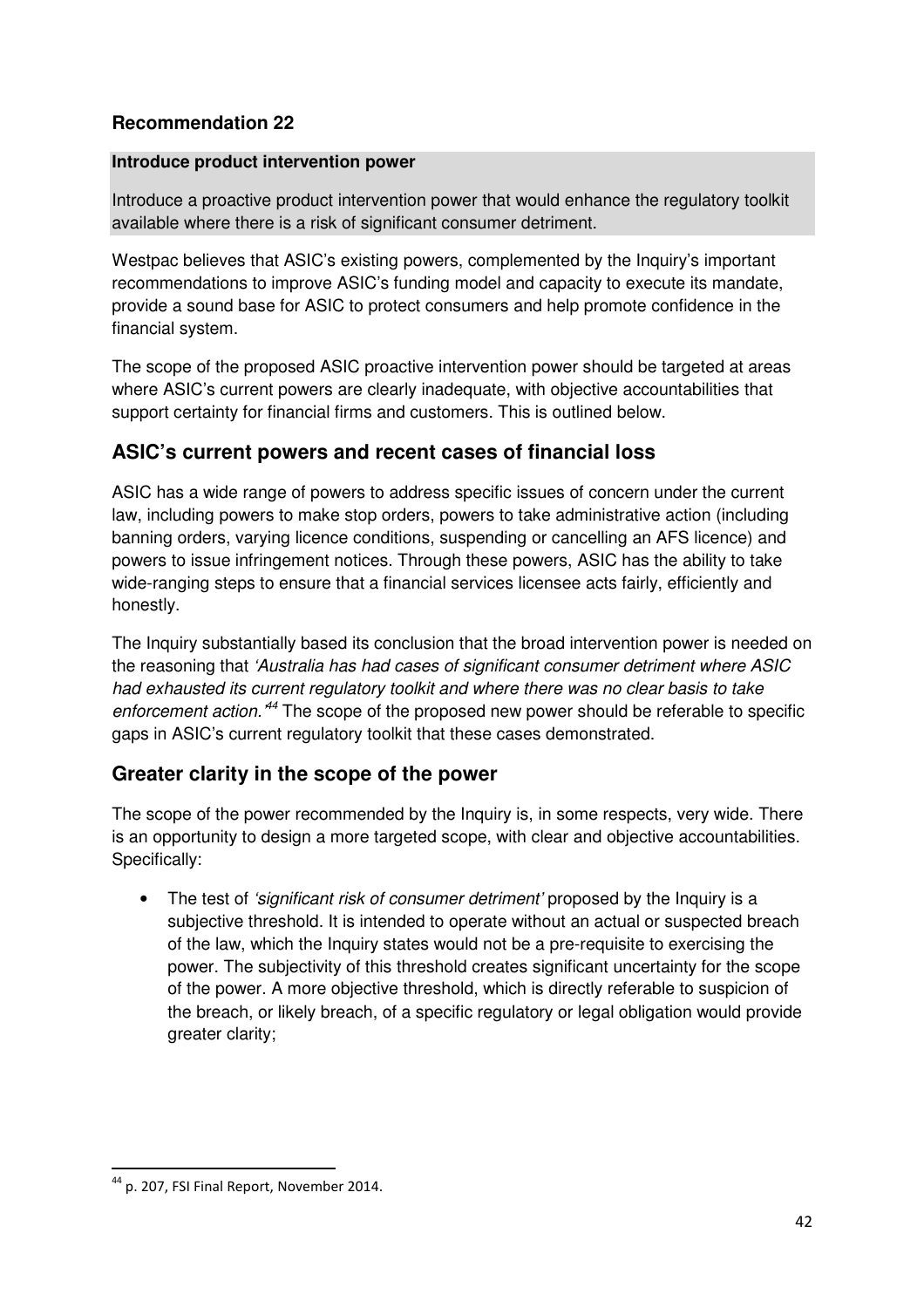## Recommendation 22

**Introduce product intervention power**

Introduce a proactive product intervention power that would enhance the regulatory toolkit available where there is a risk of significant consumer detriment.

Westpac believes that ASIC's existing powers, complemented by the Inquiry's important recommendations to improve ASIC's funding model and capacity to execute its mandate, provide a sound base for ASIC to protect consumers and help promote confidence in the financial system.

The scope of the proposed ASIC proactive intervention power should be targeted at areas where ASIC's current powers are clearly inadequate, with objective accountabilities that support certainty for financial firms and customers. This is outlined below.

## ASIC's current powers and recent cases of financial loss

ASIC has a wide range of powers to address specific issues of concern under the current law, including powers to make stop orders, powers to take administrative action (including banning orders, varying licence conditions, suspending or cancelling an AFS licence) and powers to issue infringement notices. Through these powers, ASIC has the ability to take wide-ranging steps to ensure that a financial services licensee acts fairly, efficiently and honestly.

The Inquiry substantially based its conclusion that the broad intervention power is needed on the reasoning that *'Australia has had cases of significant consumer detriment where ASIC had exhausted its current regulatory toolkit and where there was no clear basis to take enforcement action.'*[44] The scope of the proposed new power should be referable to specific gaps in ASIC's current regulatory toolkit that these cases demonstrated.

## Greater clarity in the scope of the power

The scope of the power recommended by the Inquiry is, in some respects, very wide. There is an opportunity to design a more targeted scope, with clear and objective accountabilities. Specifically:

- The test of *'significant risk of consumer detriment'* proposed by the Inquiry is a subjective threshold. It is intended to operate without an actual or suspected breach of the law, which the Inquiry states would not be a pre-requisite to exercising the power. The subjectivity of this threshold creates significant uncertainty for the scope of the power. A more objective threshold, which is directly referable to suspicion of the breach, or likely breach, of a specific regulatory or legal obligation would provide greater clarity;

---

[44] p. 207, FSI Final Report, November 2014.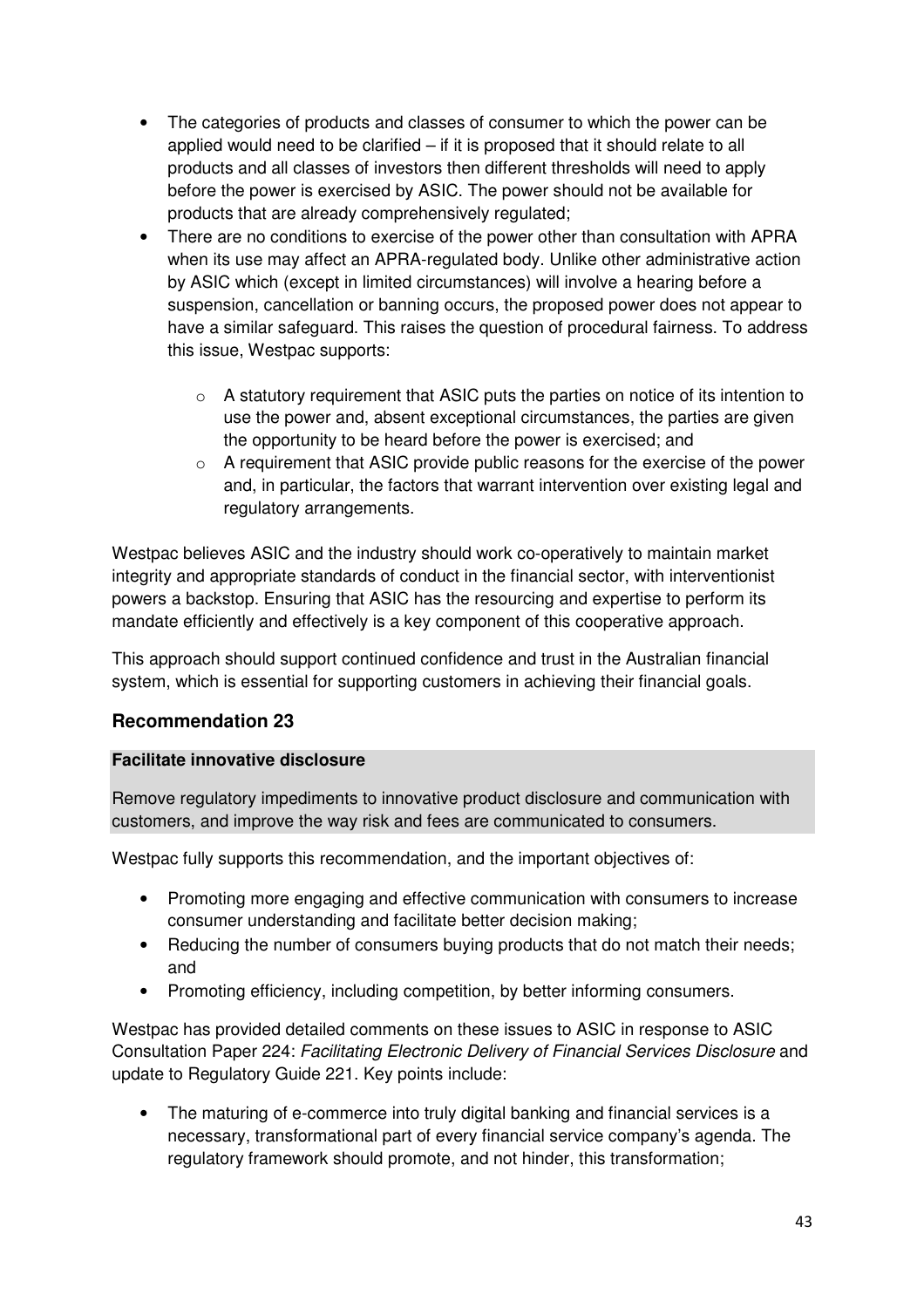- The categories of products and classes of consumer to which the power can be applied would need to be clarified – if it is proposed that it should relate to all products and all classes of investors then different thresholds will need to apply before the power is exercised by ASIC. The power should not be available for products that are already comprehensively regulated;
- There are no conditions to exercise of the power other than consultation with APRA when its use may affect an APRA-regulated body. Unlike other administrative action by ASIC which (except in limited circumstances) will involve a hearing before a suspension, cancellation or banning occurs, the proposed power does not appear to have a similar safeguard. This raises the question of procedural fairness. To address this issue, Westpac supports:
  - A statutory requirement that ASIC puts the parties on notice of its intention to use the power and, absent exceptional circumstances, the parties are given the opportunity to be heard before the power is exercised; and
  - A requirement that ASIC provide public reasons for the exercise of the power and, in particular, the factors that warrant intervention over existing legal and regulatory arrangements.

Westpac believes ASIC and the industry should work co-operatively to maintain market integrity and appropriate standards of conduct in the financial sector, with interventionist powers a backstop. Ensuring that ASIC has the resourcing and expertise to perform its mandate efficiently and effectively is a key component of this cooperative approach.

This approach should support continued confidence and trust in the Australian financial system, which is essential for supporting customers in achieving their financial goals.

## Recommendation 23

**Facilitate innovative disclosure**

Remove regulatory impediments to innovative product disclosure and communication with customers, and improve the way risk and fees are communicated to consumers.

Westpac fully supports this recommendation, and the important objectives of:

- Promoting more engaging and effective communication with consumers to increase consumer understanding and facilitate better decision making;
- Reducing the number of consumers buying products that do not match their needs; and
- Promoting efficiency, including competition, by better informing consumers.

Westpac has provided detailed comments on these issues to ASIC in response to ASIC Consultation Paper 224: *Facilitating Electronic Delivery of Financial Services Disclosure* and update to Regulatory Guide 221. Key points include:

- The maturing of e-commerce into truly digital banking and financial services is a necessary, transformational part of every financial service company's agenda. The regulatory framework should promote, and not hinder, this transformation;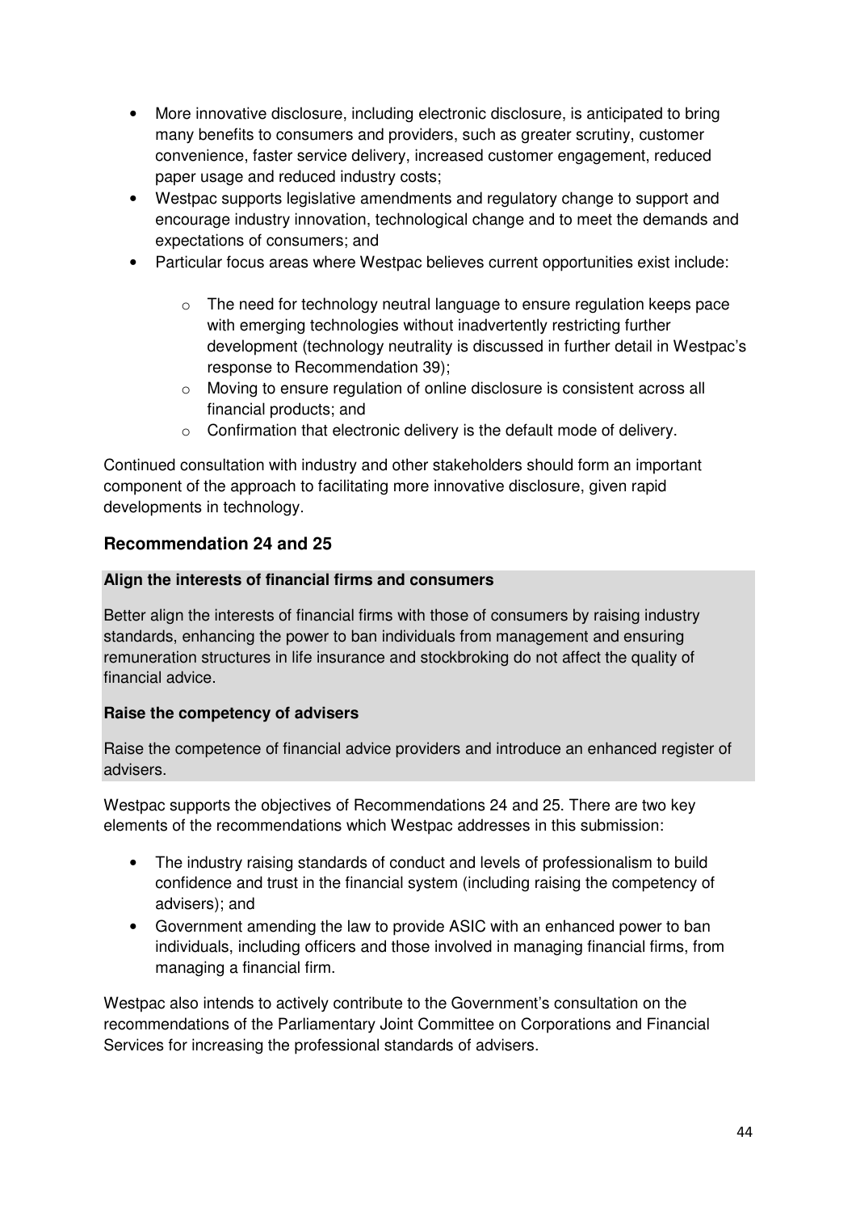- More innovative disclosure, including electronic disclosure, is anticipated to bring many benefits to consumers and providers, such as greater scrutiny, customer convenience, faster service delivery, increased customer engagement, reduced paper usage and reduced industry costs;
- Westpac supports legislative amendments and regulatory change to support and encourage industry innovation, technological change and to meet the demands and expectations of consumers; and
- Particular focus areas where Westpac believes current opportunities exist include:
  - The need for technology neutral language to ensure regulation keeps pace with emerging technologies without inadvertently restricting further development (technology neutrality is discussed in further detail in Westpac's response to Recommendation 39);
  - Moving to ensure regulation of online disclosure is consistent across all financial products; and
  - Confirmation that electronic delivery is the default mode of delivery.

Continued consultation with industry and other stakeholders should form an important component of the approach to facilitating more innovative disclosure, given rapid developments in technology.

## Recommendation 24 and 25

**Align the interests of financial firms and consumers**

Better align the interests of financial firms with those of consumers by raising industry standards, enhancing the power to ban individuals from management and ensuring remuneration structures in life insurance and stockbroking do not affect the quality of financial advice.

**Raise the competency of advisers**

Raise the competence of financial advice providers and introduce an enhanced register of advisers.

Westpac supports the objectives of Recommendations 24 and 25. There are two key elements of the recommendations which Westpac addresses in this submission:

- The industry raising standards of conduct and levels of professionalism to build confidence and trust in the financial system (including raising the competency of advisers); and
- Government amending the law to provide ASIC with an enhanced power to ban individuals, including officers and those involved in managing financial firms, from managing a financial firm.

Westpac also intends to actively contribute to the Government's consultation on the recommendations of the Parliamentary Joint Committee on Corporations and Financial Services for increasing the professional standards of advisers.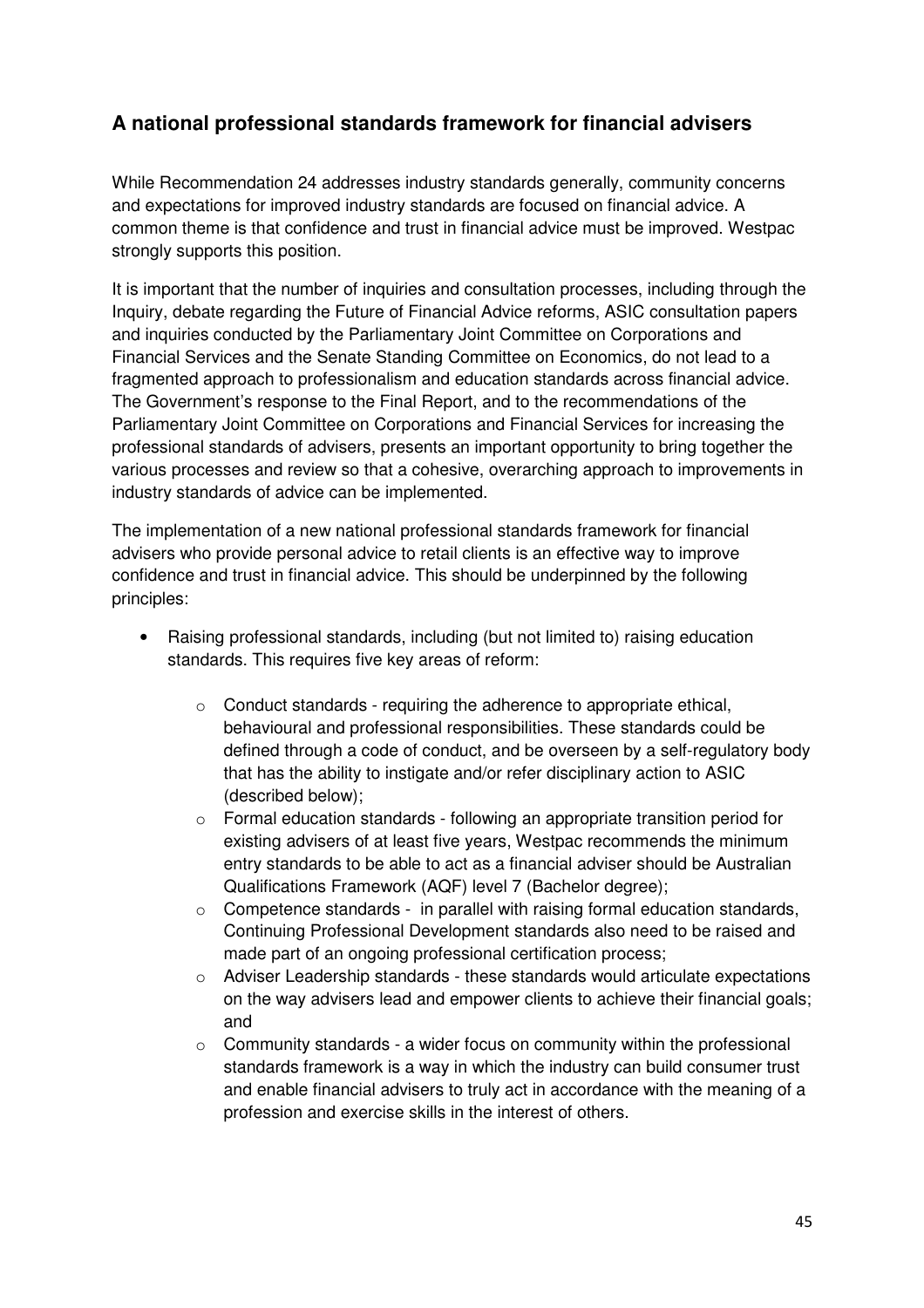## A national professional standards framework for financial advisers

While Recommendation 24 addresses industry standards generally, community concerns and expectations for improved industry standards are focused on financial advice. A common theme is that confidence and trust in financial advice must be improved. Westpac strongly supports this position.

It is important that the number of inquiries and consultation processes, including through the Inquiry, debate regarding the Future of Financial Advice reforms, ASIC consultation papers and inquiries conducted by the Parliamentary Joint Committee on Corporations and Financial Services and the Senate Standing Committee on Economics, do not lead to a fragmented approach to professionalism and education standards across financial advice. The Government's response to the Final Report, and to the recommendations of the Parliamentary Joint Committee on Corporations and Financial Services for increasing the professional standards of advisers, presents an important opportunity to bring together the various processes and review so that a cohesive, overarching approach to improvements in industry standards of advice can be implemented.

The implementation of a new national professional standards framework for financial advisers who provide personal advice to retail clients is an effective way to improve confidence and trust in financial advice. This should be underpinned by the following principles:

- Raising professional standards, including (but not limited to) raising education standards. This requires five key areas of reform:
    - Conduct standards - requiring the adherence to appropriate ethical, behavioural and professional responsibilities. These standards could be defined through a code of conduct, and be overseen by a self-regulatory body that has the ability to instigate and/or refer disciplinary action to ASIC (described below);
    - Formal education standards - following an appropriate transition period for existing advisers of at least five years, Westpac recommends the minimum entry standards to be able to act as a financial adviser should be Australian Qualifications Framework (AQF) level 7 (Bachelor degree);
    - Competence standards - in parallel with raising formal education standards, Continuing Professional Development standards also need to be raised and made part of an ongoing professional certification process;
    - Adviser Leadership standards - these standards would articulate expectations on the way advisers lead and empower clients to achieve their financial goals; and
    - Community standards - a wider focus on community within the professional standards framework is a way in which the industry can build consumer trust and enable financial advisers to truly act in accordance with the meaning of a profession and exercise skills in the interest of others.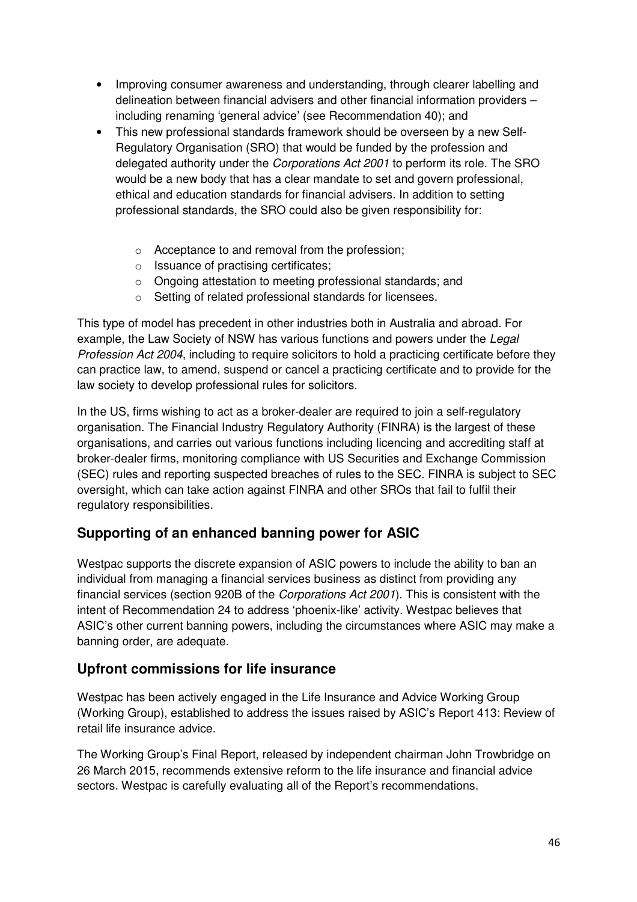- Improving consumer awareness and understanding, through clearer labelling and delineation between financial advisers and other financial information providers – including renaming 'general advice' (see Recommendation 40); and
- This new professional standards framework should be overseen by a new Self-Regulatory Organisation (SRO) that would be funded by the profession and delegated authority under the *Corporations Act 2001* to perform its role. The SRO would be a new body that has a clear mandate to set and govern professional, ethical and education standards for financial advisers. In addition to setting professional standards, the SRO could also be given responsibility for:
    - Acceptance to and removal from the profession;
    - Issuance of practising certificates;
    - Ongoing attestation to meeting professional standards; and
    - Setting of related professional standards for licensees.

This type of model has precedent in other industries both in Australia and abroad. For example, the Law Society of NSW has various functions and powers under the *Legal Profession Act 2004*, including to require solicitors to hold a practicing certificate before they can practice law, to amend, suspend or cancel a practicing certificate and to provide for the law society to develop professional rules for solicitors.

In the US, firms wishing to act as a broker-dealer are required to join a self-regulatory organisation. The Financial Industry Regulatory Authority (FINRA) is the largest of these organisations, and carries out various functions including licencing and accrediting staff at broker-dealer firms, monitoring compliance with US Securities and Exchange Commission (SEC) rules and reporting suspected breaches of rules to the SEC. FINRA is subject to SEC oversight, which can take action against FINRA and other SROs that fail to fulfil their regulatory responsibilities.

## Supporting of an enhanced banning power for ASIC

Westpac supports the discrete expansion of ASIC powers to include the ability to ban an individual from managing a financial services business as distinct from providing any financial services (section 920B of the *Corporations Act 2001*). This is consistent with the intent of Recommendation 24 to address 'phoenix-like' activity. Westpac believes that ASIC's other current banning powers, including the circumstances where ASIC may make a banning order, are adequate.

## Upfront commissions for life insurance

Westpac has been actively engaged in the Life Insurance and Advice Working Group (Working Group), established to address the issues raised by ASIC's Report 413: Review of retail life insurance advice.

The Working Group's Final Report, released by independent chairman John Trowbridge on 26 March 2015, recommends extensive reform to the life insurance and financial advice sectors. Westpac is carefully evaluating all of the Report's recommendations.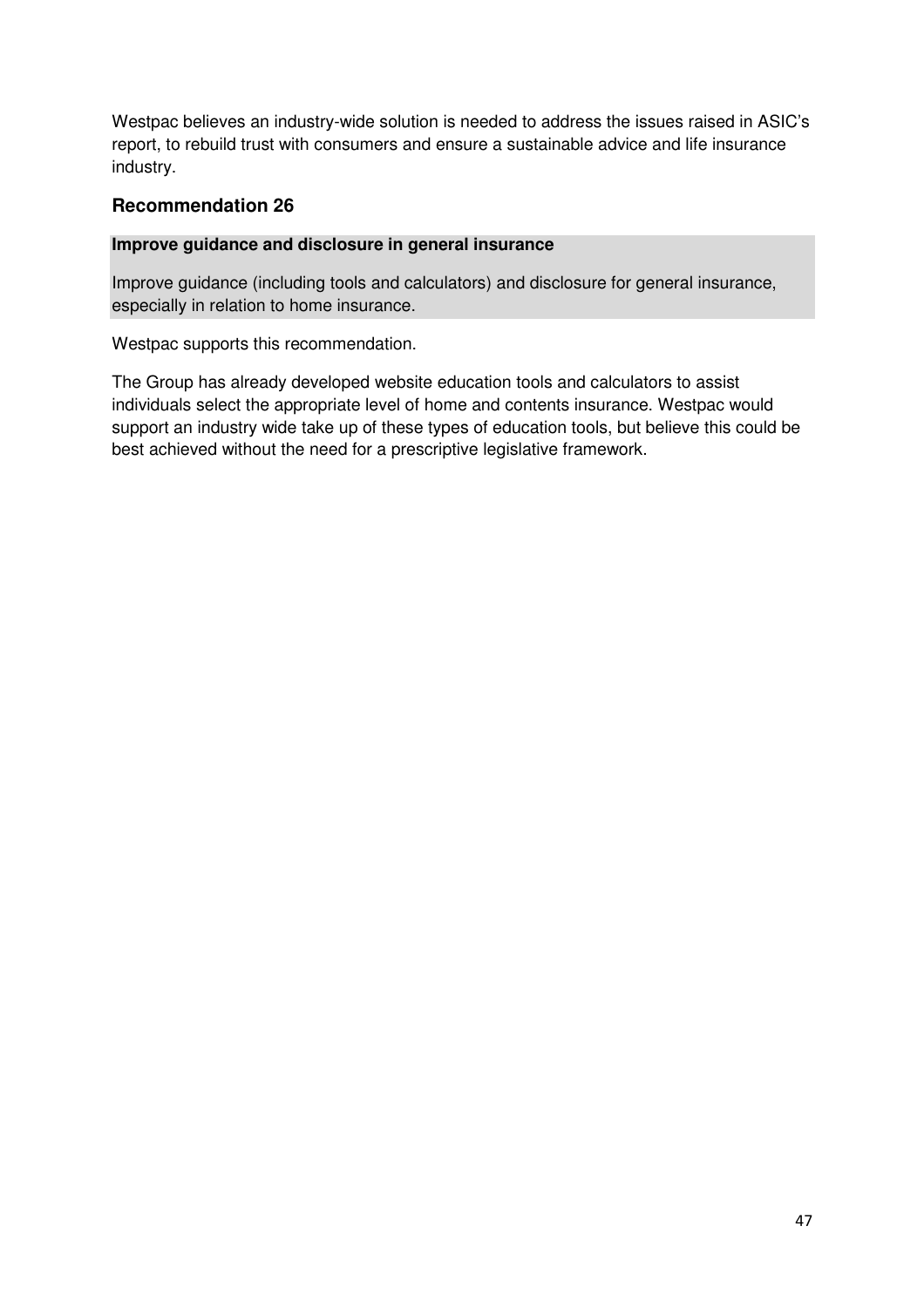Westpac believes an industry-wide solution is needed to address the issues raised in ASIC's report, to rebuild trust with consumers and ensure a sustainable advice and life insurance industry.

### Recommendation 26

**Improve guidance and disclosure in general insurance**

Improve guidance (including tools and calculators) and disclosure for general insurance, especially in relation to home insurance.

Westpac supports this recommendation.

The Group has already developed website education tools and calculators to assist individuals select the appropriate level of home and contents insurance. Westpac would support an industry wide take up of these types of education tools, but believe this could be best achieved without the need for a prescriptive legislative framework.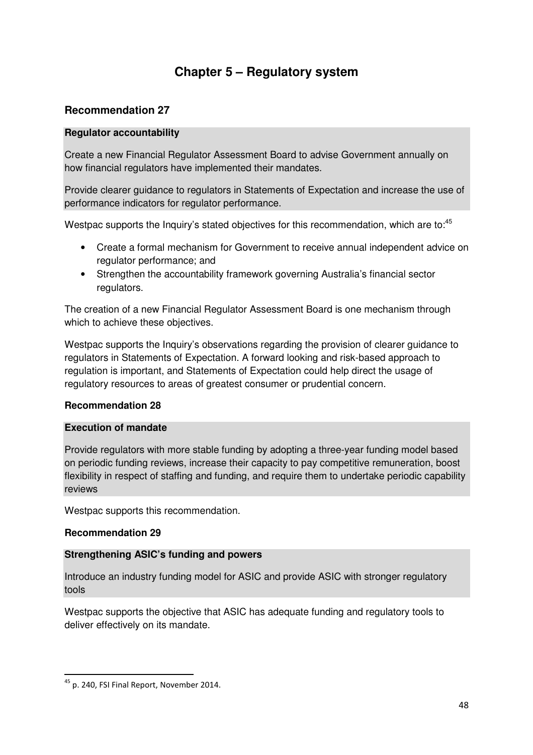# Chapter 5 – Regulatory system

## Recommendation 27

**Regulator accountability**

Create a new Financial Regulator Assessment Board to advise Government annually on how financial regulators have implemented their mandates.

Provide clearer guidance to regulators in Statements of Expectation and increase the use of performance indicators for regulator performance.

Westpac supports the Inquiry's stated objectives for this recommendation, which are to:[45]

- Create a formal mechanism for Government to receive annual independent advice on regulator performance; and
- Strengthen the accountability framework governing Australia's financial sector regulators.

The creation of a new Financial Regulator Assessment Board is one mechanism through which to achieve these objectives.

Westpac supports the Inquiry's observations regarding the provision of clearer guidance to regulators in Statements of Expectation. A forward looking and risk-based approach to regulation is important, and Statements of Expectation could help direct the usage of regulatory resources to areas of greatest consumer or prudential concern.

### Recommendation 28

**Execution of mandate**

Provide regulators with more stable funding by adopting a three-year funding model based on periodic funding reviews, increase their capacity to pay competitive remuneration, boost flexibility in respect of staffing and funding, and require them to undertake periodic capability reviews

Westpac supports this recommendation.

### Recommendation 29

**Strengthening ASIC's funding and powers**

Introduce an industry funding model for ASIC and provide ASIC with stronger regulatory tools

Westpac supports the objective that ASIC has adequate funding and regulatory tools to deliver effectively on its mandate.

---

[45] p. 240, FSI Final Report, November 2014.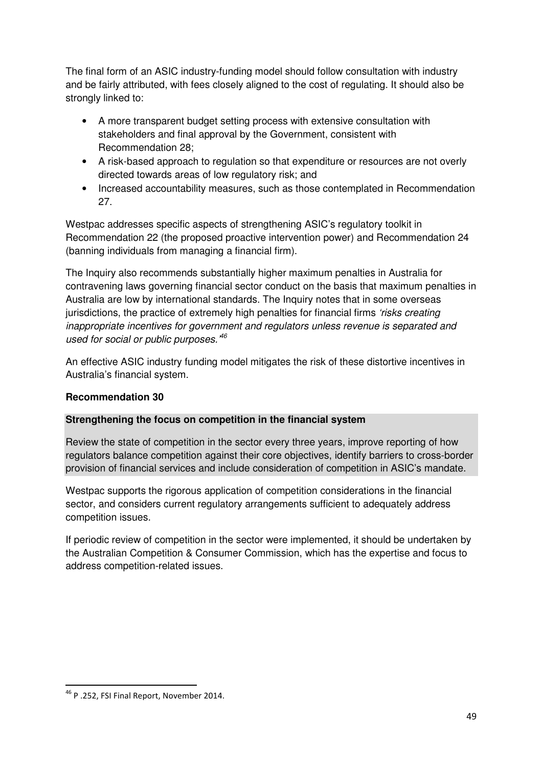The final form of an ASIC industry-funding model should follow consultation with industry and be fairly attributed, with fees closely aligned to the cost of regulating. It should also be strongly linked to:

- A more transparent budget setting process with extensive consultation with stakeholders and final approval by the Government, consistent with Recommendation 28;
- A risk-based approach to regulation so that expenditure or resources are not overly directed towards areas of low regulatory risk; and
- Increased accountability measures, such as those contemplated in Recommendation 27.

Westpac addresses specific aspects of strengthening ASIC's regulatory toolkit in Recommendation 22 (the proposed proactive intervention power) and Recommendation 24 (banning individuals from managing a financial firm).

The Inquiry also recommends substantially higher maximum penalties in Australia for contravening laws governing financial sector conduct on the basis that maximum penalties in Australia are low by international standards. The Inquiry notes that in some overseas jurisdictions, the practice of extremely high penalties for financial firms *'risks creating inappropriate incentives for government and regulators unless revenue is separated and used for social or public purposes.'*[46]

An effective ASIC industry funding model mitigates the risk of these distortive incentives in Australia's financial system.

**Recommendation 30**

**Strengthening the focus on competition in the financial system**

Review the state of competition in the sector every three years, improve reporting of how regulators balance competition against their core objectives, identify barriers to cross-border provision of financial services and include consideration of competition in ASIC's mandate.

Westpac supports the rigorous application of competition considerations in the financial sector, and considers current regulatory arrangements sufficient to adequately address competition issues.

If periodic review of competition in the sector were implemented, it should be undertaken by the Australian Competition & Consumer Commission, which has the expertise and focus to address competition-related issues.

---

[46] P .252, FSI Final Report, November 2014.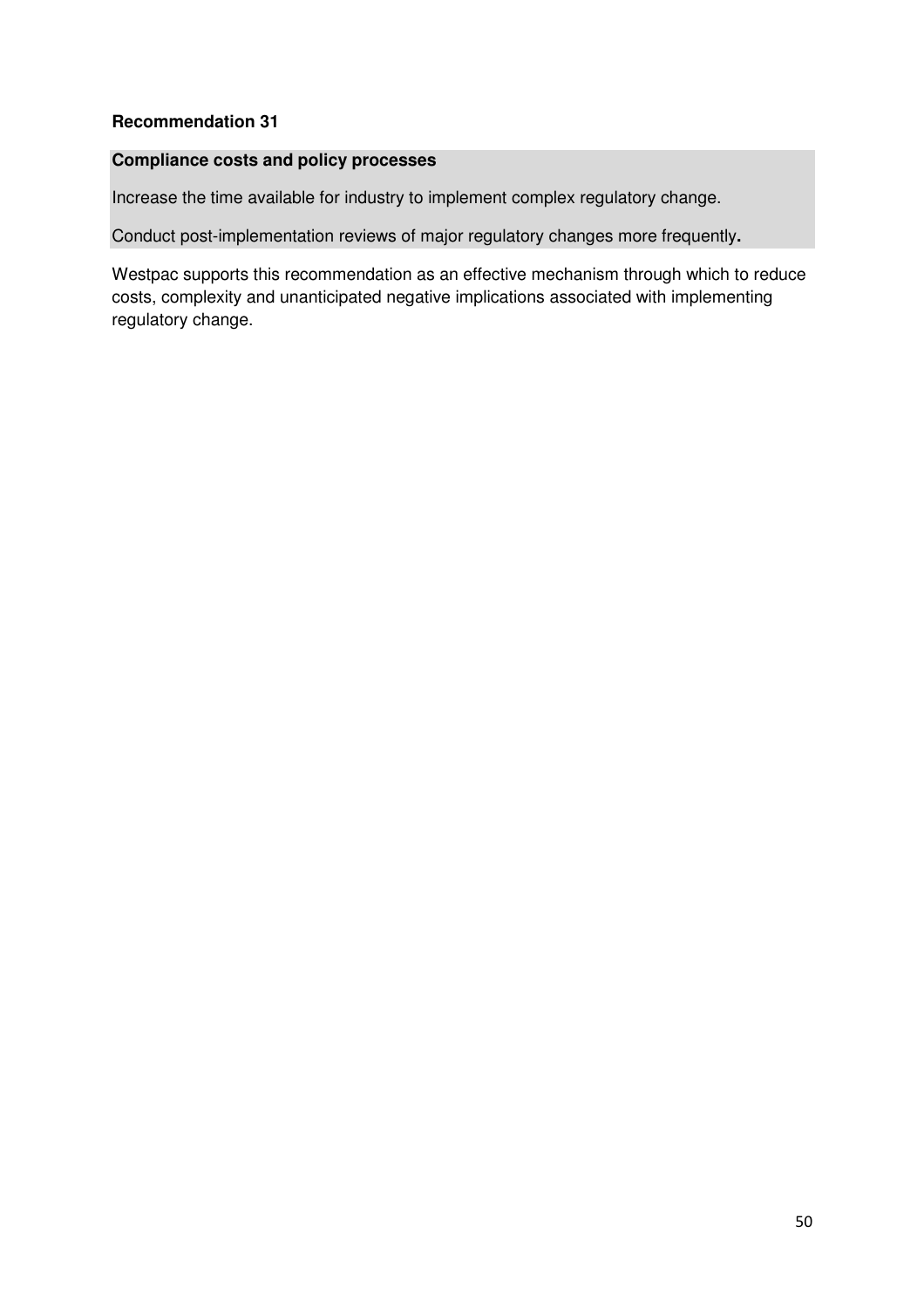**Recommendation 31**

**Compliance costs and policy processes**

Increase the time available for industry to implement complex regulatory change.

Conduct post-implementation reviews of major regulatory changes more frequently**.**

Westpac supports this recommendation as an effective mechanism through which to reduce costs, complexity and unanticipated negative implications associated with implementing regulatory change.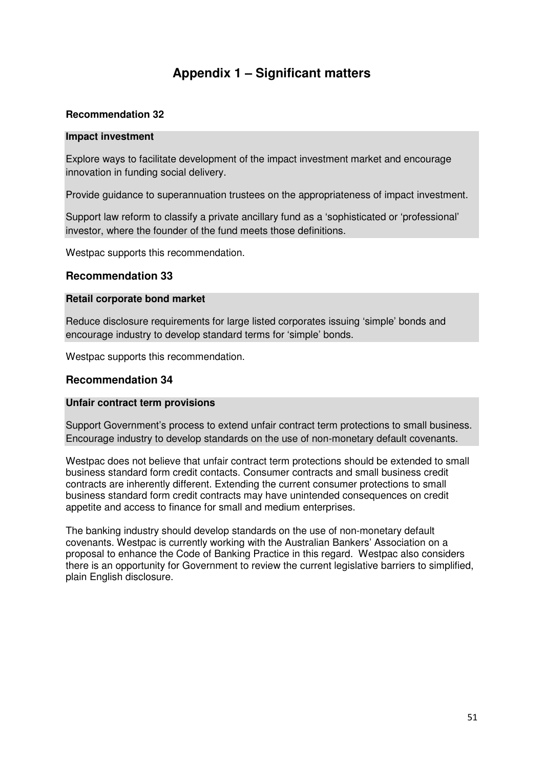# Appendix 1 – Significant matters

**Recommendation 32**

**Impact investment**

Explore ways to facilitate development of the impact investment market and encourage innovation in funding social delivery.

Provide guidance to superannuation trustees on the appropriateness of impact investment.

Support law reform to classify a private ancillary fund as a 'sophisticated or 'professional' investor, where the founder of the fund meets those definitions.

Westpac supports this recommendation.

## Recommendation 33

**Retail corporate bond market**

Reduce disclosure requirements for large listed corporates issuing 'simple' bonds and encourage industry to develop standard terms for 'simple' bonds.

Westpac supports this recommendation.

## Recommendation 34

**Unfair contract term provisions**

Support Government's process to extend unfair contract term protections to small business. Encourage industry to develop standards on the use of non-monetary default covenants.

Westpac does not believe that unfair contract term protections should be extended to small business standard form credit contacts. Consumer contracts and small business credit contracts are inherently different. Extending the current consumer protections to small business standard form credit contracts may have unintended consequences on credit appetite and access to finance for small and medium enterprises.

The banking industry should develop standards on the use of non-monetary default covenants. Westpac is currently working with the Australian Bankers' Association on a proposal to enhance the Code of Banking Practice in this regard. Westpac also considers there is an opportunity for Government to review the current legislative barriers to simplified, plain English disclosure.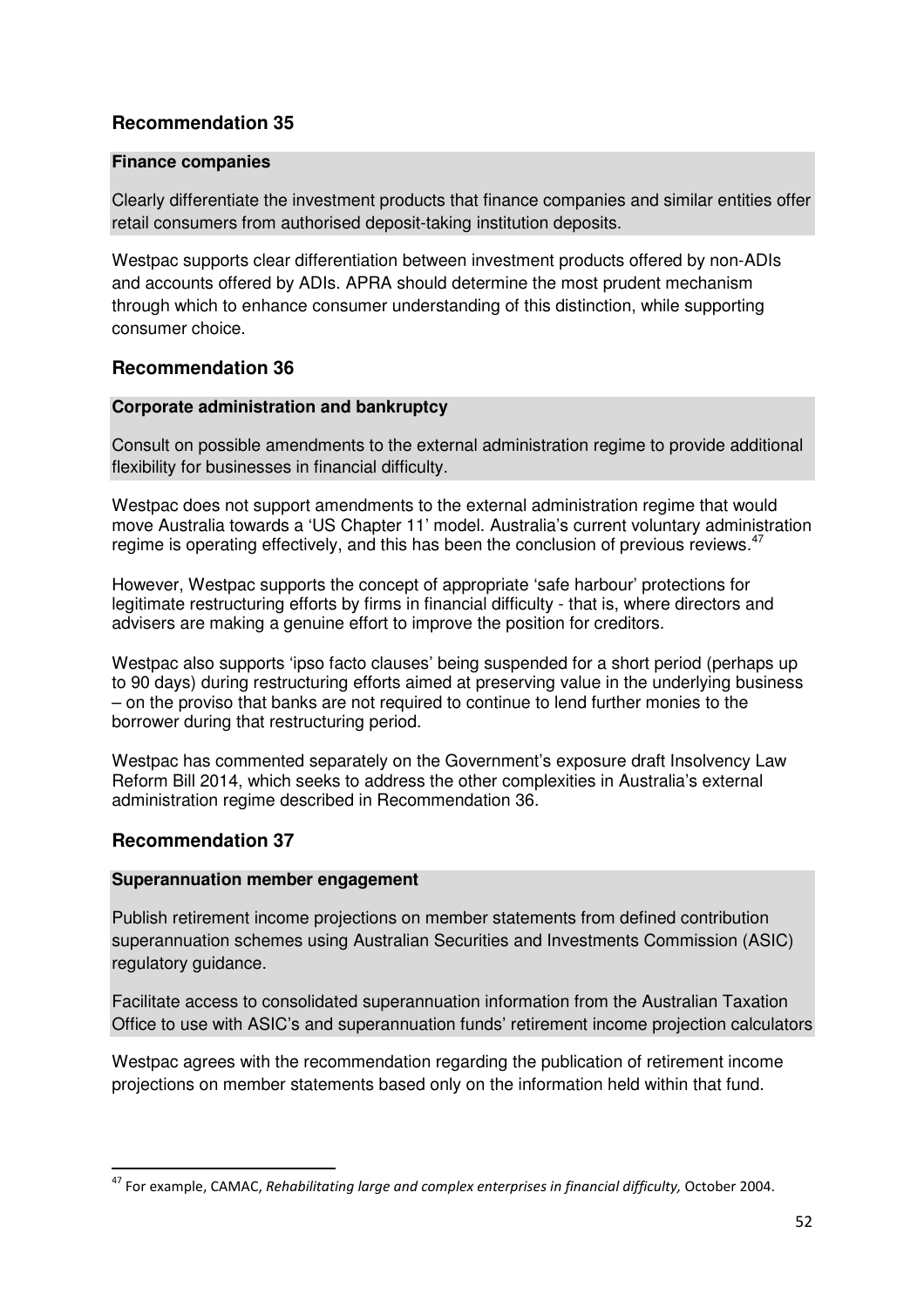## Recommendation 35

**Finance companies**

Clearly differentiate the investment products that finance companies and similar entities offer retail consumers from authorised deposit-taking institution deposits.

Westpac supports clear differentiation between investment products offered by non-ADIs and accounts offered by ADIs. APRA should determine the most prudent mechanism through which to enhance consumer understanding of this distinction, while supporting consumer choice.

## Recommendation 36

**Corporate administration and bankruptcy**

Consult on possible amendments to the external administration regime to provide additional flexibility for businesses in financial difficulty.

Westpac does not support amendments to the external administration regime that would move Australia towards a 'US Chapter 11' model. Australia's current voluntary administration regime is operating effectively, and this has been the conclusion of previous reviews.[47]

However, Westpac supports the concept of appropriate 'safe harbour' protections for legitimate restructuring efforts by firms in financial difficulty - that is, where directors and advisers are making a genuine effort to improve the position for creditors.

Westpac also supports 'ipso facto clauses' being suspended for a short period (perhaps up to 90 days) during restructuring efforts aimed at preserving value in the underlying business – on the proviso that banks are not required to continue to lend further monies to the borrower during that restructuring period.

Westpac has commented separately on the Government's exposure draft Insolvency Law Reform Bill 2014, which seeks to address the other complexities in Australia's external administration regime described in Recommendation 36.

## Recommendation 37

**Superannuation member engagement**

Publish retirement income projections on member statements from defined contribution superannuation schemes using Australian Securities and Investments Commission (ASIC) regulatory guidance.

Facilitate access to consolidated superannuation information from the Australian Taxation Office to use with ASIC's and superannuation funds' retirement income projection calculators

Westpac agrees with the recommendation regarding the publication of retirement income projections on member statements based only on the information held within that fund.

---

[47] For example, CAMAC, *Rehabilitating large and complex enterprises in financial difficulty,* October 2004.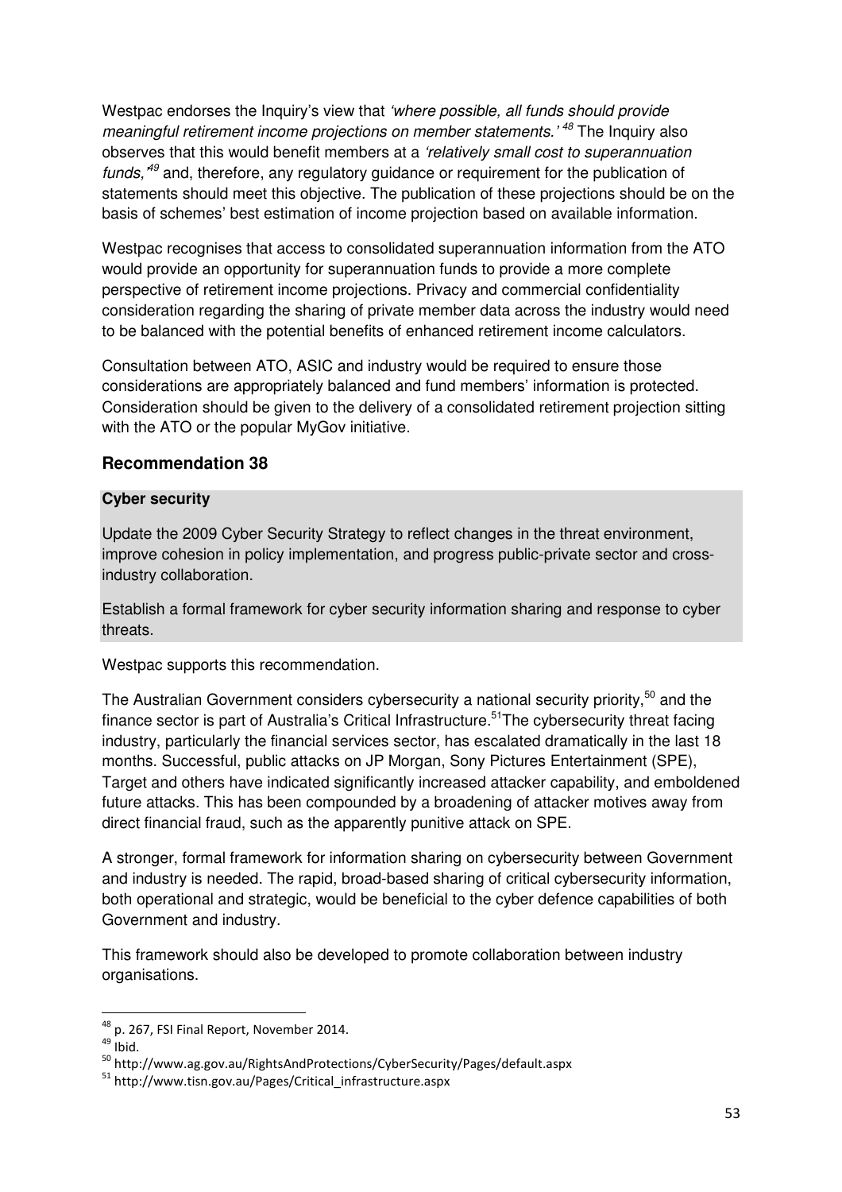Westpac endorses the Inquiry's view that *'where possible, all funds should provide meaningful retirement income projections on member statements.'* [48] The Inquiry also observes that this would benefit members at a *'relatively small cost to superannuation funds,'* [49] and, therefore, any regulatory guidance or requirement for the publication of statements should meet this objective. The publication of these projections should be on the basis of schemes' best estimation of income projection based on available information.

Westpac recognises that access to consolidated superannuation information from the ATO would provide an opportunity for superannuation funds to provide a more complete perspective of retirement income projections. Privacy and commercial confidentiality consideration regarding the sharing of private member data across the industry would need to be balanced with the potential benefits of enhanced retirement income calculators.

Consultation between ATO, ASIC and industry would be required to ensure those considerations are appropriately balanced and fund members' information is protected. Consideration should be given to the delivery of a consolidated retirement projection sitting with the ATO or the popular MyGov initiative.

## Recommendation 38

**Cyber security**

Update the 2009 Cyber Security Strategy to reflect changes in the threat environment, improve cohesion in policy implementation, and progress public-private sector and cross-industry collaboration.

Establish a formal framework for cyber security information sharing and response to cyber threats.

Westpac supports this recommendation.

The Australian Government considers cybersecurity a national security priority,[50] and the finance sector is part of Australia's Critical Infrastructure.[51] The cybersecurity threat facing industry, particularly the financial services sector, has escalated dramatically in the last 18 months. Successful, public attacks on JP Morgan, Sony Pictures Entertainment (SPE), Target and others have indicated significantly increased attacker capability, and emboldened future attacks. This has been compounded by a broadening of attacker motives away from direct financial fraud, such as the apparently punitive attack on SPE.

A stronger, formal framework for information sharing on cybersecurity between Government and industry is needed. The rapid, broad-based sharing of critical cybersecurity information, both operational and strategic, would be beneficial to the cyber defence capabilities of both Government and industry.

This framework should also be developed to promote collaboration between industry organisations.

---

[48] p. 267, FSI Final Report, November 2014.

[49] Ibid.

[50] http://www.ag.gov.au/RightsAndProtections/CyberSecurity/Pages/default.aspx

[51] http://www.tisn.gov.au/Pages/Critical_infrastructure.aspx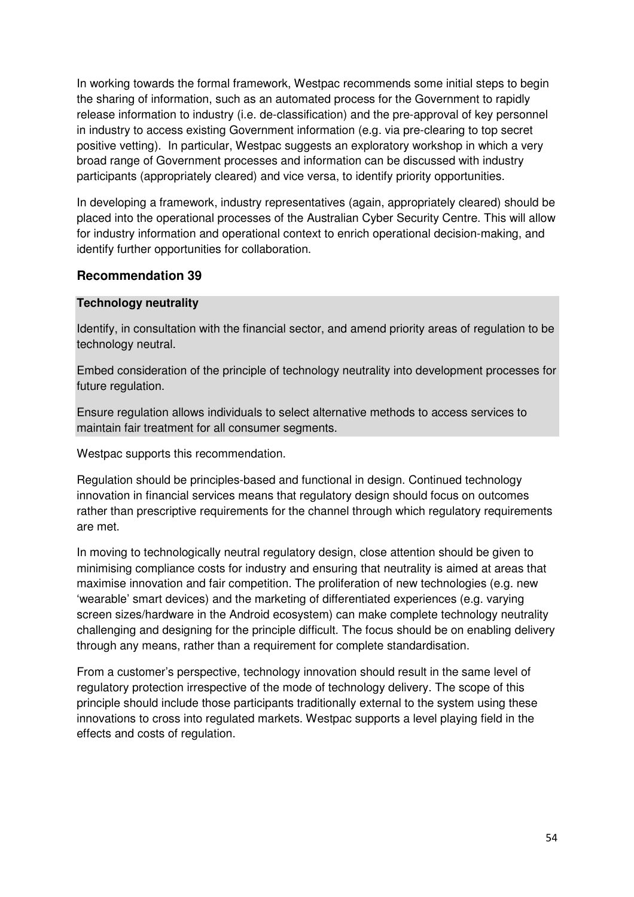In working towards the formal framework, Westpac recommends some initial steps to begin the sharing of information, such as an automated process for the Government to rapidly release information to industry (i.e. de-classification) and the pre-approval of key personnel in industry to access existing Government information (e.g. via pre-clearing to top secret positive vetting). In particular, Westpac suggests an exploratory workshop in which a very broad range of Government processes and information can be discussed with industry participants (appropriately cleared) and vice versa, to identify priority opportunities.

In developing a framework, industry representatives (again, appropriately cleared) should be placed into the operational processes of the Australian Cyber Security Centre. This will allow for industry information and operational context to enrich operational decision-making, and identify further opportunities for collaboration.

## Recommendation 39

**Technology neutrality**

Identify, in consultation with the financial sector, and amend priority areas of regulation to be technology neutral.

Embed consideration of the principle of technology neutrality into development processes for future regulation.

Ensure regulation allows individuals to select alternative methods to access services to maintain fair treatment for all consumer segments.

Westpac supports this recommendation.

Regulation should be principles-based and functional in design. Continued technology innovation in financial services means that regulatory design should focus on outcomes rather than prescriptive requirements for the channel through which regulatory requirements are met.

In moving to technologically neutral regulatory design, close attention should be given to minimising compliance costs for industry and ensuring that neutrality is aimed at areas that maximise innovation and fair competition. The proliferation of new technologies (e.g. new 'wearable' smart devices) and the marketing of differentiated experiences (e.g. varying screen sizes/hardware in the Android ecosystem) can make complete technology neutrality challenging and designing for the principle difficult. The focus should be on enabling delivery through any means, rather than a requirement for complete standardisation.

From a customer's perspective, technology innovation should result in the same level of regulatory protection irrespective of the mode of technology delivery. The scope of this principle should include those participants traditionally external to the system using these innovations to cross into regulated markets. Westpac supports a level playing field in the effects and costs of regulation.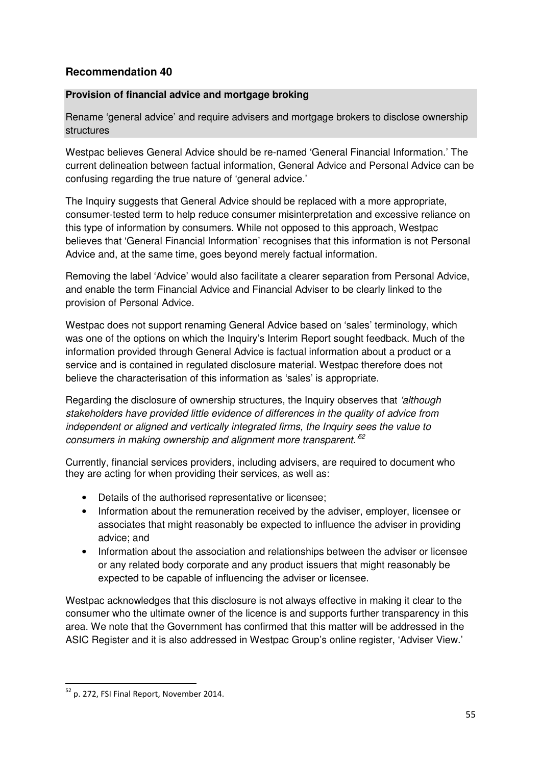## Recommendation 40

**Provision of financial advice and mortgage broking**

Rename 'general advice' and require advisers and mortgage brokers to disclose ownership structures

Westpac believes General Advice should be re-named 'General Financial Information.' The current delineation between factual information, General Advice and Personal Advice can be confusing regarding the true nature of 'general advice.'

The Inquiry suggests that General Advice should be replaced with a more appropriate, consumer-tested term to help reduce consumer misinterpretation and excessive reliance on this type of information by consumers. While not opposed to this approach, Westpac believes that 'General Financial Information' recognises that this information is not Personal Advice and, at the same time, goes beyond merely factual information.

Removing the label 'Advice' would also facilitate a clearer separation from Personal Advice, and enable the term Financial Advice and Financial Adviser to be clearly linked to the provision of Personal Advice.

Westpac does not support renaming General Advice based on 'sales' terminology, which was one of the options on which the Inquiry's Interim Report sought feedback. Much of the information provided through General Advice is factual information about a product or a service and is contained in regulated disclosure material. Westpac therefore does not believe the characterisation of this information as 'sales' is appropriate.

Regarding the disclosure of ownership structures, the Inquiry observes that *'although stakeholders have provided little evidence of differences in the quality of advice from independent or aligned and vertically integrated firms, the Inquiry sees the value to consumers in making ownership and alignment more transparent.'*[52]

Currently, financial services providers, including advisers, are required to document who they are acting for when providing their services, as well as:

- Details of the authorised representative or licensee;
- Information about the remuneration received by the adviser, employer, licensee or associates that might reasonably be expected to influence the adviser in providing advice; and
- Information about the association and relationships between the adviser or licensee or any related body corporate and any product issuers that might reasonably be expected to be capable of influencing the adviser or licensee.

Westpac acknowledges that this disclosure is not always effective in making it clear to the consumer who the ultimate owner of the licence is and supports further transparency in this area. We note that the Government has confirmed that this matter will be addressed in the ASIC Register and it is also addressed in Westpac Group's online register, 'Adviser View.'

---

[52] p. 272, FSI Final Report, November 2014.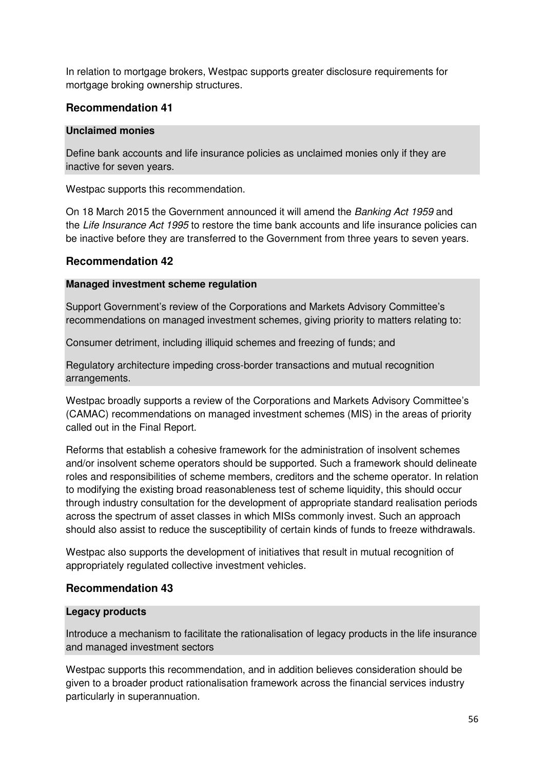In relation to mortgage brokers, Westpac supports greater disclosure requirements for mortgage broking ownership structures.

## Recommendation 41

**Unclaimed monies**

Define bank accounts and life insurance policies as unclaimed monies only if they are inactive for seven years.

Westpac supports this recommendation.

On 18 March 2015 the Government announced it will amend the *Banking Act 1959* and the *Life Insurance Act 1995* to restore the time bank accounts and life insurance policies can be inactive before they are transferred to the Government from three years to seven years.

## Recommendation 42

**Managed investment scheme regulation**

Support Government's review of the Corporations and Markets Advisory Committee's recommendations on managed investment schemes, giving priority to matters relating to:

Consumer detriment, including illiquid schemes and freezing of funds; and

Regulatory architecture impeding cross-border transactions and mutual recognition arrangements.

Westpac broadly supports a review of the Corporations and Markets Advisory Committee's (CAMAC) recommendations on managed investment schemes (MIS) in the areas of priority called out in the Final Report.

Reforms that establish a cohesive framework for the administration of insolvent schemes and/or insolvent scheme operators should be supported. Such a framework should delineate roles and responsibilities of scheme members, creditors and the scheme operator. In relation to modifying the existing broad reasonableness test of scheme liquidity, this should occur through industry consultation for the development of appropriate standard realisation periods across the spectrum of asset classes in which MISs commonly invest. Such an approach should also assist to reduce the susceptibility of certain kinds of funds to freeze withdrawals.

Westpac also supports the development of initiatives that result in mutual recognition of appropriately regulated collective investment vehicles.

## Recommendation 43

**Legacy products**

Introduce a mechanism to facilitate the rationalisation of legacy products in the life insurance and managed investment sectors

Westpac supports this recommendation, and in addition believes consideration should be given to a broader product rationalisation framework across the financial services industry particularly in superannuation.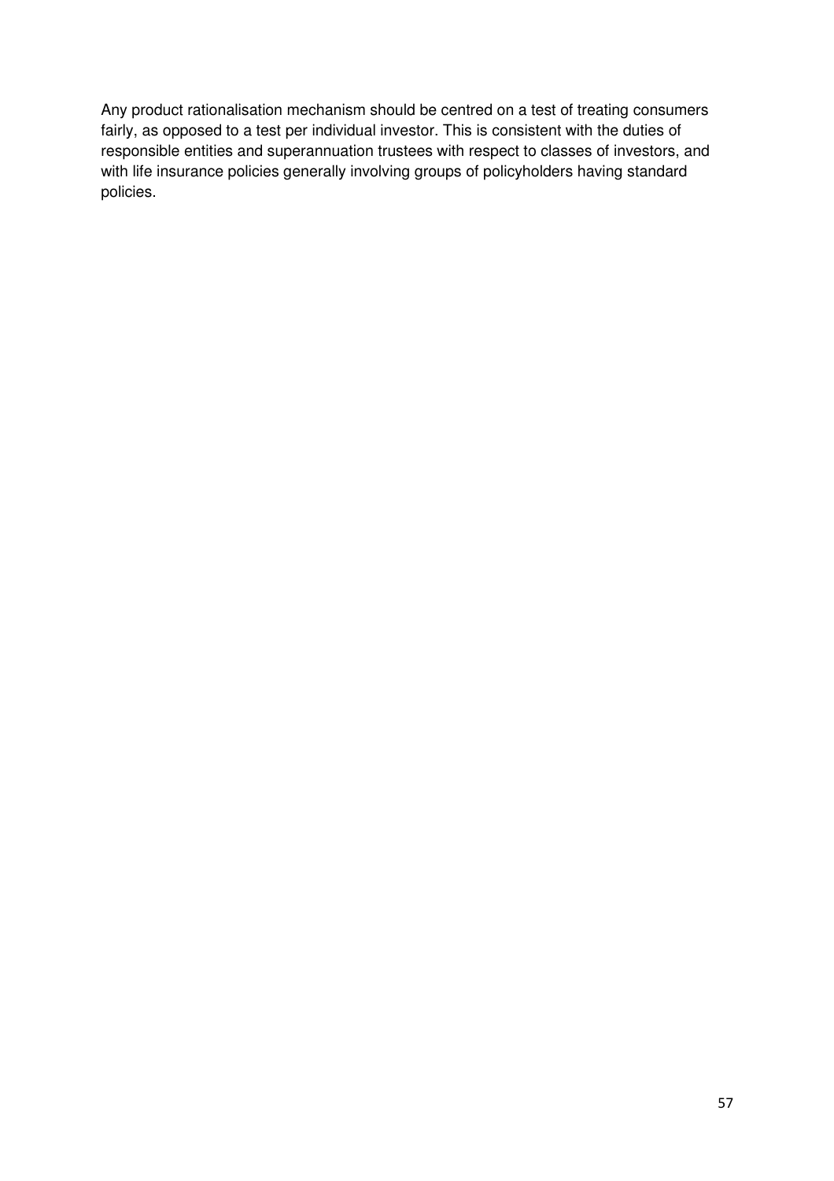Any product rationalisation mechanism should be centred on a test of treating consumers fairly, as opposed to a test per individual investor. This is consistent with the duties of responsible entities and superannuation trustees with respect to classes of investors, and with life insurance policies generally involving groups of policyholders having standard policies.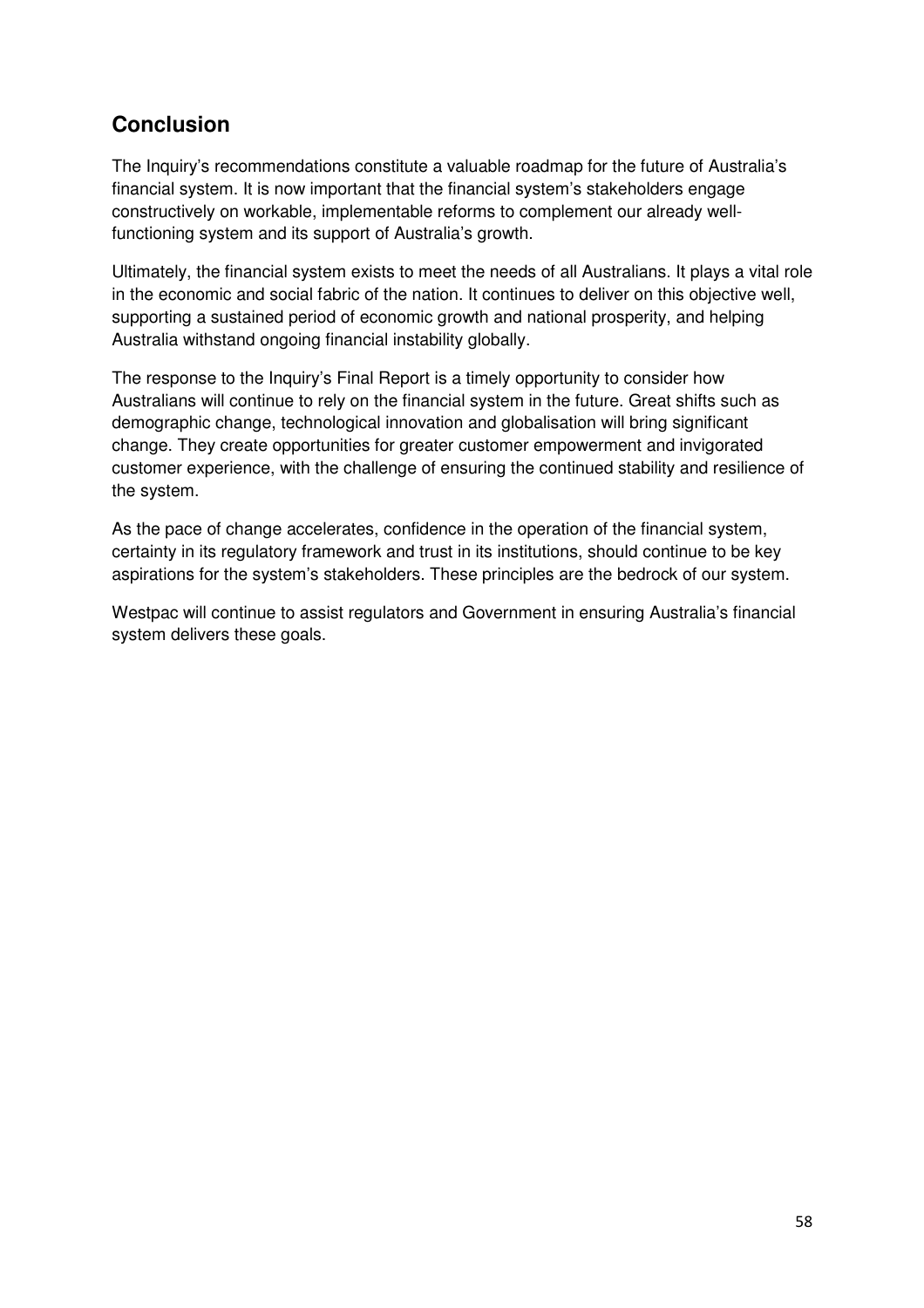## Conclusion

The Inquiry's recommendations constitute a valuable roadmap for the future of Australia's financial system. It is now important that the financial system's stakeholders engage constructively on workable, implementable reforms to complement our already well-functioning system and its support of Australia's growth.

Ultimately, the financial system exists to meet the needs of all Australians. It plays a vital role in the economic and social fabric of the nation. It continues to deliver on this objective well, supporting a sustained period of economic growth and national prosperity, and helping Australia withstand ongoing financial instability globally.

The response to the Inquiry's Final Report is a timely opportunity to consider how Australians will continue to rely on the financial system in the future. Great shifts such as demographic change, technological innovation and globalisation will bring significant change. They create opportunities for greater customer empowerment and invigorated customer experience, with the challenge of ensuring the continued stability and resilience of the system.

As the pace of change accelerates, confidence in the operation of the financial system, certainty in its regulatory framework and trust in its institutions, should continue to be key aspirations for the system's stakeholders. These principles are the bedrock of our system.

Westpac will continue to assist regulators and Government in ensuring Australia's financial system delivers these goals.